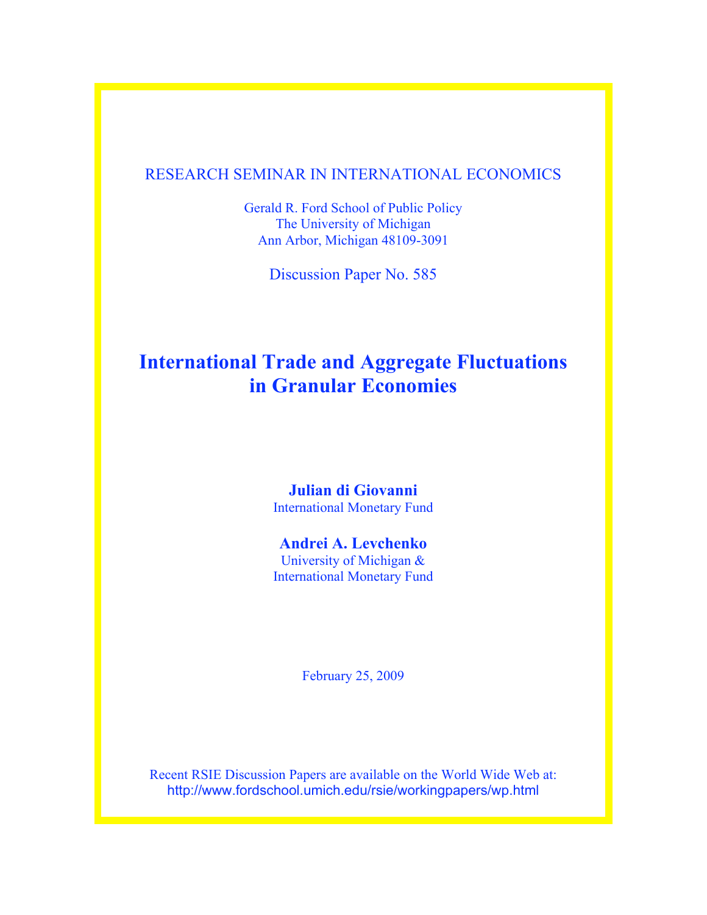RESEARCH SEMINAR IN INTERNATIONAL ECONOMICS

Gerald R. Ford School of Public Policy
The University of Michigan
Ann Arbor, Michigan 48109-3091

Discussion Paper No. 585

# International Trade and Aggregate Fluctuations in Granular Economies

**Julian di Giovanni**
International Monetary Fund

**Andrei A. Levchenko**
University of Michigan &
International Monetary Fund

February 25, 2009

Recent RSIE Discussion Papers are available on the World Wide Web at:
http://www.fordschool.umich.edu/rsie/workingpapers/wp.html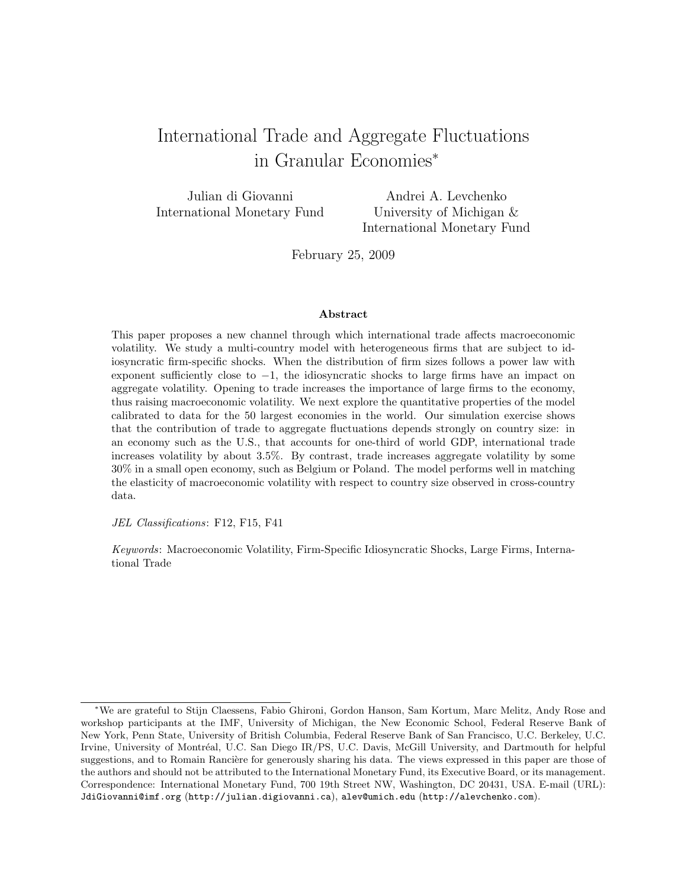# International Trade and Aggregate Fluctuations in Granular Economies*

Julian di Giovanni
International Monetary Fund

Andrei A. Levchenko
University of Michigan &
International Monetary Fund

February 25, 2009

### Abstract

This paper proposes a new channel through which international trade affects macroeconomic volatility. We study a multi-country model with heterogeneous firms that are subject to idiosyncratic firm-specific shocks. When the distribution of firm sizes follows a power law with exponent sufficiently close to $-1$, the idiosyncratic shocks to large firms have an impact on aggregate volatility. Opening to trade increases the importance of large firms to the economy, thus raising macroeconomic volatility. We next explore the quantitative properties of the model calibrated to data for the 50 largest economies in the world. Our simulation exercise shows that the contribution of trade to aggregate fluctuations depends strongly on country size: in an economy such as the U.S., that accounts for one-third of world GDP, international trade increases volatility by about 3.5%. By contrast, trade increases aggregate volatility by some 30% in a small open economy, such as Belgium or Poland. The model performs well in matching the elasticity of macroeconomic volatility with respect to country size observed in cross-country data.

*JEL Classifications*: F12, F15, F41

*Keywords*: Macroeconomic Volatility, Firm-Specific Idiosyncratic Shocks, Large Firms, International Trade

*We are grateful to Stijn Claessens, Fabio Ghironi, Gordon Hanson, Sam Kortum, Marc Melitz, Andy Rose and workshop participants at the IMF, University of Michigan, the New Economic School, Federal Reserve Bank of New York, Penn State, University of British Columbia, Federal Reserve Bank of San Francisco, U.C. Berkeley, U.C. Irvine, University of Montréal, U.C. San Diego IR/PS, U.C. Davis, McGill University, and Dartmouth for helpful suggestions, and to Romain Rancière for generously sharing his data. The views expressed in this paper are those of the authors and should not be attributed to the International Monetary Fund, its Executive Board, or its management. Correspondence: International Monetary Fund, 700 19th Street NW, Washington, DC 20431, USA. E-mail (URL): JdiGiovanni@imf.org (http://julian.digiovanni.ca), alev@umich.edu (http://alevchenko.com).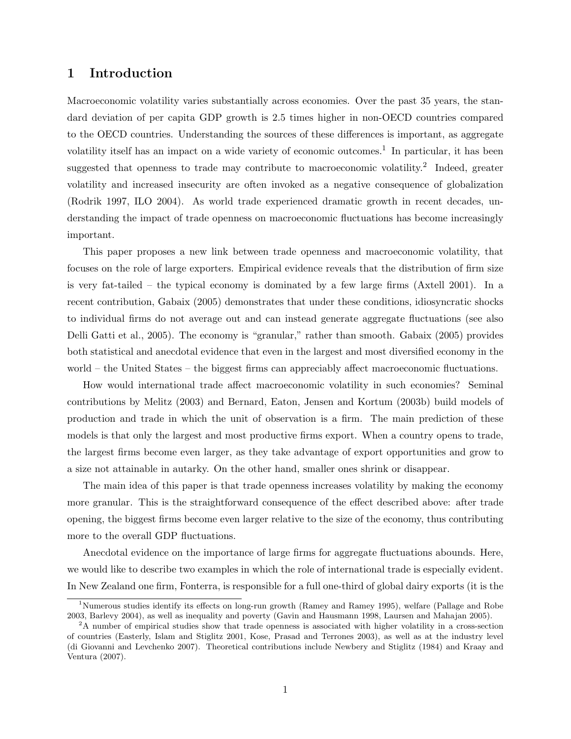# 1 Introduction

Macroeconomic volatility varies substantially across economies. Over the past 35 years, the standard deviation of per capita GDP growth is 2.5 times higher in non-OECD countries compared to the OECD countries. Understanding the sources of these differences is important, as aggregate volatility itself has an impact on a wide variety of economic outcomes.[1] In particular, it has been suggested that openness to trade may contribute to macroeconomic volatility.[2] Indeed, greater volatility and increased insecurity are often invoked as a negative consequence of globalization (Rodrik 1997, ILO 2004). As world trade experienced dramatic growth in recent decades, understanding the impact of trade openness on macroeconomic fluctuations has become increasingly important.

This paper proposes a new link between trade openness and macroeconomic volatility, that focuses on the role of large exporters. Empirical evidence reveals that the distribution of firm size is very fat-tailed – the typical economy is dominated by a few large firms (Axtell 2001). In a recent contribution, Gabaix (2005) demonstrates that under these conditions, idiosyncratic shocks to individual firms do not average out and can instead generate aggregate fluctuations (see also Delli Gatti et al., 2005). The economy is "granular," rather than smooth. Gabaix (2005) provides both statistical and anecdotal evidence that even in the largest and most diversified economy in the world – the United States – the biggest firms can appreciably affect macroeconomic fluctuations.

How would international trade affect macroeconomic volatility in such economies? Seminal contributions by Melitz (2003) and Bernard, Eaton, Jensen and Kortum (2003b) build models of production and trade in which the unit of observation is a firm. The main prediction of these models is that only the largest and most productive firms export. When a country opens to trade, the largest firms become even larger, as they take advantage of export opportunities and grow to a size not attainable in autarky. On the other hand, smaller ones shrink or disappear.

The main idea of this paper is that trade openness increases volatility by making the economy more granular. This is the straightforward consequence of the effect described above: after trade opening, the biggest firms become even larger relative to the size of the economy, thus contributing more to the overall GDP fluctuations.

Anecdotal evidence on the importance of large firms for aggregate fluctuations abounds. Here, we would like to describe two examples in which the role of international trade is especially evident. In New Zealand one firm, Fonterra, is responsible for a full one-third of global dairy exports (it is the

[1] Numerous studies identify its effects on long-run growth (Ramey and Ramey 1995), welfare (Pallage and Robe 2003, Barlevy 2004), as well as inequality and poverty (Gavin and Hausmann 1998, Laursen and Mahajan 2005).

[2] A number of empirical studies show that trade openness is associated with higher volatility in a cross-section of countries (Easterly, Islam and Stiglitz 2001, Kose, Prasad and Terrones 2003), as well as at the industry level (di Giovanni and Levchenko 2007). Theoretical contributions include Newbery and Stiglitz (1984) and Kraay and Ventura (2007).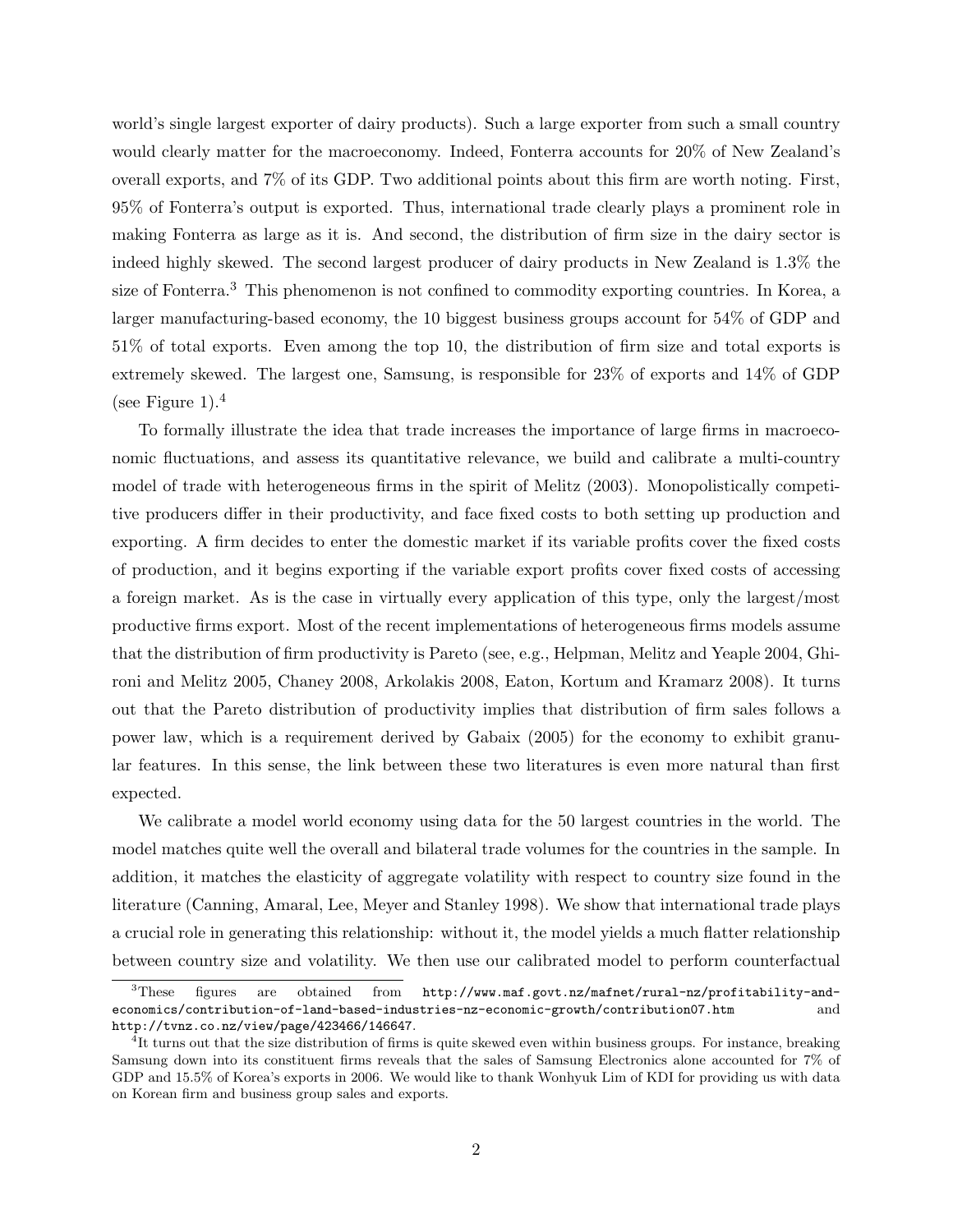world's single largest exporter of dairy products). Such a large exporter from such a small country would clearly matter for the macroeconomy. Indeed, Fonterra accounts for 20% of New Zealand's overall exports, and 7% of its GDP. Two additional points about this firm are worth noting. First, 95% of Fonterra's output is exported. Thus, international trade clearly plays a prominent role in making Fonterra as large as it is. And second, the distribution of firm size in the dairy sector is indeed highly skewed. The second largest producer of dairy products in New Zealand is 1.3% the size of Fonterra.[3] This phenomenon is not confined to commodity exporting countries. In Korea, a larger manufacturing-based economy, the 10 biggest business groups account for 54% of GDP and 51% of total exports. Even among the top 10, the distribution of firm size and total exports is extremely skewed. The largest one, Samsung, is responsible for 23% of exports and 14% of GDP (see Figure 1).[4]

To formally illustrate the idea that trade increases the importance of large firms in macroeconomic fluctuations, and assess its quantitative relevance, we build and calibrate a multi-country model of trade with heterogeneous firms in the spirit of Melitz (2003). Monopolistically competitive producers differ in their productivity, and face fixed costs to both setting up production and exporting. A firm decides to enter the domestic market if its variable profits cover the fixed costs of production, and it begins exporting if the variable export profits cover fixed costs of accessing a foreign market. As is the case in virtually every application of this type, only the largest/most productive firms export. Most of the recent implementations of heterogeneous firms models assume that the distribution of firm productivity is Pareto (see, e.g., Helpman, Melitz and Yeaple 2004, Ghironi and Melitz 2005, Chaney 2008, Arkolakis 2008, Eaton, Kortum and Kramarz 2008). It turns out that the Pareto distribution of productivity implies that distribution of firm sales follows a power law, which is a requirement derived by Gabaix (2005) for the economy to exhibit granular features. In this sense, the link between these two literatures is even more natural than first expected.

We calibrate a model world economy using data for the 50 largest countries in the world. The model matches quite well the overall and bilateral trade volumes for the countries in the sample. In addition, it matches the elasticity of aggregate volatility with respect to country size found in the literature (Canning, Amaral, Lee, Meyer and Stanley 1998). We show that international trade plays a crucial role in generating this relationship: without it, the model yields a much flatter relationship between country size and volatility. We then use our calibrated model to perform counterfactual

[3] These figures are obtained from http://www.maf.govt.nz/mafnet/rural-nz/profitability-and-economics/contribution-of-land-based-industries-nz-economic-growth/contribution07.htm and http://tvnz.co.nz/view/page/423466/146647.

[4] It turns out that the size distribution of firms is quite skewed even within business groups. For instance, breaking Samsung down into its constituent firms reveals that the sales of Samsung Electronics alone accounted for 7% of GDP and 15.5% of Korea's exports in 2006. We would like to thank Wonhyuk Lim of KDI for providing us with data on Korean firm and business group sales and exports.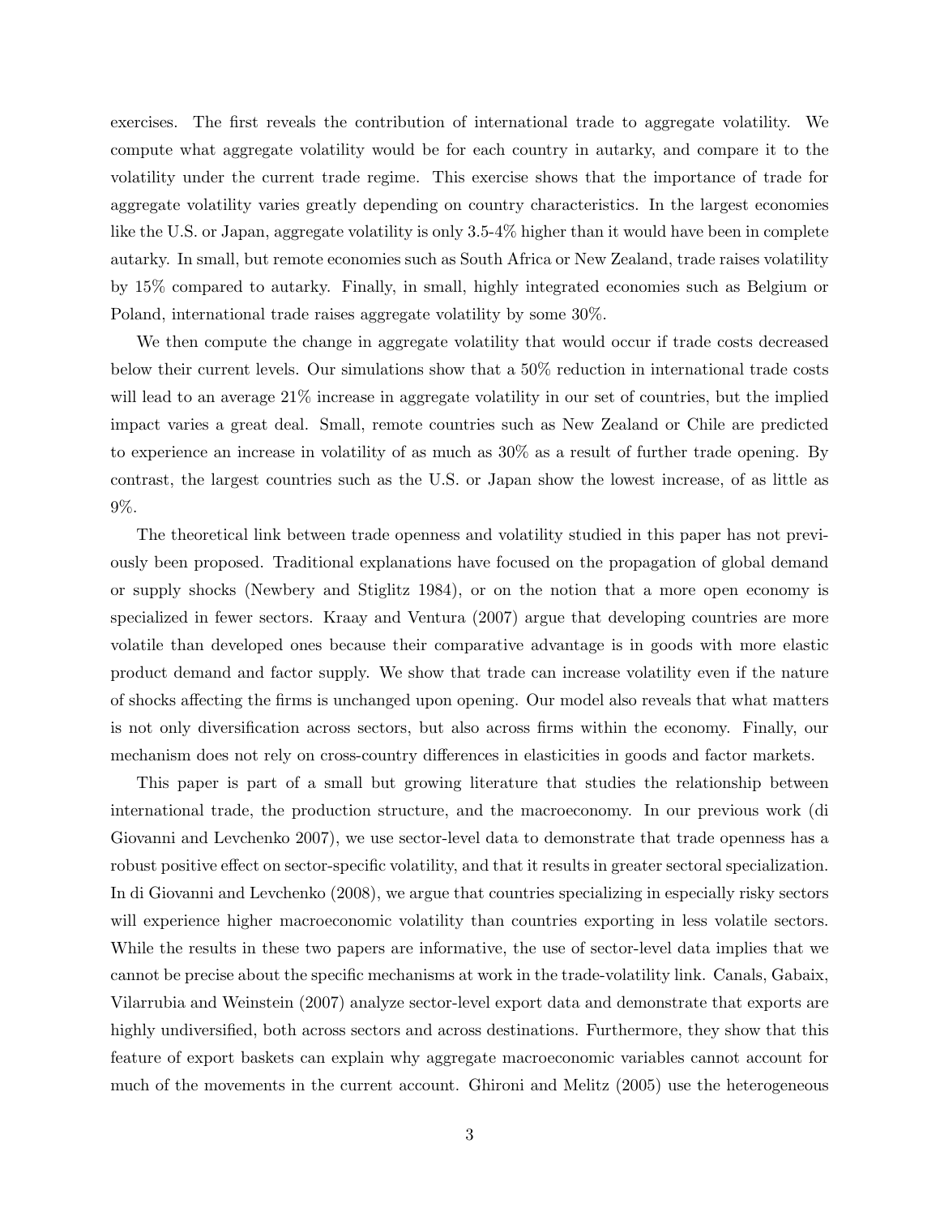exercises. The first reveals the contribution of international trade to aggregate volatility. We compute what aggregate volatility would be for each country in autarky, and compare it to the volatility under the current trade regime. This exercise shows that the importance of trade for aggregate volatility varies greatly depending on country characteristics. In the largest economies like the U.S. or Japan, aggregate volatility is only 3.5-4% higher than it would have been in complete autarky. In small, but remote economies such as South Africa or New Zealand, trade raises volatility by 15% compared to autarky. Finally, in small, highly integrated economies such as Belgium or Poland, international trade raises aggregate volatility by some 30%.

We then compute the change in aggregate volatility that would occur if trade costs decreased below their current levels. Our simulations show that a 50% reduction in international trade costs will lead to an average 21% increase in aggregate volatility in our set of countries, but the implied impact varies a great deal. Small, remote countries such as New Zealand or Chile are predicted to experience an increase in volatility of as much as 30% as a result of further trade opening. By contrast, the largest countries such as the U.S. or Japan show the lowest increase, of as little as 9%.

The theoretical link between trade openness and volatility studied in this paper has not previously been proposed. Traditional explanations have focused on the propagation of global demand or supply shocks (Newbery and Stiglitz 1984), or on the notion that a more open economy is specialized in fewer sectors. Kraay and Ventura (2007) argue that developing countries are more volatile than developed ones because their comparative advantage is in goods with more elastic product demand and factor supply. We show that trade can increase volatility even if the nature of shocks affecting the firms is unchanged upon opening. Our model also reveals that what matters is not only diversification across sectors, but also across firms within the economy. Finally, our mechanism does not rely on cross-country differences in elasticities in goods and factor markets.

This paper is part of a small but growing literature that studies the relationship between international trade, the production structure, and the macroeconomy. In our previous work (di Giovanni and Levchenko 2007), we use sector-level data to demonstrate that trade openness has a robust positive effect on sector-specific volatility, and that it results in greater sectoral specialization. In di Giovanni and Levchenko (2008), we argue that countries specializing in especially risky sectors will experience higher macroeconomic volatility than countries exporting in less volatile sectors. While the results in these two papers are informative, the use of sector-level data implies that we cannot be precise about the specific mechanisms at work in the trade-volatility link. Canals, Gabaix, Vilarrubia and Weinstein (2007) analyze sector-level export data and demonstrate that exports are highly undiversified, both across sectors and across destinations. Furthermore, they show that this feature of export baskets can explain why aggregate macroeconomic variables cannot account for much of the movements in the current account. Ghironi and Melitz (2005) use the heterogeneous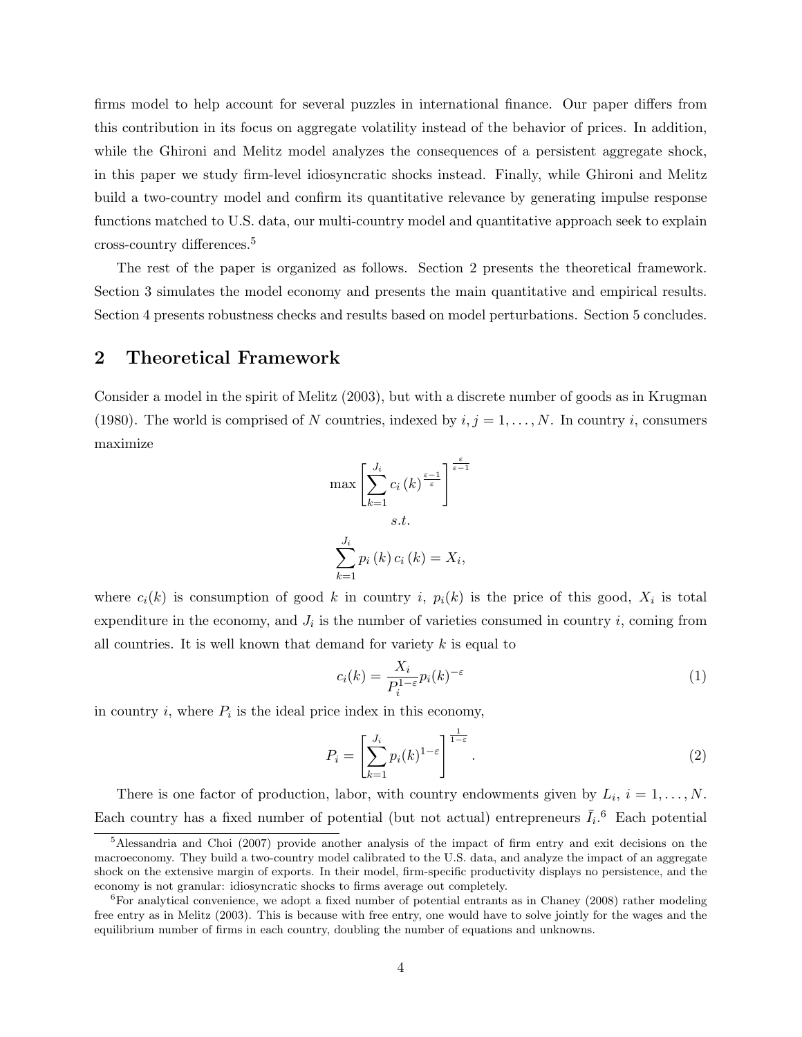firms model to help account for several puzzles in international finance. Our paper differs from this contribution in its focus on aggregate volatility instead of the behavior of prices. In addition, while the Ghironi and Melitz model analyzes the consequences of a persistent aggregate shock, in this paper we study firm-level idiosyncratic shocks instead. Finally, while Ghironi and Melitz build a two-country model and confirm its quantitative relevance by generating impulse response functions matched to U.S. data, our multi-country model and quantitative approach seek to explain cross-country differences.[5]

The rest of the paper is organized as follows. Section 2 presents the theoretical framework. Section 3 simulates the model economy and presents the main quantitative and empirical results. Section 4 presents robustness checks and results based on model perturbations. Section 5 concludes.

## 2 Theoretical Framework

Consider a model in the spirit of Melitz (2003), but with a discrete number of goods as in Krugman (1980). The world is comprised of $N$ countries, indexed by $i, j = 1, \ldots, N$. In country $i$, consumers maximize

$$\max \left[ \sum_{k=1}^{J_i} c_i(k)^{\frac{\varepsilon - 1}{\varepsilon}} \right]^{\frac{\varepsilon}{\varepsilon - 1}}$$

$$s.t.$$

$$\sum_{k=1}^{J_i} p_i(k) c_i(k) = X_i,$$

where $c_i(k)$ is consumption of good $k$ in country $i$, $p_i(k)$ is the price of this good, $X_i$ is total expenditure in the economy, and $J_i$ is the number of varieties consumed in country $i$, coming from all countries. It is well known that demand for variety $k$ is equal to

$$c_i(k) = \frac{X_i}{P_i^{1-\varepsilon}} p_i(k)^{-\varepsilon} \tag{1}$$

in country $i$, where $P_i$ is the ideal price index in this economy,

$$P_i = \left[ \sum_{k=1}^{J_i} p_i(k)^{1-\varepsilon} \right]^{\frac{1}{1-\varepsilon}}. \tag{2}$$

There is one factor of production, labor, with country endowments given by $L_i$, $i = 1, \ldots, N$. Each country has a fixed number of potential (but not actual) entrepreneurs $\bar{I}_i$.[6] Each potential

[5] Alessandria and Choi (2007) provide another analysis of the impact of firm entry and exit decisions on the macroeconomy. They build a two-country model calibrated to the U.S. data, and analyze the impact of an aggregate shock on the extensive margin of exports. In their model, firm-specific productivity displays no persistence, and the economy is not granular: idiosyncratic shocks to firms average out completely.

[6] For analytical convenience, we adopt a fixed number of potential entrants as in Chaney (2008) rather modeling free entry as in Melitz (2003). This is because with free entry, one would have to solve jointly for the wages and the equilibrium number of firms in each country, doubling the number of equations and unknowns.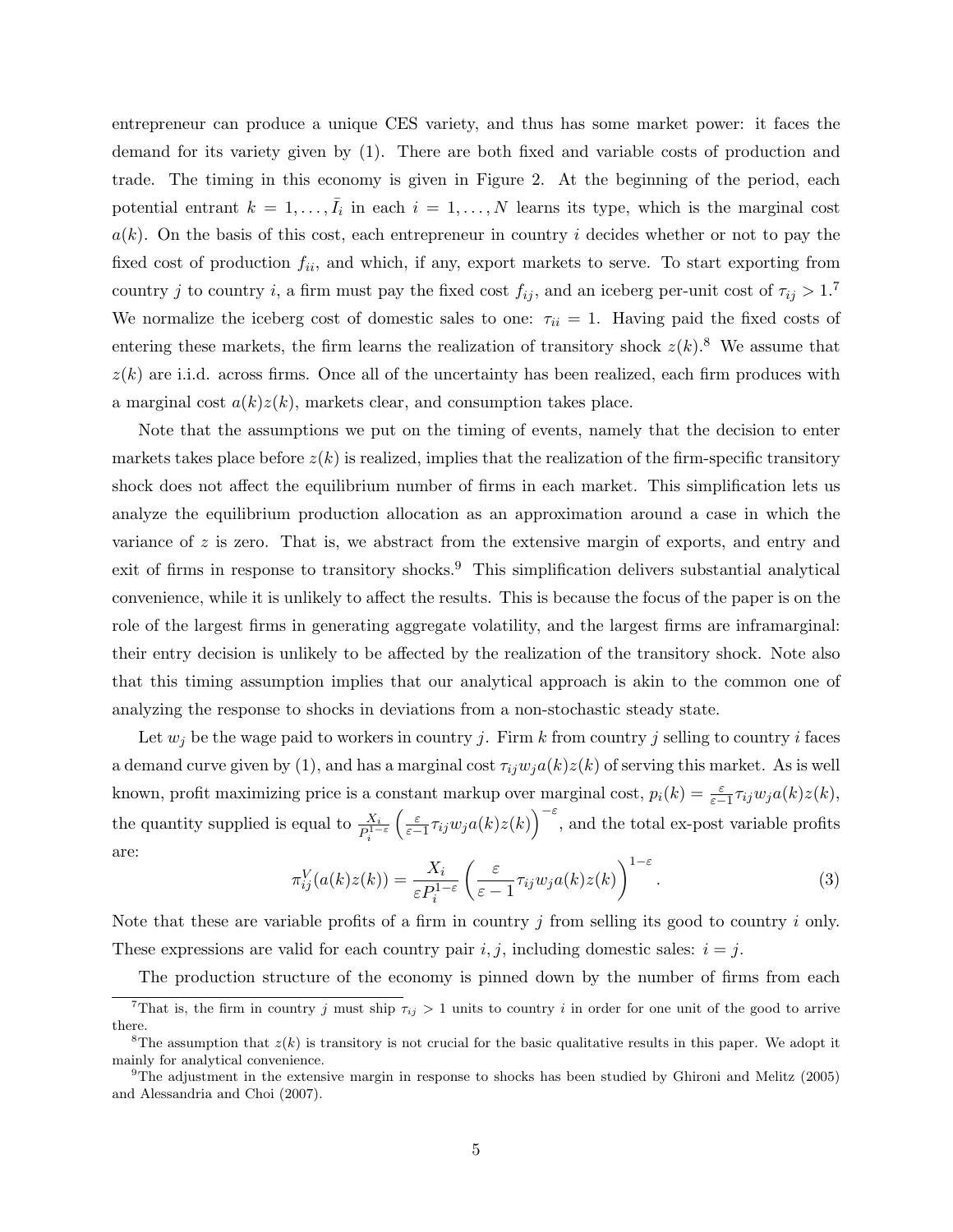entrepreneur can produce a unique CES variety, and thus has some market power: it faces the demand for its variety given by (1). There are both fixed and variable costs of production and trade. The timing in this economy is given in Figure 2. At the beginning of the period, each potential entrant $k = 1, \ldots, \bar{I}_i$ in each $i = 1, \ldots, N$ learns its type, which is the marginal cost $a(k)$. On the basis of this cost, each entrepreneur in country $i$ decides whether or not to pay the fixed cost of production $f_{ii}$, and which, if any, export markets to serve. To start exporting from country $j$ to country $i$, a firm must pay the fixed cost $f_{ij}$, and an iceberg per-unit cost of $\tau_{ij} > 1$.[7] We normalize the iceberg cost of domestic sales to one: $\tau_{ii} = 1$. Having paid the fixed costs of entering these markets, the firm learns the realization of transitory shock $z(k)$.[8] We assume that $z(k)$ are i.i.d. across firms. Once all of the uncertainty has been realized, each firm produces with a marginal cost $a(k)z(k)$, markets clear, and consumption takes place.

Note that the assumptions we put on the timing of events, namely that the decision to enter markets takes place before $z(k)$ is realized, implies that the realization of the firm-specific transitory shock does not affect the equilibrium number of firms in each market. This simplification lets us analyze the equilibrium production allocation as an approximation around a case in which the variance of $z$ is zero. That is, we abstract from the extensive margin of exports, and entry and exit of firms in response to transitory shocks.[9] This simplification delivers substantial analytical convenience, while it is unlikely to affect the results. This is because the focus of the paper is on the role of the largest firms in generating aggregate volatility, and the largest firms are inframarginal: their entry decision is unlikely to be affected by the realization of the transitory shock. Note also that this timing assumption implies that our analytical approach is akin to the common one of analyzing the response to shocks in deviations from a non-stochastic steady state.

Let $w_j$ be the wage paid to workers in country $j$. Firm $k$ from country $j$ selling to country $i$ faces a demand curve given by (1), and has a marginal cost $\tau_{ij} w_j a(k)z(k)$ of serving this market. As is well known, profit maximizing price is a constant markup over marginal cost, $p_i(k) = \frac{\varepsilon}{\varepsilon-1}\tau_{ij} w_j a(k)z(k)$, the quantity supplied is equal to $\frac{X_i}{P_i^{1-\varepsilon}}\left(\frac{\varepsilon}{\varepsilon-1}\tau_{ij} w_j a(k)z(k)\right)^{-\varepsilon}$, and the total ex-post variable profits are:

$$\pi_{ij}^V(a(k)z(k)) = \frac{X_i}{\varepsilon P_i^{1-\varepsilon}}\left(\frac{\varepsilon}{\varepsilon-1}\tau_{ij} w_j a(k)z(k)\right)^{1-\varepsilon}. \tag{3}$$

Note that these are variable profits of a firm in country $j$ from selling its good to country $i$ only. These expressions are valid for each country pair $i, j$, including domestic sales: $i = j$.

The production structure of the economy is pinned down by the number of firms from each

[7] That is, the firm in country $j$ must ship $\tau_{ij} > 1$ units to country $i$ in order for one unit of the good to arrive there.

[8] The assumption that $z(k)$ is transitory is not crucial for the basic qualitative results in this paper. We adopt it mainly for analytical convenience.

[9] The adjustment in the extensive margin in response to shocks has been studied by Ghironi and Melitz (2005) and Alessandria and Choi (2007).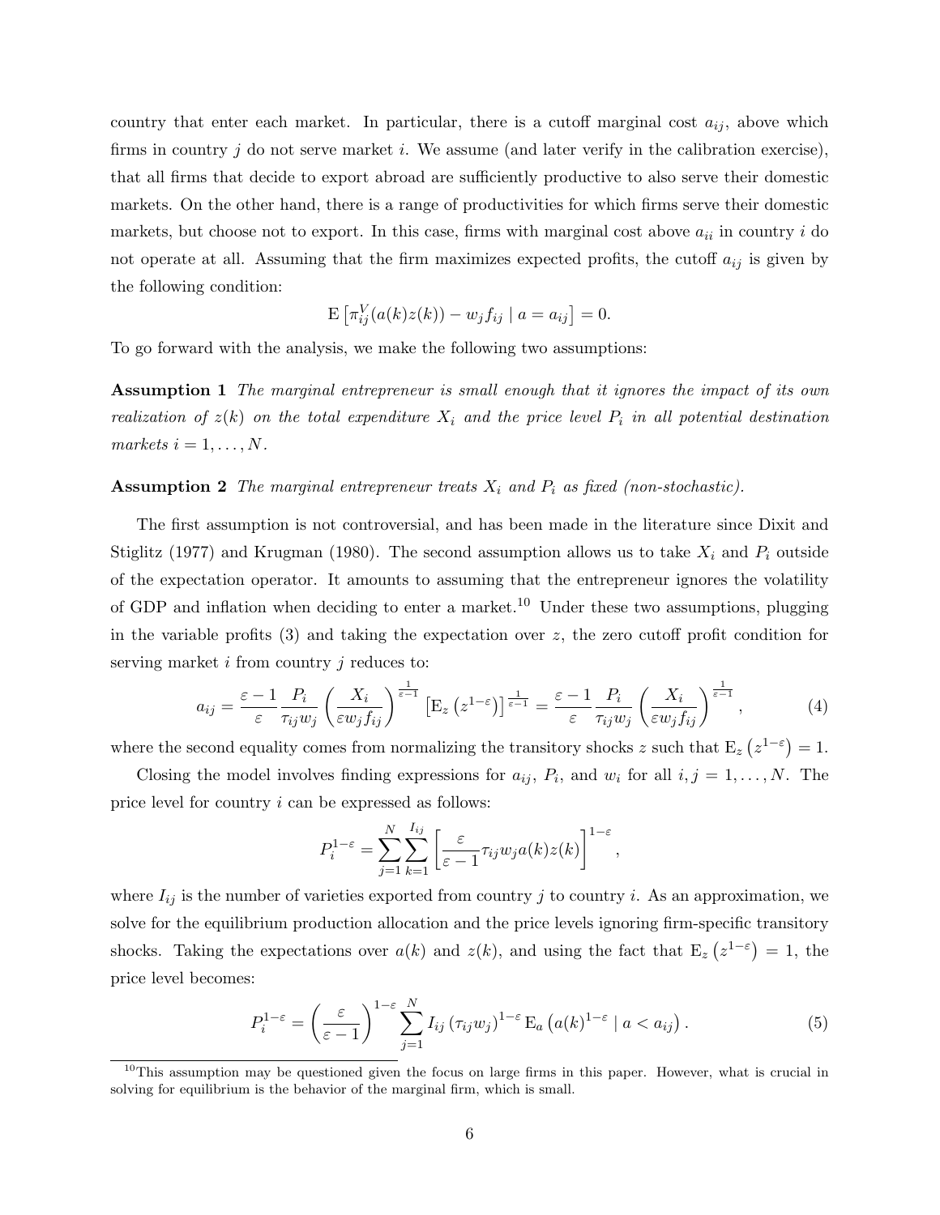country that enter each market. In particular, there is a cutoff marginal cost $a_{ij}$, above which firms in country $j$ do not serve market $i$. We assume (and later verify in the calibration exercise), that all firms that decide to export abroad are sufficiently productive to also serve their domestic markets. On the other hand, there is a range of productivities for which firms serve their domestic markets, but choose not to export. In this case, firms with marginal cost above $a_{ii}$ in country $i$ do not operate at all. Assuming that the firm maximizes expected profits, the cutoff $a_{ij}$ is given by the following condition:

$$\mathrm{E}\left[\pi_{ij}^{V}(a(k)z(k)) - w_j f_{ij} \mid a = a_{ij}\right] = 0.$$

To go forward with the analysis, we make the following two assumptions:

**Assumption 1** *The marginal entrepreneur is small enough that it ignores the impact of its own realization of $z(k)$ on the total expenditure $X_i$ and the price level $P_i$ in all potential destination markets $i = 1, \ldots, N$.*

**Assumption 2** *The marginal entrepreneur treats $X_i$ and $P_i$ as fixed (non-stochastic).*

The first assumption is not controversial, and has been made in the literature since Dixit and Stiglitz (1977) and Krugman (1980). The second assumption allows us to take $X_i$ and $P_i$ outside of the expectation operator. It amounts to assuming that the entrepreneur ignores the volatility of GDP and inflation when deciding to enter a market.[10] Under these two assumptions, plugging in the variable profits (3) and taking the expectation over $z$, the zero cutoff profit condition for serving market $i$ from country $j$ reduces to:

$$a_{ij} = \frac{\varepsilon - 1}{\varepsilon} \frac{P_i}{\tau_{ij} w_j} \left(\frac{X_i}{\varepsilon w_j f_{ij}}\right)^{\frac{1}{\varepsilon - 1}} \left[\mathrm{E}_z\left(z^{1-\varepsilon}\right)\right]^{\frac{1}{\varepsilon - 1}} = \frac{\varepsilon - 1}{\varepsilon} \frac{P_i}{\tau_{ij} w_j} \left(\frac{X_i}{\varepsilon w_j f_{ij}}\right)^{\frac{1}{\varepsilon - 1}}, \tag{4}$$

where the second equality comes from normalizing the transitory shocks $z$ such that $\mathrm{E}_z\left(z^{1-\varepsilon}\right) = 1$.

Closing the model involves finding expressions for $a_{ij}$, $P_i$, and $w_i$ for all $i, j = 1, \ldots, N$. The price level for country $i$ can be expressed as follows:

$$P_i^{1-\varepsilon} = \sum_{j=1}^{N} \sum_{k=1}^{I_{ij}} \left[\frac{\varepsilon}{\varepsilon - 1} \tau_{ij} w_j a(k) z(k)\right]^{1-\varepsilon},$$

where $I_{ij}$ is the number of varieties exported from country $j$ to country $i$. As an approximation, we solve for the equilibrium production allocation and the price levels ignoring firm-specific transitory shocks. Taking the expectations over $a(k)$ and $z(k)$, and using the fact that $\mathrm{E}_z\left(z^{1-\varepsilon}\right) = 1$, the price level becomes:

$$P_i^{1-\varepsilon} = \left(\frac{\varepsilon}{\varepsilon - 1}\right)^{1-\varepsilon} \sum_{j=1}^{N} I_{ij} \left(\tau_{ij} w_j\right)^{1-\varepsilon} \mathrm{E}_a\left(a(k)^{1-\varepsilon} \mid a < a_{ij}\right). \tag{5}$$

[10] This assumption may be questioned given the focus on large firms in this paper. However, what is crucial in solving for equilibrium is the behavior of the marginal firm, which is small.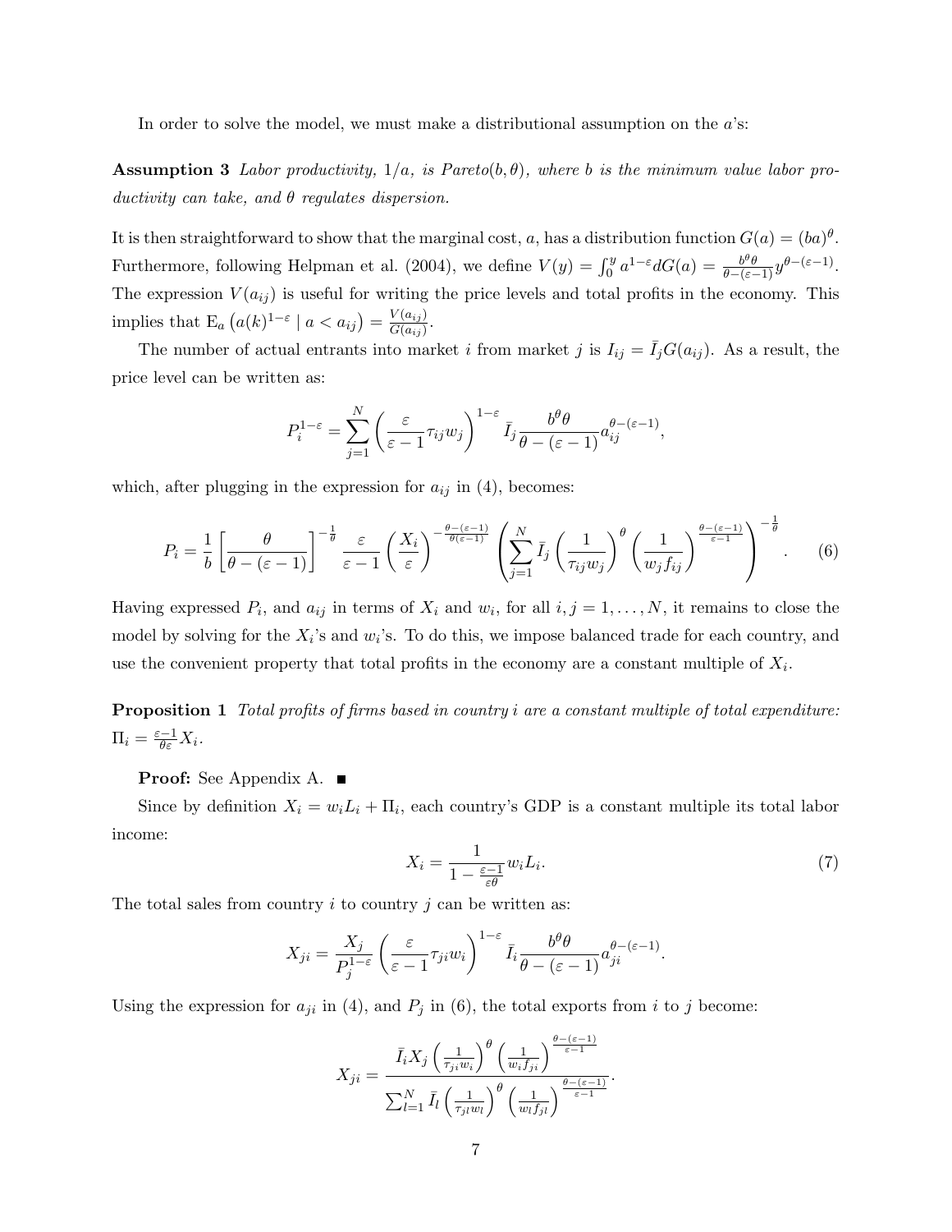In order to solve the model, we must make a distributional assumption on the $a$'s:

**Assumption 3** *Labor productivity, $1/a$, is Pareto$(b, \theta)$, where $b$ is the minimum value labor productivity can take, and $\theta$ regulates dispersion.*

It is then straightforward to show that the marginal cost, $a$, has a distribution function $G(a) = (ba)^{\theta}$. Furthermore, following Helpman et al. (2004), we define $V(y) = \int_0^y a^{1-\varepsilon} dG(a) = \frac{b^{\theta}\theta}{\theta-(\varepsilon-1)} y^{\theta-(\varepsilon-1)}$. The expression $V(a_{ij})$ is useful for writing the price levels and total profits in the economy. This implies that $\mathrm{E}_a\left(a(k)^{1-\varepsilon} \mid a < a_{ij}\right) = \frac{V(a_{ij})}{G(a_{ij})}$.

The number of actual entrants into market $i$ from market $j$ is $I_{ij} = \bar{I}_j G(a_{ij})$. As a result, the price level can be written as:

$$P_i^{1-\varepsilon} = \sum_{j=1}^{N} \left(\frac{\varepsilon}{\varepsilon-1}\tau_{ij} w_j\right)^{1-\varepsilon} \bar{I}_j \frac{b^{\theta}\theta}{\theta-(\varepsilon-1)} a_{ij}^{\theta-(\varepsilon-1)},$$

which, after plugging in the expression for $a_{ij}$ in (4), becomes:

$$P_i = \frac{1}{b}\left[\frac{\theta}{\theta-(\varepsilon-1)}\right]^{-\frac{1}{\theta}} \frac{\varepsilon}{\varepsilon-1}\left(\frac{X_i}{\varepsilon}\right)^{-\frac{\theta-(\varepsilon-1)}{\theta(\varepsilon-1)}} \left(\sum_{j=1}^{N} \bar{I}_j \left(\frac{1}{\tau_{ij} w_j}\right)^{\theta} \left(\frac{1}{w_j f_{ij}}\right)^{\frac{\theta-(\varepsilon-1)}{\varepsilon-1}}\right)^{-\frac{1}{\theta}}. \tag{6}$$

Having expressed $P_i$, and $a_{ij}$ in terms of $X_i$ and $w_i$, for all $i, j = 1, \ldots, N$, it remains to close the model by solving for the $X_i$'s and $w_i$'s. To do this, we impose balanced trade for each country, and use the convenient property that total profits in the economy are a constant multiple of $X_i$.

**Proposition 1** *Total profits of firms based in country $i$ are a constant multiple of total expenditure: $\Pi_i = \frac{\varepsilon-1}{\theta\varepsilon} X_i$.*

**Proof:** See Appendix A. ■

Since by definition $X_i = w_i L_i + \Pi_i$, each country's GDP is a constant multiple its total labor income:

$$X_i = \frac{1}{1-\frac{\varepsilon-1}{\varepsilon\theta}} w_i L_i. \tag{7}$$

The total sales from country $i$ to country $j$ can be written as:

$$X_{ji} = \frac{X_j}{P_j^{1-\varepsilon}} \left(\frac{\varepsilon}{\varepsilon-1}\tau_{ji} w_i\right)^{1-\varepsilon} \bar{I}_i \frac{b^{\theta}\theta}{\theta-(\varepsilon-1)} a_{ji}^{\theta-(\varepsilon-1)}.$$

Using the expression for $a_{ji}$ in (4), and $P_j$ in (6), the total exports from $i$ to $j$ become:

$$X_{ji} = \frac{\bar{I}_i X_j \left(\frac{1}{\tau_{ji} w_i}\right)^{\theta} \left(\frac{1}{w_i f_{ji}}\right)^{\frac{\theta-(\varepsilon-1)}{\varepsilon-1}}}{\sum_{l=1}^{N} \bar{I}_l \left(\frac{1}{\tau_{jl} w_l}\right)^{\theta} \left(\frac{1}{w_l f_{jl}}\right)^{\frac{\theta-(\varepsilon-1)}{\varepsilon-1}}}.$$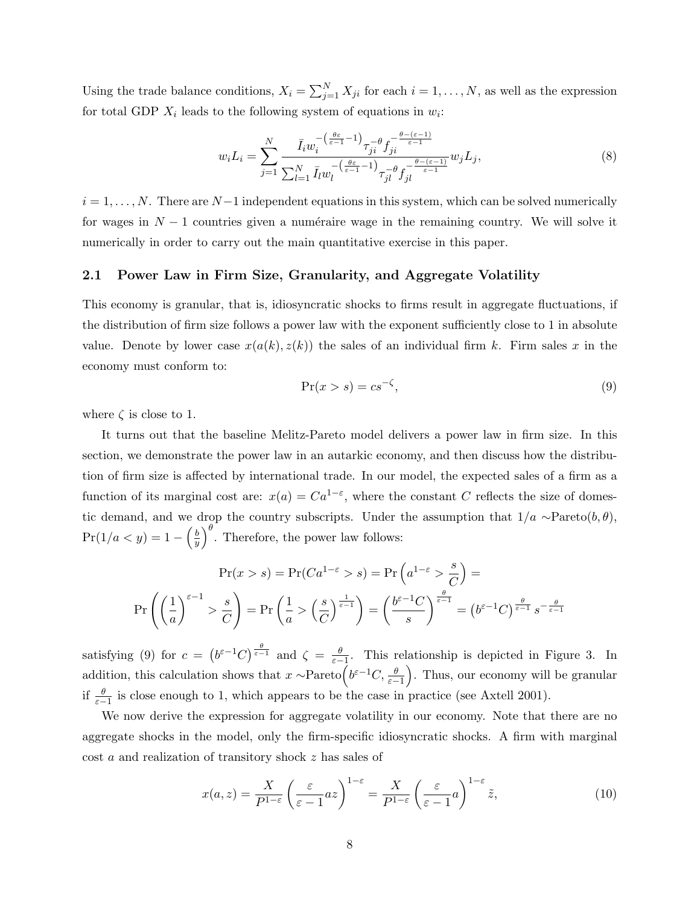Using the trade balance conditions, $X_i = \sum_{j=1}^{N} X_{ji}$ for each $i = 1, \ldots, N$, as well as the expression for total GDP $X_i$ leads to the following system of equations in $w_i$:

$$w_i L_i = \sum_{j=1}^{N} \frac{\bar{I}_i w_i^{-\left(\frac{\theta\varepsilon}{\varepsilon-1}-1\right)} \tau_{ji}^{-\theta} f_{ji}^{-\frac{\theta-(\varepsilon-1)}{\varepsilon-1}}}{\sum_{l=1}^{N} \bar{I}_l w_l^{-\left(\frac{\theta\varepsilon}{\varepsilon-1}-1\right)} \tau_{jl}^{-\theta} f_{jl}^{-\frac{\theta-(\varepsilon-1)}{\varepsilon-1}}} w_j L_j, \tag{8}$$

$i = 1, \ldots, N$. There are $N-1$ independent equations in this system, which can be solved numerically for wages in $N-1$ countries given a numéraire wage in the remaining country. We will solve it numerically in order to carry out the main quantitative exercise in this paper.

## 2.1 Power Law in Firm Size, Granularity, and Aggregate Volatility

This economy is granular, that is, idiosyncratic shocks to firms result in aggregate fluctuations, if the distribution of firm size follows a power law with the exponent sufficiently close to 1 in absolute value. Denote by lower case $x(a(k), z(k))$ the sales of an individual firm $k$. Firm sales $x$ in the economy must conform to:

$$\Pr(x > s) = cs^{-\zeta}, \tag{9}$$

where $\zeta$ is close to 1.

It turns out that the baseline Melitz-Pareto model delivers a power law in firm size. In this section, we demonstrate the power law in an autarkic economy, and then discuss how the distribution of firm size is affected by international trade. In our model, the expected sales of a firm as a function of its marginal cost are: $x(a) = Ca^{1-\varepsilon}$, where the constant $C$ reflects the size of domestic demand, and we drop the country subscripts. Under the assumption that $1/a \sim$Pareto$(b, \theta)$, $\Pr(1/a < y) = 1 - \left(\frac{b}{y}\right)^{\theta}$. Therefore, the power law follows:

$$\Pr(x > s) = \Pr(Ca^{1-\varepsilon} > s) = \Pr\left(a^{1-\varepsilon} > \frac{s}{C}\right) =$$

$$\Pr\left(\left(\frac{1}{a}\right)^{\varepsilon-1} > \frac{s}{C}\right) = \Pr\left(\frac{1}{a} > \left(\frac{s}{C}\right)^{\frac{1}{\varepsilon-1}}\right) = \left(\frac{b^{\varepsilon-1}C}{s}\right)^{\frac{\theta}{\varepsilon-1}} = \left(b^{\varepsilon-1}C\right)^{\frac{\theta}{\varepsilon-1}} s^{-\frac{\theta}{\varepsilon-1}}$$

satisfying (9) for $c = \left(b^{\varepsilon-1}C\right)^{\frac{\theta}{\varepsilon-1}}$ and $\zeta = \frac{\theta}{\varepsilon-1}$. This relationship is depicted in Figure 3. In addition, this calculation shows that $x \sim$Pareto$\left(b^{\varepsilon-1}C, \frac{\theta}{\varepsilon-1}\right)$. Thus, our economy will be granular if $\frac{\theta}{\varepsilon-1}$ is close enough to 1, which appears to be the case in practice (see Axtell 2001).

We now derive the expression for aggregate volatility in our economy. Note that there are no aggregate shocks in the model, only the firm-specific idiosyncratic shocks. A firm with marginal cost $a$ and realization of transitory shock $z$ has sales of

$$x(a, z) = \frac{X}{P^{1-\varepsilon}} \left(\frac{\varepsilon}{\varepsilon-1} az\right)^{1-\varepsilon} = \frac{X}{P^{1-\varepsilon}} \left(\frac{\varepsilon}{\varepsilon-1} a\right)^{1-\varepsilon} \tilde{z}, \tag{10}$$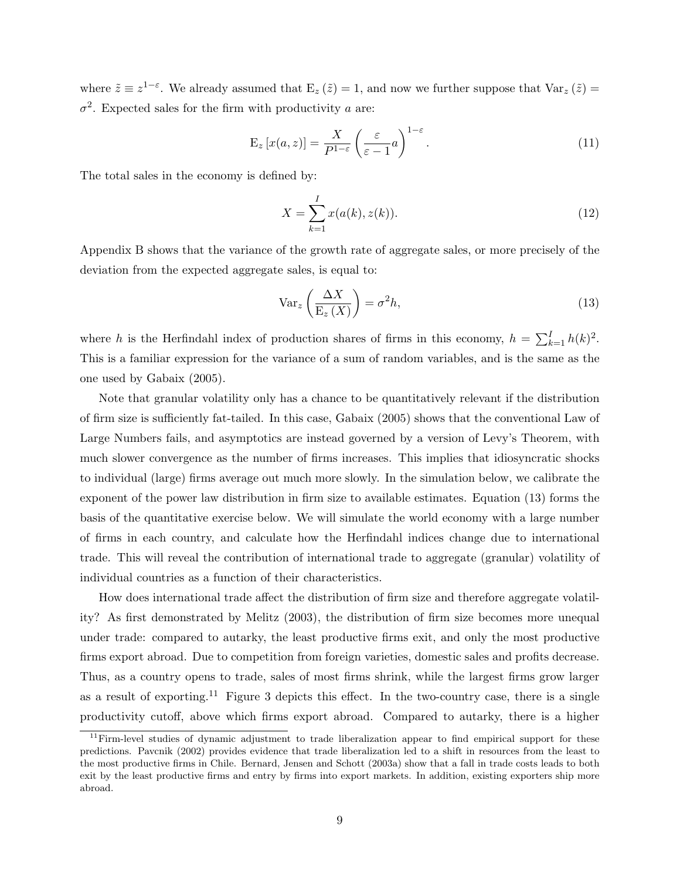where $\tilde{z} \equiv z^{1-\varepsilon}$. We already assumed that $\mathrm{E}_z(\tilde{z}) = 1$, and now we further suppose that $\mathrm{Var}_z(\tilde{z}) = \sigma^2$. Expected sales for the firm with productivity $a$ are:

$$\mathrm{E}_z[x(a,z)] = \frac{X}{P^{1-\varepsilon}} \left( \frac{\varepsilon}{\varepsilon - 1} a \right)^{1-\varepsilon}. \tag{11}$$

The total sales in the economy is defined by:

$$X = \sum_{k=1}^{I} x(a(k), z(k)). \tag{12}$$

Appendix B shows that the variance of the growth rate of aggregate sales, or more precisely of the deviation from the expected aggregate sales, is equal to:

$$\mathrm{Var}_z \left( \frac{\Delta X}{\mathrm{E}_z(X)} \right) = \sigma^2 h, \tag{13}$$

where $h$ is the Herfindahl index of production shares of firms in this economy, $h = \sum_{k=1}^{I} h(k)^2$. This is a familiar expression for the variance of a sum of random variables, and is the same as the one used by Gabaix (2005).

Note that granular volatility only has a chance to be quantitatively relevant if the distribution of firm size is sufficiently fat-tailed. In this case, Gabaix (2005) shows that the conventional Law of Large Numbers fails, and asymptotics are instead governed by a version of Levy's Theorem, with much slower convergence as the number of firms increases. This implies that idiosyncratic shocks to individual (large) firms average out much more slowly. In the simulation below, we calibrate the exponent of the power law distribution in firm size to available estimates. Equation (13) forms the basis of the quantitative exercise below. We will simulate the world economy with a large number of firms in each country, and calculate how the Herfindahl indices change due to international trade. This will reveal the contribution of international trade to aggregate (granular) volatility of individual countries as a function of their characteristics.

How does international trade affect the distribution of firm size and therefore aggregate volatility? As first demonstrated by Melitz (2003), the distribution of firm size becomes more unequal under trade: compared to autarky, the least productive firms exit, and only the most productive firms export abroad. Due to competition from foreign varieties, domestic sales and profits decrease. Thus, as a country opens to trade, sales of most firms shrink, while the largest firms grow larger as a result of exporting.[11] Figure 3 depicts this effect. In the two-country case, there is a single productivity cutoff, above which firms export abroad. Compared to autarky, there is a higher

[11] Firm-level studies of dynamic adjustment to trade liberalization appear to find empirical support for these predictions. Pavcnik (2002) provides evidence that trade liberalization led to a shift in resources from the least to the most productive firms in Chile. Bernard, Jensen and Schott (2003a) show that a fall in trade costs leads to both exit by the least productive firms and entry by firms into export markets. In addition, existing exporters ship more abroad.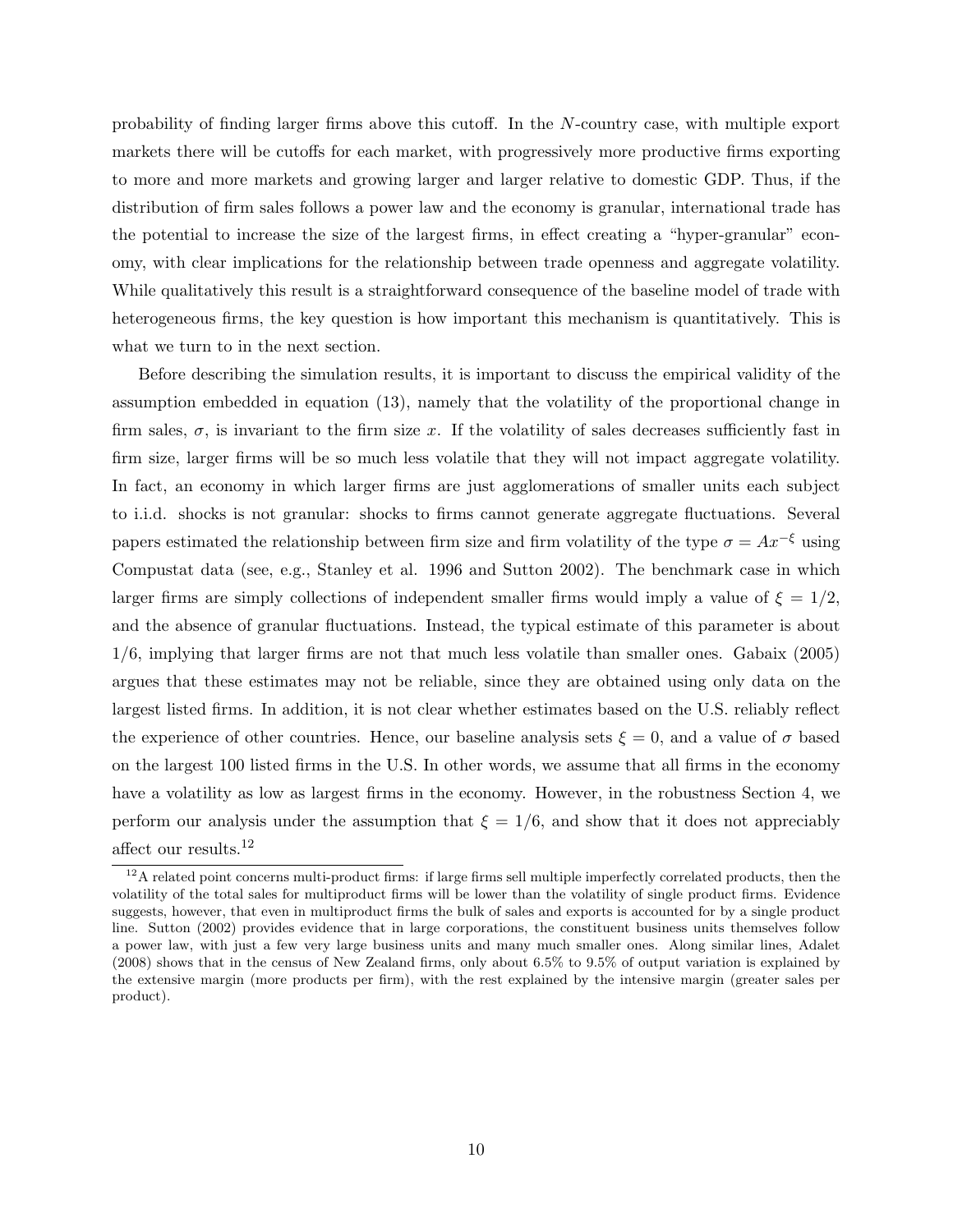probability of finding larger firms above this cutoff. In the $N$-country case, with multiple export markets there will be cutoffs for each market, with progressively more productive firms exporting to more and more markets and growing larger and larger relative to domestic GDP. Thus, if the distribution of firm sales follows a power law and the economy is granular, international trade has the potential to increase the size of the largest firms, in effect creating a "hyper-granular" economy, with clear implications for the relationship between trade openness and aggregate volatility. While qualitatively this result is a straightforward consequence of the baseline model of trade with heterogeneous firms, the key question is how important this mechanism is quantitatively. This is what we turn to in the next section.

Before describing the simulation results, it is important to discuss the empirical validity of the assumption embedded in equation (13), namely that the volatility of the proportional change in firm sales, $\sigma$, is invariant to the firm size $x$. If the volatility of sales decreases sufficiently fast in firm size, larger firms will be so much less volatile that they will not impact aggregate volatility. In fact, an economy in which larger firms are just agglomerations of smaller units each subject to i.i.d. shocks is not granular: shocks to firms cannot generate aggregate fluctuations. Several papers estimated the relationship between firm size and firm volatility of the type $\sigma = Ax^{-\xi}$ using Compustat data (see, e.g., Stanley et al. 1996 and Sutton 2002). The benchmark case in which larger firms are simply collections of independent smaller firms would imply a value of $\xi = 1/2$, and the absence of granular fluctuations. Instead, the typical estimate of this parameter is about $1/6$, implying that larger firms are not that much less volatile than smaller ones. Gabaix (2005) argues that these estimates may not be reliable, since they are obtained using only data on the largest listed firms. In addition, it is not clear whether estimates based on the U.S. reliably reflect the experience of other countries. Hence, our baseline analysis sets $\xi = 0$, and a value of $\sigma$ based on the largest 100 listed firms in the U.S. In other words, we assume that all firms in the economy have a volatility as low as largest firms in the economy. However, in the robustness Section 4, we perform our analysis under the assumption that $\xi = 1/6$, and show that it does not appreciably affect our results.[12]

[12] A related point concerns multi-product firms: if large firms sell multiple imperfectly correlated products, then the volatility of the total sales for multiproduct firms will be lower than the volatility of single product firms. Evidence suggests, however, that even in multiproduct firms the bulk of sales and exports is accounted for by a single product line. Sutton (2002) provides evidence that in large corporations, the constituent business units themselves follow a power law, with just a few very large business units and many much smaller ones. Along similar lines, Adalet (2008) shows that in the census of New Zealand firms, only about 6.5% to 9.5% of output variation is explained by the extensive margin (more products per firm), with the rest explained by the intensive margin (greater sales per product).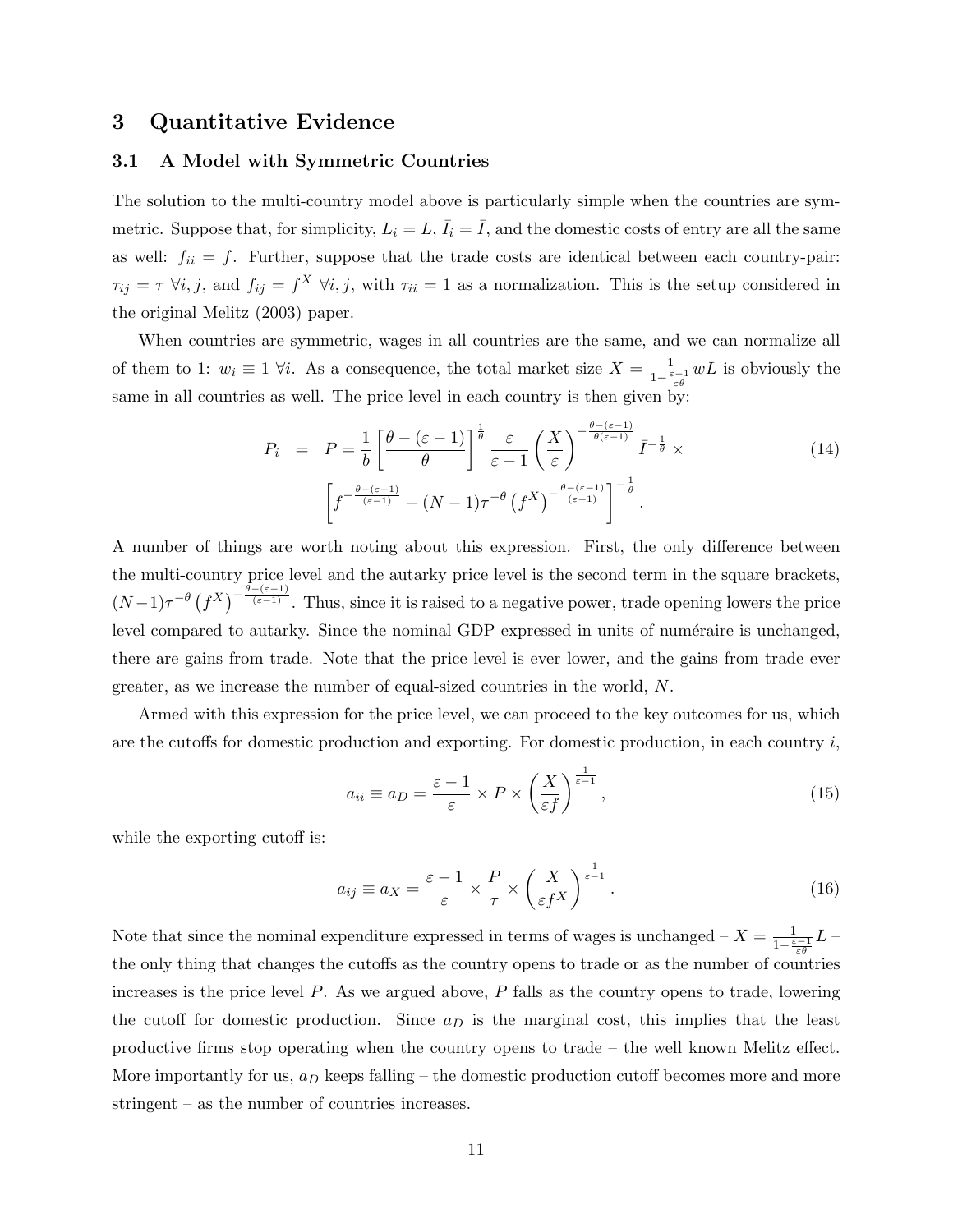# 3 Quantitative Evidence

## 3.1 A Model with Symmetric Countries

The solution to the multi-country model above is particularly simple when the countries are symmetric. Suppose that, for simplicity, $L_i = L$, $\bar{I}_i = \bar{I}$, and the domestic costs of entry are all the same as well: $f_{ii} = f$. Further, suppose that the trade costs are identical between each country-pair: $\tau_{ij} = \tau \; \forall i, j$, and $f_{ij} = f^X \; \forall i, j$, with $\tau_{ii} = 1$ as a normalization. This is the setup considered in the original Melitz (2003) paper.

When countries are symmetric, wages in all countries are the same, and we can normalize all of them to 1: $w_i \equiv 1 \; \forall i$. As a consequence, the total market size $X = \frac{1}{1-\frac{\varepsilon-1}{\varepsilon\theta}} wL$ is obviously the same in all countries as well. The price level in each country is then given by:

$$
\begin{aligned}
P_i \;\; = \;\; P = \frac{1}{b}\left[\frac{\theta-(\varepsilon-1)}{\theta}\right]^{\frac{1}{\theta}} \frac{\varepsilon}{\varepsilon-1}\left(\frac{X}{\varepsilon}\right)^{-\frac{\theta-(\varepsilon-1)}{\theta(\varepsilon-1)}} \bar{I}^{-\frac{1}{\theta}} \times \\
\left[f^{-\frac{\theta-(\varepsilon-1)}{(\varepsilon-1)}} + (N-1)\tau^{-\theta}\left(f^X\right)^{-\frac{\theta-(\varepsilon-1)}{(\varepsilon-1)}}\right]^{-\frac{1}{\theta}}.
\end{aligned}
\tag{14}
$$

A number of things are worth noting about this expression. First, the only difference between the multi-country price level and the autarky price level is the second term in the square brackets, $(N-1)\tau^{-\theta}\left(f^X\right)^{-\frac{\theta-(\varepsilon-1)}{(\varepsilon-1)}}$. Thus, since it is raised to a negative power, trade opening lowers the price level compared to autarky. Since the nominal GDP expressed in units of numéraire is unchanged, there are gains from trade. Note that the price level is ever lower, and the gains from trade ever greater, as we increase the number of equal-sized countries in the world, $N$.

Armed with this expression for the price level, we can proceed to the key outcomes for us, which are the cutoffs for domestic production and exporting. For domestic production, in each country $i$,

$$
a_{ii} \equiv a_D = \frac{\varepsilon-1}{\varepsilon} \times P \times \left(\frac{X}{\varepsilon f}\right)^{\frac{1}{\varepsilon-1}}, \tag{15}
$$

while the exporting cutoff is:

$$
a_{ij} \equiv a_X = \frac{\varepsilon-1}{\varepsilon} \times \frac{P}{\tau} \times \left(\frac{X}{\varepsilon f^X}\right)^{\frac{1}{\varepsilon-1}}. \tag{16}
$$

Note that since the nominal expenditure expressed in terms of wages is unchanged – $X = \frac{1}{1-\frac{\varepsilon-1}{\varepsilon\theta}}L$ – the only thing that changes the cutoffs as the country opens to trade or as the number of countries increases is the price level $P$. As we argued above, $P$ falls as the country opens to trade, lowering the cutoff for domestic production. Since $a_D$ is the marginal cost, this implies that the least productive firms stop operating when the country opens to trade – the well known Melitz effect. More importantly for us, $a_D$ keeps falling – the domestic production cutoff becomes more and more stringent – as the number of countries increases.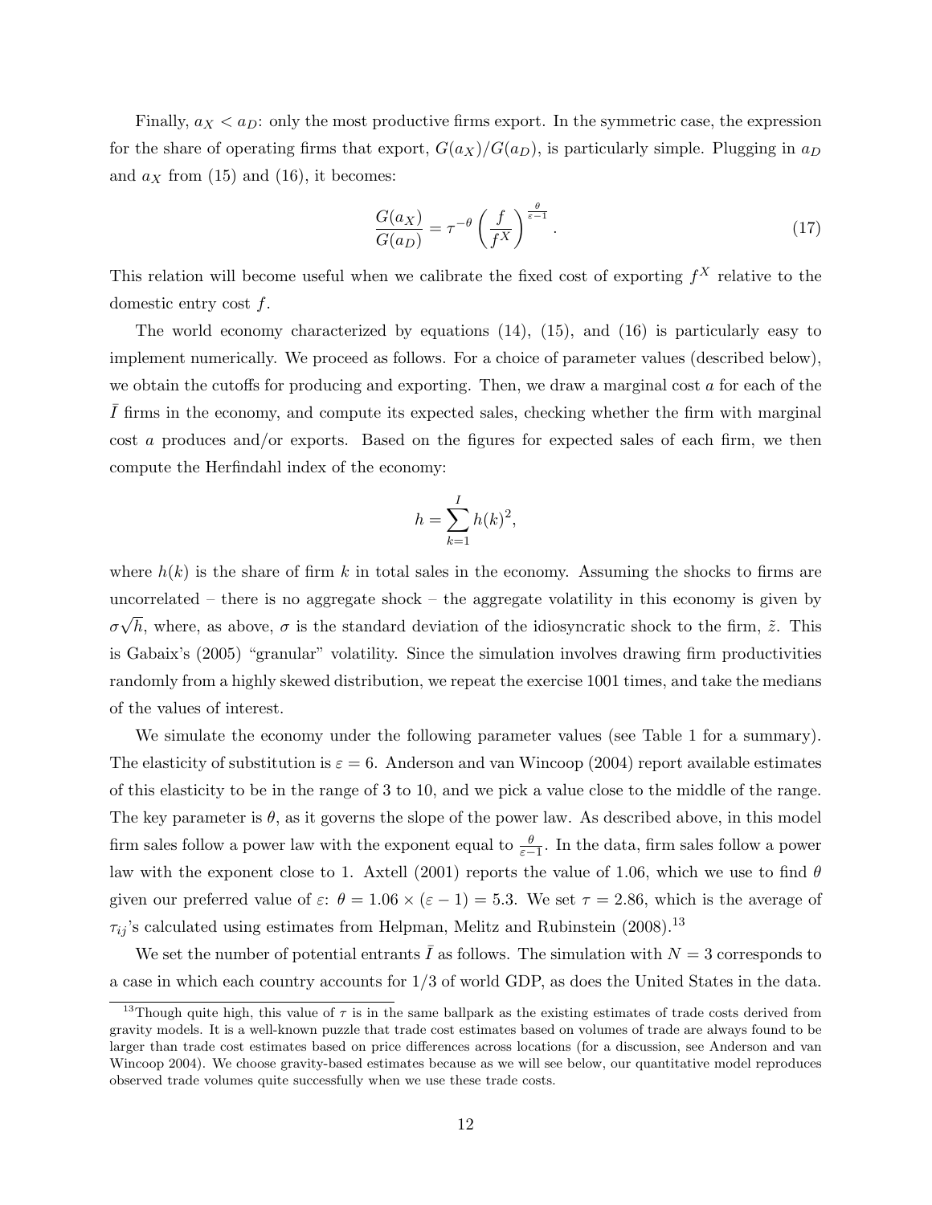Finally, $a_X < a_D$: only the most productive firms export. In the symmetric case, the expression for the share of operating firms that export, $G(a_X)/G(a_D)$, is particularly simple. Plugging in $a_D$ and $a_X$ from (15) and (16), it becomes:

$$\frac{G(a_X)}{G(a_D)} = \tau^{-\theta} \left( \frac{f}{f^X} \right)^{\frac{\theta}{\varepsilon-1}}. \tag{17}$$

This relation will become useful when we calibrate the fixed cost of exporting $f^X$ relative to the domestic entry cost $f$.

The world economy characterized by equations (14), (15), and (16) is particularly easy to implement numerically. We proceed as follows. For a choice of parameter values (described below), we obtain the cutoffs for producing and exporting. Then, we draw a marginal cost $a$ for each of the $\bar{I}$ firms in the economy, and compute its expected sales, checking whether the firm with marginal cost $a$ produces and/or exports. Based on the figures for expected sales of each firm, we then compute the Herfindahl index of the economy:

$$h = \sum_{k=1}^{I} h(k)^2,$$

where $h(k)$ is the share of firm $k$ in total sales in the economy. Assuming the shocks to firms are uncorrelated – there is no aggregate shock – the aggregate volatility in this economy is given by $\sigma\sqrt{h}$, where, as above, $\sigma$ is the standard deviation of the idiosyncratic shock to the firm, $\tilde{z}$. This is Gabaix's (2005) "granular" volatility. Since the simulation involves drawing firm productivities randomly from a highly skewed distribution, we repeat the exercise 1001 times, and take the medians of the values of interest.

We simulate the economy under the following parameter values (see Table 1 for a summary). The elasticity of substitution is $\varepsilon = 6$. Anderson and van Wincoop (2004) report available estimates of this elasticity to be in the range of 3 to 10, and we pick a value close to the middle of the range. The key parameter is $\theta$, as it governs the slope of the power law. As described above, in this model firm sales follow a power law with the exponent equal to $\frac{\theta}{\varepsilon-1}$. In the data, firm sales follow a power law with the exponent close to 1. Axtell (2001) reports the value of 1.06, which we use to find $\theta$ given our preferred value of $\varepsilon$: $\theta = 1.06 \times (\varepsilon - 1) = 5.3$. We set $\tau = 2.86$, which is the average of $\tau_{ij}$'s calculated using estimates from Helpman, Melitz and Rubinstein (2008).[13]

We set the number of potential entrants $\bar{I}$ as follows. The simulation with $N = 3$ corresponds to a case in which each country accounts for 1/3 of world GDP, as does the United States in the data.

[13] Though quite high, this value of $\tau$ is in the same ballpark as the existing estimates of trade costs derived from gravity models. It is a well-known puzzle that trade cost estimates based on volumes of trade are always found to be larger than trade cost estimates based on price differences across locations (for a discussion, see Anderson and van Wincoop 2004). We choose gravity-based estimates because as we will see below, our quantitative model reproduces observed trade volumes quite successfully when we use these trade costs.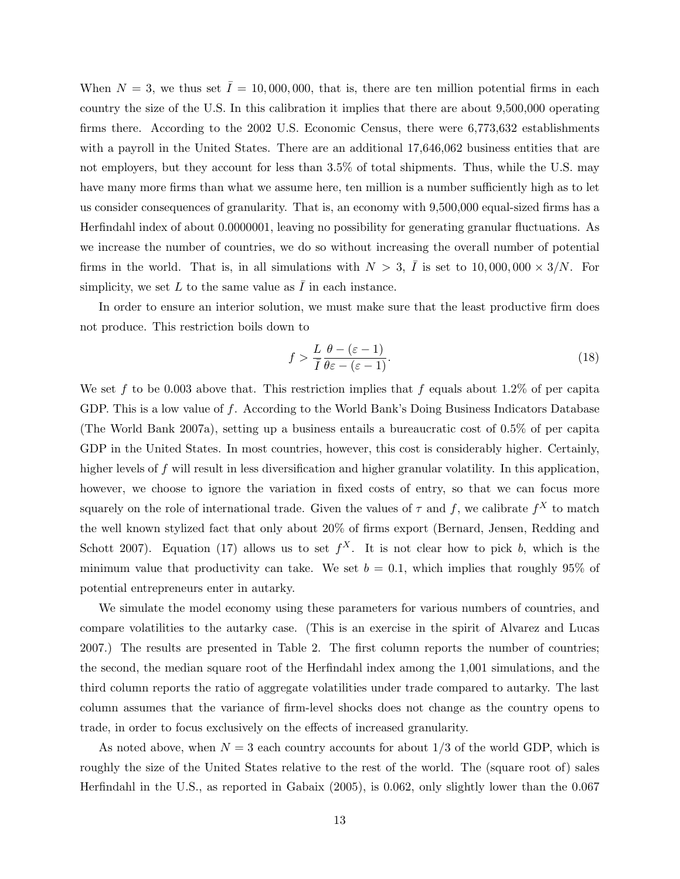When $N = 3$, we thus set $\bar{I} = 10,000,000$, that is, there are ten million potential firms in each country the size of the U.S. In this calibration it implies that there are about 9,500,000 operating firms there. According to the 2002 U.S. Economic Census, there were 6,773,632 establishments with a payroll in the United States. There are an additional 17,646,062 business entities that are not employers, but they account for less than 3.5% of total shipments. Thus, while the U.S. may have many more firms than what we assume here, ten million is a number sufficiently high as to let us consider consequences of granularity. That is, an economy with 9,500,000 equal-sized firms has a Herfindahl index of about 0.0000001, leaving no possibility for generating granular fluctuations. As we increase the number of countries, we do so without increasing the overall number of potential firms in the world. That is, in all simulations with $N > 3$, $\bar{I}$ is set to $10,000,000 \times 3/N$. For simplicity, we set $L$ to the same value as $\bar{I}$ in each instance.

In order to ensure an interior solution, we must make sure that the least productive firm does not produce. This restriction boils down to

$$f > \frac{L}{\bar{I}} \frac{\theta - (\varepsilon - 1)}{\theta\varepsilon - (\varepsilon - 1)}. \tag{18}$$

We set $f$ to be 0.003 above that. This restriction implies that $f$ equals about 1.2% of per capita GDP. This is a low value of $f$. According to the World Bank's Doing Business Indicators Database (The World Bank 2007a), setting up a business entails a bureaucratic cost of 0.5% of per capita GDP in the United States. In most countries, however, this cost is considerably higher. Certainly, higher levels of $f$ will result in less diversification and higher granular volatility. In this application, however, we choose to ignore the variation in fixed costs of entry, so that we can focus more squarely on the role of international trade. Given the values of $\tau$ and $f$, we calibrate $f^X$ to match the well known stylized fact that only about 20% of firms export (Bernard, Jensen, Redding and Schott 2007). Equation (17) allows us to set $f^X$. It is not clear how to pick $b$, which is the minimum value that productivity can take. We set $b = 0.1$, which implies that roughly 95% of potential entrepreneurs enter in autarky.

We simulate the model economy using these parameters for various numbers of countries, and compare volatilities to the autarky case. (This is an exercise in the spirit of Alvarez and Lucas 2007.) The results are presented in Table 2. The first column reports the number of countries; the second, the median square root of the Herfindahl index among the 1,001 simulations, and the third column reports the ratio of aggregate volatilities under trade compared to autarky. The last column assumes that the variance of firm-level shocks does not change as the country opens to trade, in order to focus exclusively on the effects of increased granularity.

As noted above, when $N = 3$ each country accounts for about 1/3 of the world GDP, which is roughly the size of the United States relative to the rest of the world. The (square root of) sales Herfindahl in the U.S., as reported in Gabaix (2005), is 0.062, only slightly lower than the 0.067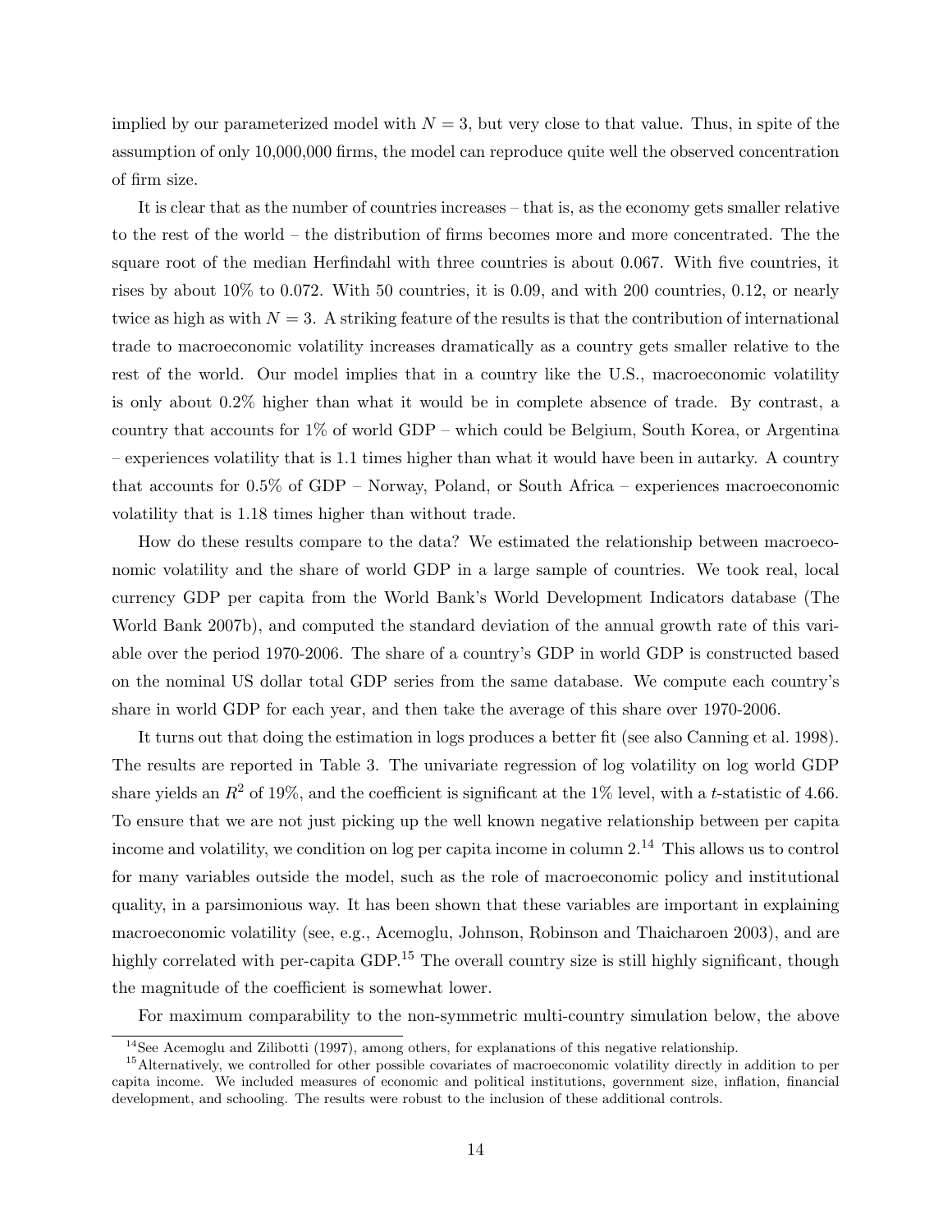implied by our parameterized model with $N = 3$, but very close to that value. Thus, in spite of the assumption of only 10,000,000 firms, the model can reproduce quite well the observed concentration of firm size.

It is clear that as the number of countries increases – that is, as the economy gets smaller relative to the rest of the world – the distribution of firms becomes more and more concentrated. The the square root of the median Herfindahl with three countries is about 0.067. With five countries, it rises by about 10% to 0.072. With 50 countries, it is 0.09, and with 200 countries, 0.12, or nearly twice as high as with $N = 3$. A striking feature of the results is that the contribution of international trade to macroeconomic volatility increases dramatically as a country gets smaller relative to the rest of the world. Our model implies that in a country like the U.S., macroeconomic volatility is only about 0.2% higher than what it would be in complete absence of trade. By contrast, a country that accounts for 1% of world GDP – which could be Belgium, South Korea, or Argentina – experiences volatility that is 1.1 times higher than what it would have been in autarky. A country that accounts for 0.5% of GDP – Norway, Poland, or South Africa – experiences macroeconomic volatility that is 1.18 times higher than without trade.

How do these results compare to the data? We estimated the relationship between macroeconomic volatility and the share of world GDP in a large sample of countries. We took real, local currency GDP per capita from the World Bank's World Development Indicators database (The World Bank 2007b), and computed the standard deviation of the annual growth rate of this variable over the period 1970-2006. The share of a country's GDP in world GDP is constructed based on the nominal US dollar total GDP series from the same database. We compute each country's share in world GDP for each year, and then take the average of this share over 1970-2006.

It turns out that doing the estimation in logs produces a better fit (see also Canning et al. 1998). The results are reported in Table 3. The univariate regression of log volatility on log world GDP share yields an $R^2$ of 19%, and the coefficient is significant at the 1% level, with a $t$-statistic of 4.66. To ensure that we are not just picking up the well known negative relationship between per capita income and volatility, we condition on log per capita income in column 2.[14] This allows us to control for many variables outside the model, such as the role of macroeconomic policy and institutional quality, in a parsimonious way. It has been shown that these variables are important in explaining macroeconomic volatility (see, e.g., Acemoglu, Johnson, Robinson and Thaicharoen 2003), and are highly correlated with per-capita GDP.[15] The overall country size is still highly significant, though the magnitude of the coefficient is somewhat lower.

For maximum comparability to the non-symmetric multi-country simulation below, the above

[14] See Acemoglu and Zilibotti (1997), among others, for explanations of this negative relationship.

[15] Alternatively, we controlled for other possible covariates of macroeconomic volatility directly in addition to per capita income. We included measures of economic and political institutions, government size, inflation, financial development, and schooling. The results were robust to the inclusion of these additional controls.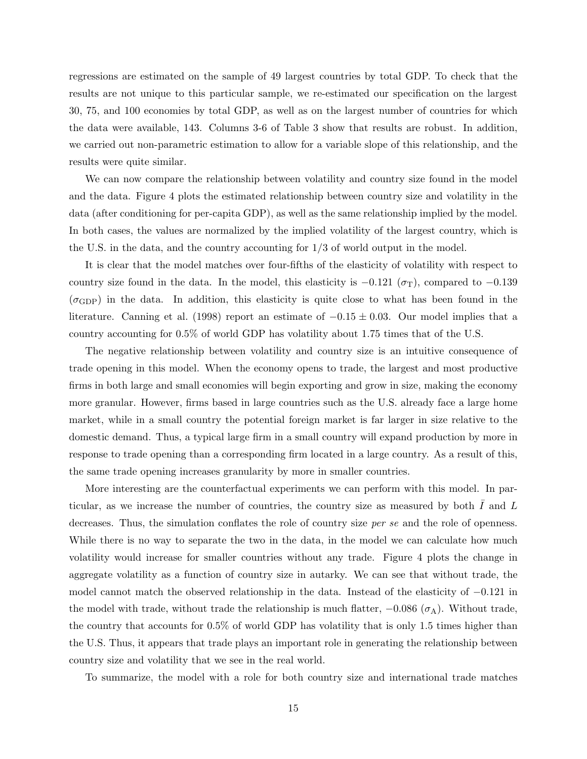regressions are estimated on the sample of 49 largest countries by total GDP. To check that the results are not unique to this particular sample, we re-estimated our specification on the largest 30, 75, and 100 economies by total GDP, as well as on the largest number of countries for which the data were available, 143. Columns 3-6 of Table 3 show that results are robust. In addition, we carried out non-parametric estimation to allow for a variable slope of this relationship, and the results were quite similar.

We can now compare the relationship between volatility and country size found in the model and the data. Figure 4 plots the estimated relationship between country size and volatility in the data (after conditioning for per-capita GDP), as well as the same relationship implied by the model. In both cases, the values are normalized by the implied volatility of the largest country, which is the U.S. in the data, and the country accounting for 1/3 of world output in the model.

It is clear that the model matches over four-fifths of the elasticity of volatility with respect to country size found in the data. In the model, this elasticity is $-0.121$ ($\sigma_{\text{T}}$), compared to $-0.139$ ($\sigma_{\text{GDP}}$) in the data. In addition, this elasticity is quite close to what has been found in the literature. Canning et al. (1998) report an estimate of $-0.15 \pm 0.03$. Our model implies that a country accounting for 0.5% of world GDP has volatility about 1.75 times that of the U.S.

The negative relationship between volatility and country size is an intuitive consequence of trade opening in this model. When the economy opens to trade, the largest and most productive firms in both large and small economies will begin exporting and grow in size, making the economy more granular. However, firms based in large countries such as the U.S. already face a large home market, while in a small country the potential foreign market is far larger in size relative to the domestic demand. Thus, a typical large firm in a small country will expand production by more in response to trade opening than a corresponding firm located in a large country. As a result of this, the same trade opening increases granularity by more in smaller countries.

More interesting are the counterfactual experiments we can perform with this model. In particular, as we increase the number of countries, the country size as measured by both $\bar{I}$ and $L$ decreases. Thus, the simulation conflates the role of country size *per se* and the role of openness. While there is no way to separate the two in the data, in the model we can calculate how much volatility would increase for smaller countries without any trade. Figure 4 plots the change in aggregate volatility as a function of country size in autarky. We can see that without trade, the model cannot match the observed relationship in the data. Instead of the elasticity of $-0.121$ in the model with trade, without trade the relationship is much flatter, $-0.086$ ($\sigma_{\text{A}}$). Without trade, the country that accounts for 0.5% of world GDP has volatility that is only 1.5 times higher than the U.S. Thus, it appears that trade plays an important role in generating the relationship between country size and volatility that we see in the real world.

To summarize, the model with a role for both country size and international trade matches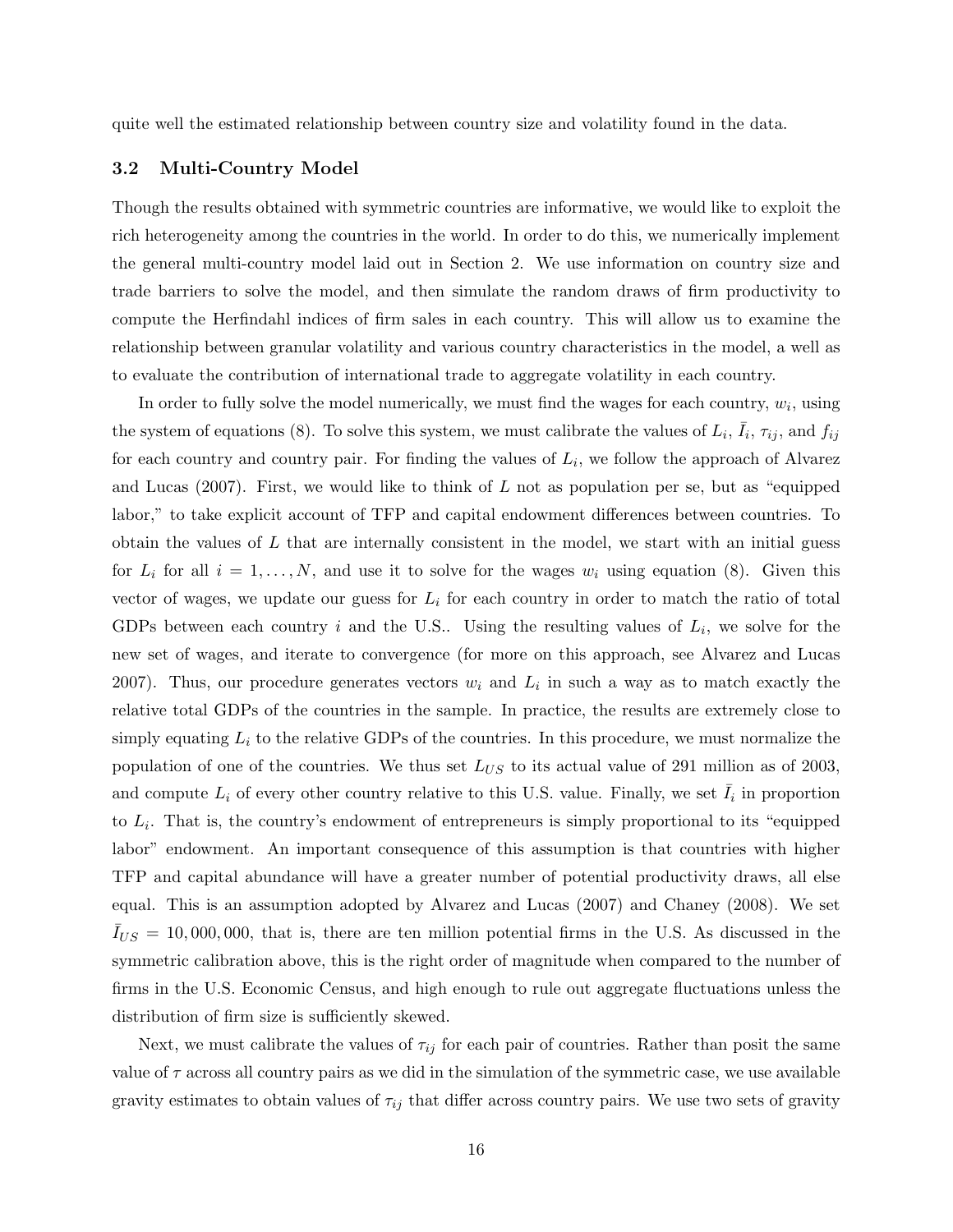quite well the estimated relationship between country size and volatility found in the data.

### 3.2 Multi-Country Model

Though the results obtained with symmetric countries are informative, we would like to exploit the rich heterogeneity among the countries in the world. In order to do this, we numerically implement the general multi-country model laid out in Section 2. We use information on country size and trade barriers to solve the model, and then simulate the random draws of firm productivity to compute the Herfindahl indices of firm sales in each country. This will allow us to examine the relationship between granular volatility and various country characteristics in the model, a well as to evaluate the contribution of international trade to aggregate volatility in each country.

In order to fully solve the model numerically, we must find the wages for each country, $w_i$, using the system of equations (8). To solve this system, we must calibrate the values of $L_i$, $\bar{I}_i$, $\tau_{ij}$, and $f_{ij}$ for each country and country pair. For finding the values of $L_i$, we follow the approach of Alvarez and Lucas (2007). First, we would like to think of $L$ not as population per se, but as "equipped labor," to take explicit account of TFP and capital endowment differences between countries. To obtain the values of $L$ that are internally consistent in the model, we start with an initial guess for $L_i$ for all $i = 1, \ldots, N$, and use it to solve for the wages $w_i$ using equation (8). Given this vector of wages, we update our guess for $L_i$ for each country in order to match the ratio of total GDPs between each country $i$ and the U.S.. Using the resulting values of $L_i$, we solve for the new set of wages, and iterate to convergence (for more on this approach, see Alvarez and Lucas 2007). Thus, our procedure generates vectors $w_i$ and $L_i$ in such a way as to match exactly the relative total GDPs of the countries in the sample. In practice, the results are extremely close to simply equating $L_i$ to the relative GDPs of the countries. In this procedure, we must normalize the population of one of the countries. We thus set $L_{US}$ to its actual value of 291 million as of 2003, and compute $L_i$ of every other country relative to this U.S. value. Finally, we set $\bar{I}_i$ in proportion to $L_i$. That is, the country's endowment of entrepreneurs is simply proportional to its "equipped labor" endowment. An important consequence of this assumption is that countries with higher TFP and capital abundance will have a greater number of potential productivity draws, all else equal. This is an assumption adopted by Alvarez and Lucas (2007) and Chaney (2008). We set $\bar{I}_{US} = 10{,}000{,}000$, that is, there are ten million potential firms in the U.S. As discussed in the symmetric calibration above, this is the right order of magnitude when compared to the number of firms in the U.S. Economic Census, and high enough to rule out aggregate fluctuations unless the distribution of firm size is sufficiently skewed.

Next, we must calibrate the values of $\tau_{ij}$ for each pair of countries. Rather than posit the same value of $\tau$ across all country pairs as we did in the simulation of the symmetric case, we use available gravity estimates to obtain values of $\tau_{ij}$ that differ across country pairs. We use two sets of gravity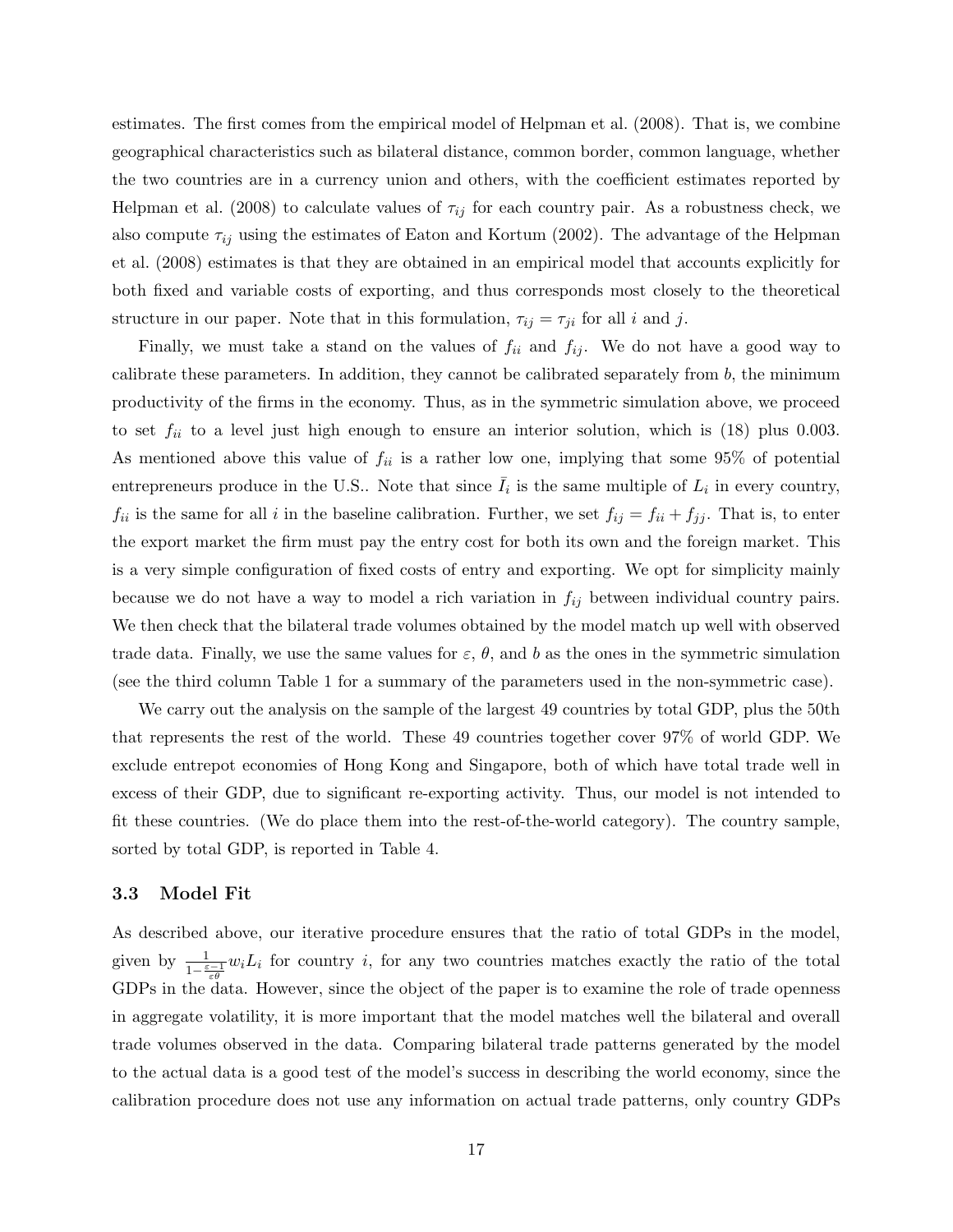estimates. The first comes from the empirical model of Helpman et al. (2008). That is, we combine geographical characteristics such as bilateral distance, common border, common language, whether the two countries are in a currency union and others, with the coefficient estimates reported by Helpman et al. (2008) to calculate values of $\tau_{ij}$ for each country pair. As a robustness check, we also compute $\tau_{ij}$ using the estimates of Eaton and Kortum (2002). The advantage of the Helpman et al. (2008) estimates is that they are obtained in an empirical model that accounts explicitly for both fixed and variable costs of exporting, and thus corresponds most closely to the theoretical structure in our paper. Note that in this formulation, $\tau_{ij} = \tau_{ji}$ for all $i$ and $j$.

Finally, we must take a stand on the values of $f_{ii}$ and $f_{ij}$. We do not have a good way to calibrate these parameters. In addition, they cannot be calibrated separately from $b$, the minimum productivity of the firms in the economy. Thus, as in the symmetric simulation above, we proceed to set $f_{ii}$ to a level just high enough to ensure an interior solution, which is (18) plus 0.003. As mentioned above this value of $f_{ii}$ is a rather low one, implying that some 95% of potential entrepreneurs produce in the U.S.. Note that since $\bar{I}_i$ is the same multiple of $L_i$ in every country, $f_{ii}$ is the same for all $i$ in the baseline calibration. Further, we set $f_{ij} = f_{ii} + f_{jj}$. That is, to enter the export market the firm must pay the entry cost for both its own and the foreign market. This is a very simple configuration of fixed costs of entry and exporting. We opt for simplicity mainly because we do not have a way to model a rich variation in $f_{ij}$ between individual country pairs. We then check that the bilateral trade volumes obtained by the model match up well with observed trade data. Finally, we use the same values for $\varepsilon$, $\theta$, and $b$ as the ones in the symmetric simulation (see the third column Table 1 for a summary of the parameters used in the non-symmetric case).

We carry out the analysis on the sample of the largest 49 countries by total GDP, plus the 50th that represents the rest of the world. These 49 countries together cover 97% of world GDP. We exclude entrepot economies of Hong Kong and Singapore, both of which have total trade well in excess of their GDP, due to significant re-exporting activity. Thus, our model is not intended to fit these countries. (We do place them into the rest-of-the-world category). The country sample, sorted by total GDP, is reported in Table 4.

### 3.3 Model Fit

As described above, our iterative procedure ensures that the ratio of total GDPs in the model, given by $\frac{1}{1-\frac{\varepsilon-1}{\varepsilon\theta}} w_i L_i$ for country $i$, for any two countries matches exactly the ratio of the total GDPs in the data. However, since the object of the paper is to examine the role of trade openness in aggregate volatility, it is more important that the model matches well the bilateral and overall trade volumes observed in the data. Comparing bilateral trade patterns generated by the model to the actual data is a good test of the model's success in describing the world economy, since the calibration procedure does not use any information on actual trade patterns, only country GDPs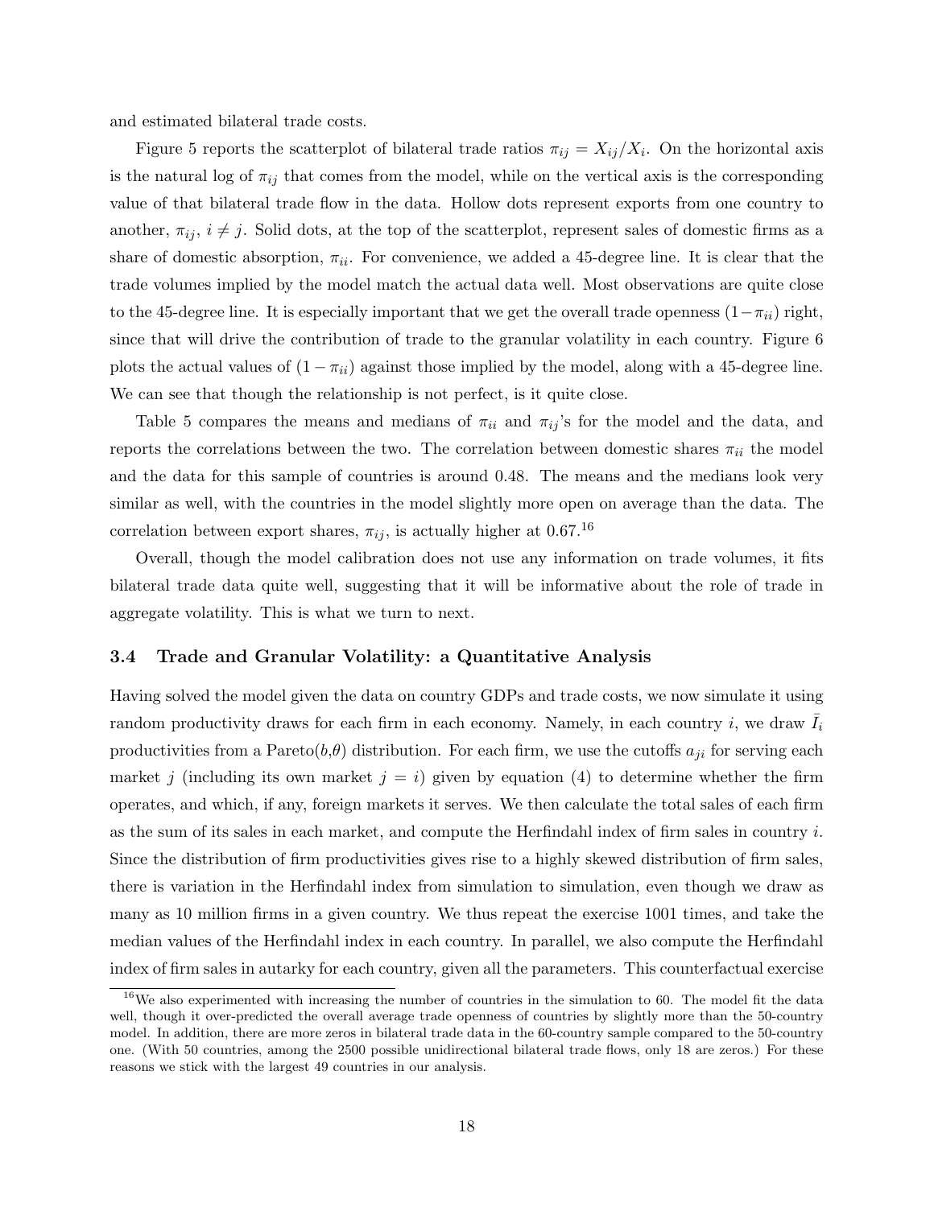and estimated bilateral trade costs.

Figure 5 reports the scatterplot of bilateral trade ratios $\pi_{ij} = X_{ij}/X_i$. On the horizontal axis is the natural log of $\pi_{ij}$ that comes from the model, while on the vertical axis is the corresponding value of that bilateral trade flow in the data. Hollow dots represent exports from one country to another, $\pi_{ij}$, $i \neq j$. Solid dots, at the top of the scatterplot, represent sales of domestic firms as a share of domestic absorption, $\pi_{ii}$. For convenience, we added a 45-degree line. It is clear that the trade volumes implied by the model match the actual data well. Most observations are quite close to the 45-degree line. It is especially important that we get the overall trade openness $(1-\pi_{ii})$ right, since that will drive the contribution of trade to the granular volatility in each country. Figure 6 plots the actual values of $(1-\pi_{ii})$ against those implied by the model, along with a 45-degree line. We can see that though the relationship is not perfect, is it quite close.

Table 5 compares the means and medians of $\pi_{ii}$ and $\pi_{ij}$'s for the model and the data, and reports the correlations between the two. The correlation between domestic shares $\pi_{ii}$ the model and the data for this sample of countries is around 0.48. The means and the medians look very similar as well, with the countries in the model slightly more open on average than the data. The correlation between export shares, $\pi_{ij}$, is actually higher at 0.67.[16]

Overall, though the model calibration does not use any information on trade volumes, it fits bilateral trade data quite well, suggesting that it will be informative about the role of trade in aggregate volatility. This is what we turn to next.

### 3.4 Trade and Granular Volatility: a Quantitative Analysis

Having solved the model given the data on country GDPs and trade costs, we now simulate it using random productivity draws for each firm in each economy. Namely, in each country $i$, we draw $\bar{I}_i$ productivities from a Pareto($b$,$\theta$) distribution. For each firm, we use the cutoffs $a_{ji}$ for serving each market $j$ (including its own market $j = i$) given by equation (4) to determine whether the firm operates, and which, if any, foreign markets it serves. We then calculate the total sales of each firm as the sum of its sales in each market, and compute the Herfindahl index of firm sales in country $i$. Since the distribution of firm productivities gives rise to a highly skewed distribution of firm sales, there is variation in the Herfindahl index from simulation to simulation, even though we draw as many as 10 million firms in a given country. We thus repeat the exercise 1001 times, and take the median values of the Herfindahl index in each country. In parallel, we also compute the Herfindahl index of firm sales in autarky for each country, given all the parameters. This counterfactual exercise

[16] We also experimented with increasing the number of countries in the simulation to 60. The model fit the data well, though it over-predicted the overall average trade openness of countries by slightly more than the 50-country model. In addition, there are more zeros in bilateral trade data in the 60-country sample compared to the 50-country one. (With 50 countries, among the 2500 possible unidirectional bilateral trade flows, only 18 are zeros.) For these reasons we stick with the largest 49 countries in our analysis.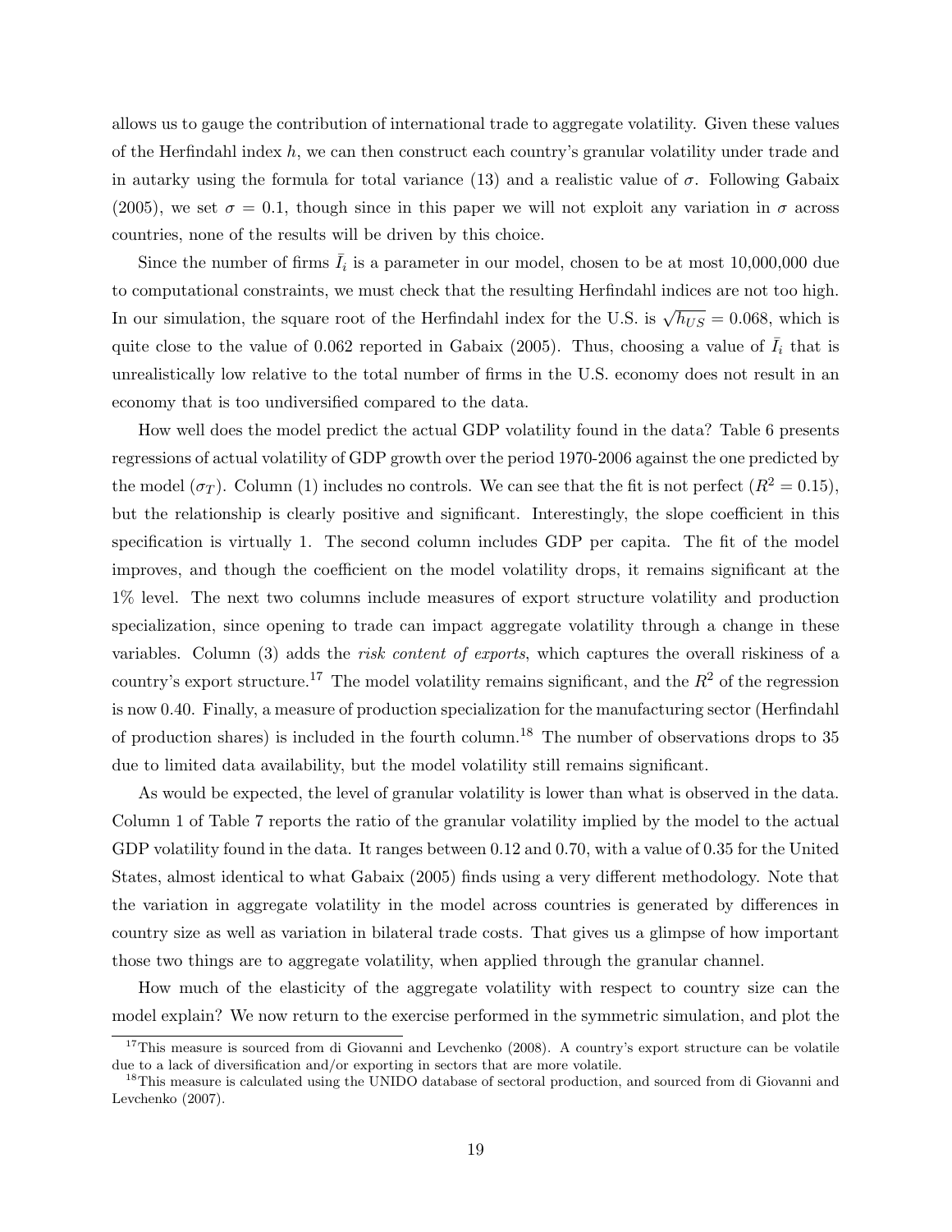allows us to gauge the contribution of international trade to aggregate volatility. Given these values of the Herfindahl index $h$, we can then construct each country's granular volatility under trade and in autarky using the formula for total variance (13) and a realistic value of $\sigma$. Following Gabaix (2005), we set $\sigma = 0.1$, though since in this paper we will not exploit any variation in $\sigma$ across countries, none of the results will be driven by this choice.

Since the number of firms $\bar{I}_i$ is a parameter in our model, chosen to be at most 10,000,000 due to computational constraints, we must check that the resulting Herfindahl indices are not too high. In our simulation, the square root of the Herfindahl index for the U.S. is $\sqrt{h_{US}} = 0.068$, which is quite close to the value of 0.062 reported in Gabaix (2005). Thus, choosing a value of $\bar{I}_i$ that is unrealistically low relative to the total number of firms in the U.S. economy does not result in an economy that is too undiversified compared to the data.

How well does the model predict the actual GDP volatility found in the data? Table 6 presents regressions of actual volatility of GDP growth over the period 1970-2006 against the one predicted by the model ($\sigma_T$). Column (1) includes no controls. We can see that the fit is not perfect ($R^2 = 0.15$), but the relationship is clearly positive and significant. Interestingly, the slope coefficient in this specification is virtually 1. The second column includes GDP per capita. The fit of the model improves, and though the coefficient on the model volatility drops, it remains significant at the 1% level. The next two columns include measures of export structure volatility and production specialization, since opening to trade can impact aggregate volatility through a change in these variables. Column (3) adds the *risk content of exports*, which captures the overall riskiness of a country's export structure.[17] The model volatility remains significant, and the $R^2$ of the regression is now 0.40. Finally, a measure of production specialization for the manufacturing sector (Herfindahl of production shares) is included in the fourth column.[18] The number of observations drops to 35 due to limited data availability, but the model volatility still remains significant.

As would be expected, the level of granular volatility is lower than what is observed in the data. Column 1 of Table 7 reports the ratio of the granular volatility implied by the model to the actual GDP volatility found in the data. It ranges between 0.12 and 0.70, with a value of 0.35 for the United States, almost identical to what Gabaix (2005) finds using a very different methodology. Note that the variation in aggregate volatility in the model across countries is generated by differences in country size as well as variation in bilateral trade costs. That gives us a glimpse of how important those two things are to aggregate volatility, when applied through the granular channel.

How much of the elasticity of the aggregate volatility with respect to country size can the model explain? We now return to the exercise performed in the symmetric simulation, and plot the

[17] This measure is sourced from di Giovanni and Levchenko (2008). A country's export structure can be volatile due to a lack of diversification and/or exporting in sectors that are more volatile.

[18] This measure is calculated using the UNIDO database of sectoral production, and sourced from di Giovanni and Levchenko (2007).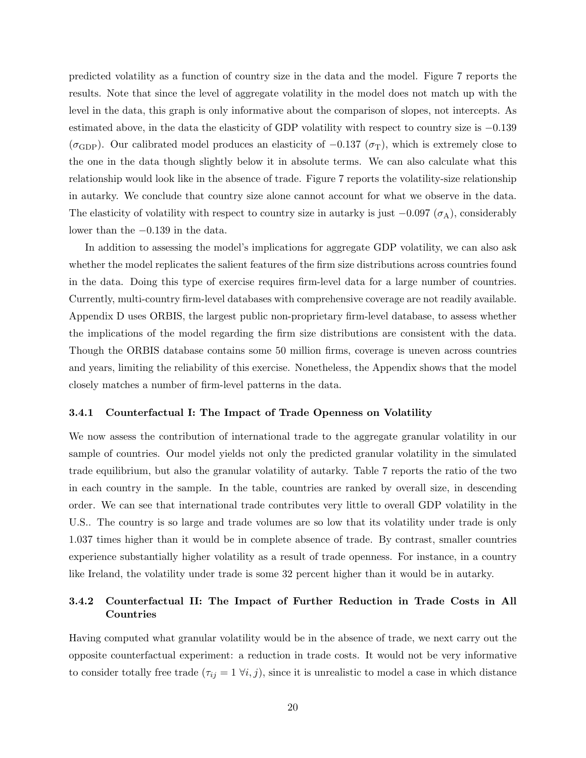predicted volatility as a function of country size in the data and the model. Figure 7 reports the results. Note that since the level of aggregate volatility in the model does not match up with the level in the data, this graph is only informative about the comparison of slopes, not intercepts. As estimated above, in the data the elasticity of GDP volatility with respect to country size is $-0.139$ ($\sigma_{\text{GDP}}$). Our calibrated model produces an elasticity of $-0.137$ ($\sigma_{\text{T}}$), which is extremely close to the one in the data though slightly below it in absolute terms. We can also calculate what this relationship would look like in the absence of trade. Figure 7 reports the volatility-size relationship in autarky. We conclude that country size alone cannot account for what we observe in the data. The elasticity of volatility with respect to country size in autarky is just $-0.097$ ($\sigma_{\text{A}}$), considerably lower than the $-0.139$ in the data.

In addition to assessing the model's implications for aggregate GDP volatility, we can also ask whether the model replicates the salient features of the firm size distributions across countries found in the data. Doing this type of exercise requires firm-level data for a large number of countries. Currently, multi-country firm-level databases with comprehensive coverage are not readily available. Appendix D uses ORBIS, the largest public non-proprietary firm-level database, to assess whether the implications of the model regarding the firm size distributions are consistent with the data. Though the ORBIS database contains some 50 million firms, coverage is uneven across countries and years, limiting the reliability of this exercise. Nonetheless, the Appendix shows that the model closely matches a number of firm-level patterns in the data.

### 3.4.1 Counterfactual I: The Impact of Trade Openness on Volatility

We now assess the contribution of international trade to the aggregate granular volatility in our sample of countries. Our model yields not only the predicted granular volatility in the simulated trade equilibrium, but also the granular volatility of autarky. Table 7 reports the ratio of the two in each country in the sample. In the table, countries are ranked by overall size, in descending order. We can see that international trade contributes very little to overall GDP volatility in the U.S.. The country is so large and trade volumes are so low that its volatility under trade is only 1.037 times higher than it would be in complete absence of trade. By contrast, smaller countries experience substantially higher volatility as a result of trade openness. For instance, in a country like Ireland, the volatility under trade is some 32 percent higher than it would be in autarky.

### 3.4.2 Counterfactual II: The Impact of Further Reduction in Trade Costs in All Countries

Having computed what granular volatility would be in the absence of trade, we next carry out the opposite counterfactual experiment: a reduction in trade costs. It would not be very informative to consider totally free trade ($\tau_{ij} = 1 \ \forall i, j$), since it is unrealistic to model a case in which distance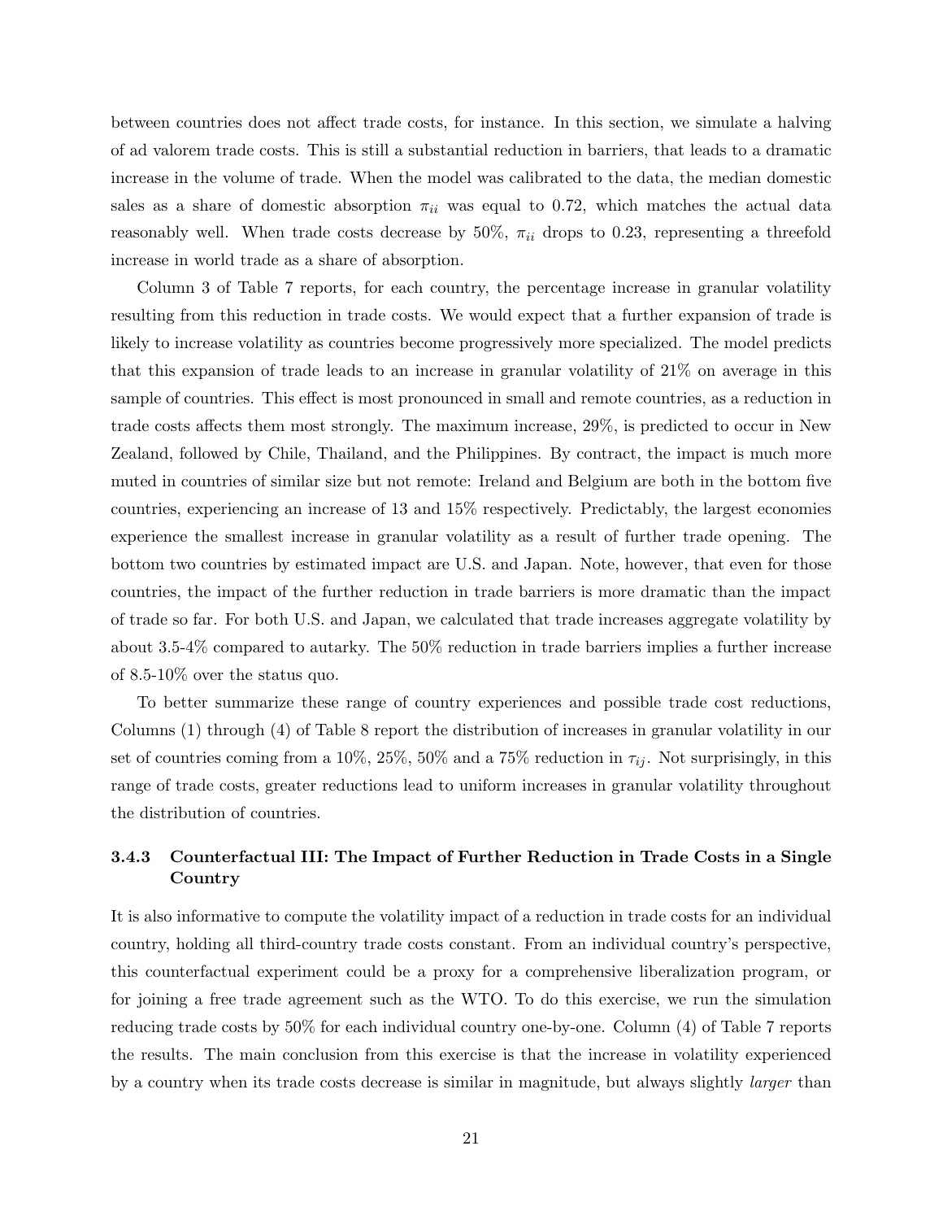between countries does not affect trade costs, for instance. In this section, we simulate a halving of ad valorem trade costs. This is still a substantial reduction in barriers, that leads to a dramatic increase in the volume of trade. When the model was calibrated to the data, the median domestic sales as a share of domestic absorption $\pi_{ii}$ was equal to 0.72, which matches the actual data reasonably well. When trade costs decrease by 50%, $\pi_{ii}$ drops to 0.23, representing a threefold increase in world trade as a share of absorption.

Column 3 of Table 7 reports, for each country, the percentage increase in granular volatility resulting from this reduction in trade costs. We would expect that a further expansion of trade is likely to increase volatility as countries become progressively more specialized. The model predicts that this expansion of trade leads to an increase in granular volatility of 21% on average in this sample of countries. This effect is most pronounced in small and remote countries, as a reduction in trade costs affects them most strongly. The maximum increase, 29%, is predicted to occur in New Zealand, followed by Chile, Thailand, and the Philippines. By contract, the impact is much more muted in countries of similar size but not remote: Ireland and Belgium are both in the bottom five countries, experiencing an increase of 13 and 15% respectively. Predictably, the largest economies experience the smallest increase in granular volatility as a result of further trade opening. The bottom two countries by estimated impact are U.S. and Japan. Note, however, that even for those countries, the impact of the further reduction in trade barriers is more dramatic than the impact of trade so far. For both U.S. and Japan, we calculated that trade increases aggregate volatility by about 3.5-4% compared to autarky. The 50% reduction in trade barriers implies a further increase of 8.5-10% over the status quo.

To better summarize these range of country experiences and possible trade cost reductions, Columns (1) through (4) of Table 8 report the distribution of increases in granular volatility in our set of countries coming from a 10%, 25%, 50% and a 75% reduction in $\tau_{ij}$. Not surprisingly, in this range of trade costs, greater reductions lead to uniform increases in granular volatility throughout the distribution of countries.

### 3.4.3 Counterfactual III: The Impact of Further Reduction in Trade Costs in a Single Country

It is also informative to compute the volatility impact of a reduction in trade costs for an individual country, holding all third-country trade costs constant. From an individual country's perspective, this counterfactual experiment could be a proxy for a comprehensive liberalization program, or for joining a free trade agreement such as the WTO. To do this exercise, we run the simulation reducing trade costs by 50% for each individual country one-by-one. Column (4) of Table 7 reports the results. The main conclusion from this exercise is that the increase in volatility experienced by a country when its trade costs decrease is similar in magnitude, but always slightly *larger* than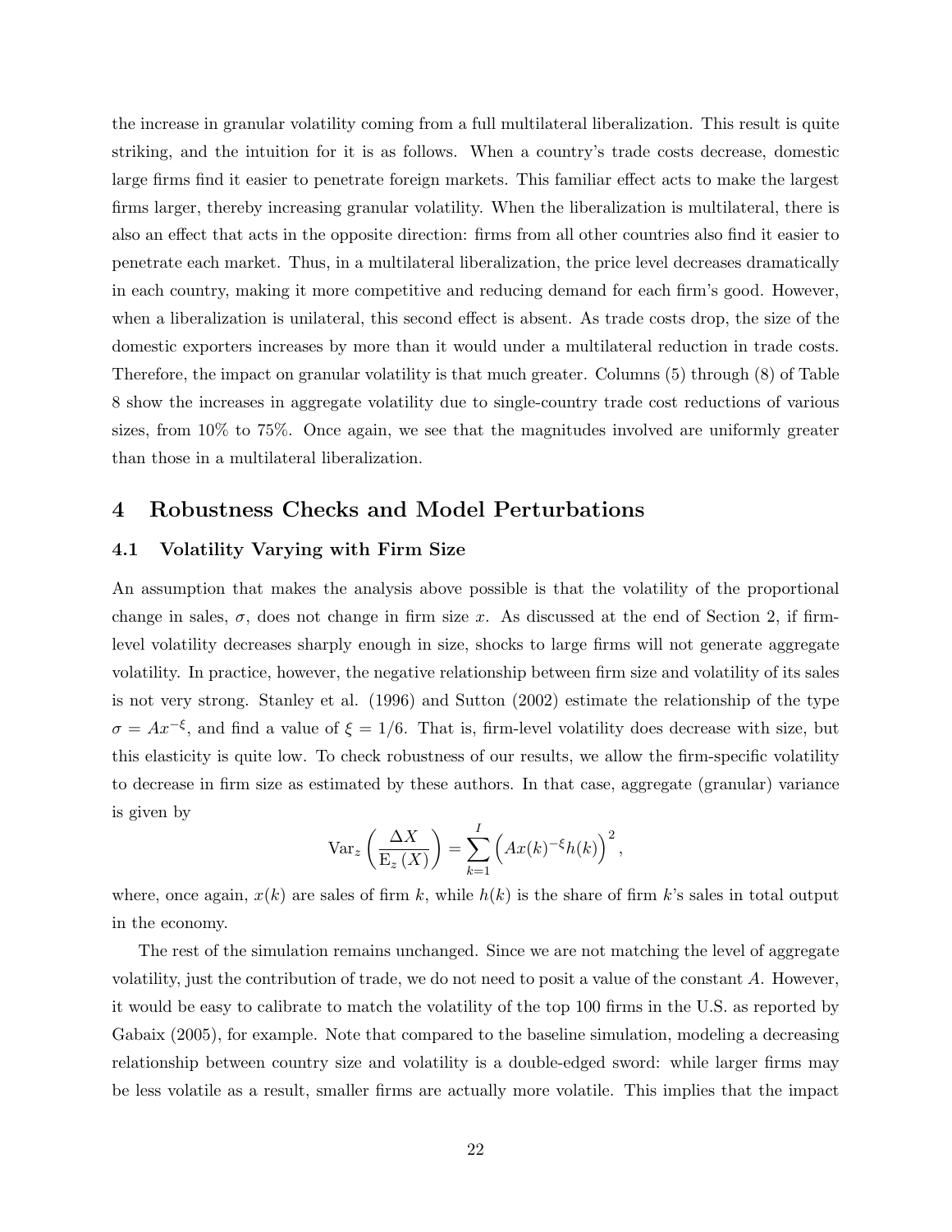the increase in granular volatility coming from a full multilateral liberalization. This result is quite striking, and the intuition for it is as follows. When a country's trade costs decrease, domestic large firms find it easier to penetrate foreign markets. This familiar effect acts to make the largest firms larger, thereby increasing granular volatility. When the liberalization is multilateral, there is also an effect that acts in the opposite direction: firms from all other countries also find it easier to penetrate each market. Thus, in a multilateral liberalization, the price level decreases dramatically in each country, making it more competitive and reducing demand for each firm's good. However, when a liberalization is unilateral, this second effect is absent. As trade costs drop, the size of the domestic exporters increases by more than it would under a multilateral reduction in trade costs. Therefore, the impact on granular volatility is that much greater. Columns (5) through (8) of Table 8 show the increases in aggregate volatility due to single-country trade cost reductions of various sizes, from 10% to 75%. Once again, we see that the magnitudes involved are uniformly greater than those in a multilateral liberalization.

# 4 Robustness Checks and Model Perturbations

## 4.1 Volatility Varying with Firm Size

An assumption that makes the analysis above possible is that the volatility of the proportional change in sales, $\sigma$, does not change in firm size $x$. As discussed at the end of Section 2, if firm-level volatility decreases sharply enough in size, shocks to large firms will not generate aggregate volatility. In practice, however, the negative relationship between firm size and volatility of its sales is not very strong. Stanley et al. (1996) and Sutton (2002) estimate the relationship of the type $\sigma = Ax^{-\xi}$, and find a value of $\xi = 1/6$. That is, firm-level volatility does decrease with size, but this elasticity is quite low. To check robustness of our results, we allow the firm-specific volatility to decrease in firm size as estimated by these authors. In that case, aggregate (granular) variance is given by

$$\text{Var}_z\left(\frac{\Delta X}{\text{E}_z\left(X\right)}\right) = \sum_{k=1}^{I}\left(Ax(k)^{-\xi}h(k)\right)^2,$$

where, once again, $x(k)$ are sales of firm $k$, while $h(k)$ is the share of firm $k$'s sales in total output in the economy.

The rest of the simulation remains unchanged. Since we are not matching the level of aggregate volatility, just the contribution of trade, we do not need to posit a value of the constant $A$. However, it would be easy to calibrate to match the volatility of the top 100 firms in the U.S. as reported by Gabaix (2005), for example. Note that compared to the baseline simulation, modeling a decreasing relationship between country size and volatility is a double-edged sword: while larger firms may be less volatile as a result, smaller firms are actually more volatile. This implies that the impact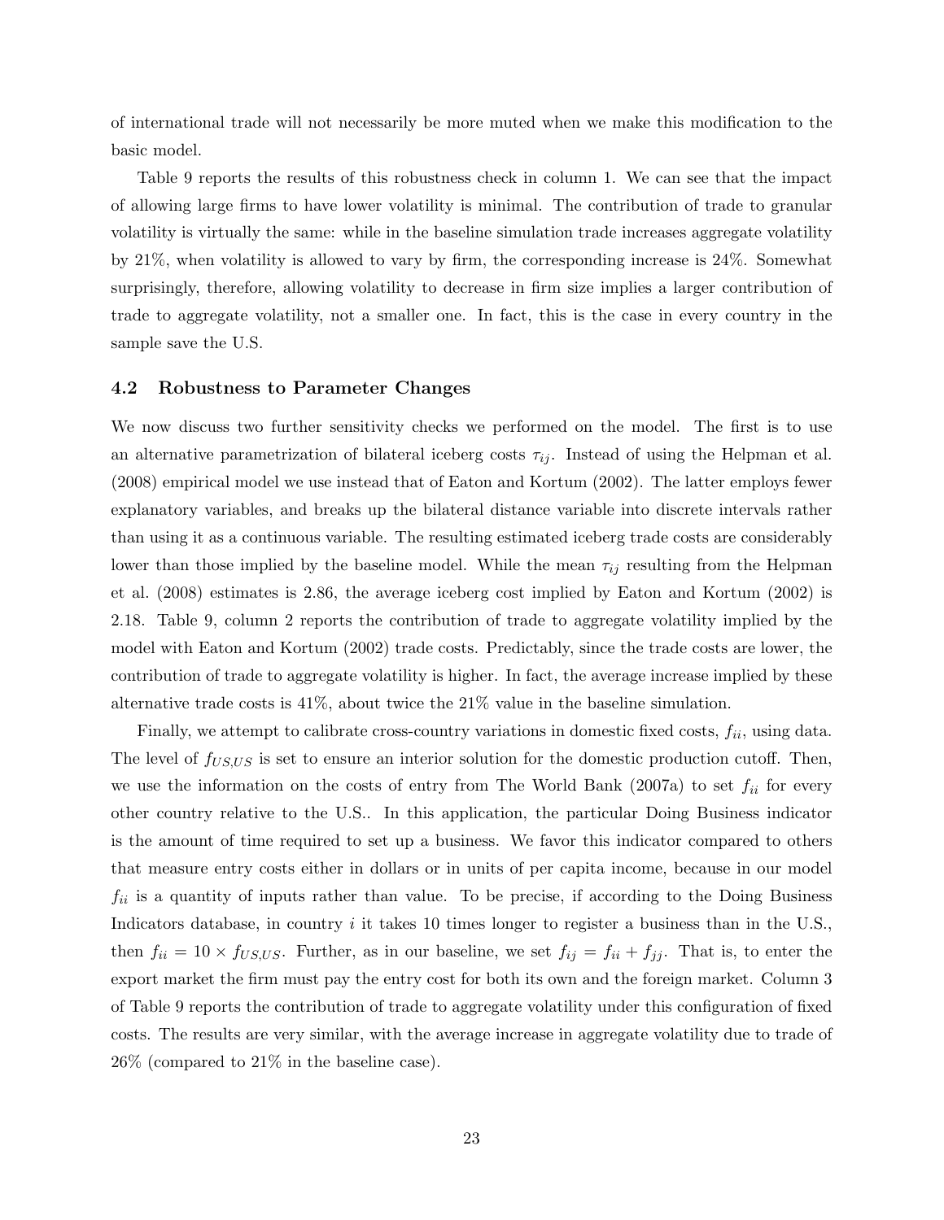of international trade will not necessarily be more muted when we make this modification to the basic model.

Table 9 reports the results of this robustness check in column 1. We can see that the impact of allowing large firms to have lower volatility is minimal. The contribution of trade to granular volatility is virtually the same: while in the baseline simulation trade increases aggregate volatility by 21%, when volatility is allowed to vary by firm, the corresponding increase is 24%. Somewhat surprisingly, therefore, allowing volatility to decrease in firm size implies a larger contribution of trade to aggregate volatility, not a smaller one. In fact, this is the case in every country in the sample save the U.S.

### 4.2 Robustness to Parameter Changes

We now discuss two further sensitivity checks we performed on the model. The first is to use an alternative parametrization of bilateral iceberg costs $\tau_{ij}$. Instead of using the Helpman et al. (2008) empirical model we use instead that of Eaton and Kortum (2002). The latter employs fewer explanatory variables, and breaks up the bilateral distance variable into discrete intervals rather than using it as a continuous variable. The resulting estimated iceberg trade costs are considerably lower than those implied by the baseline model. While the mean $\tau_{ij}$ resulting from the Helpman et al. (2008) estimates is 2.86, the average iceberg cost implied by Eaton and Kortum (2002) is 2.18. Table 9, column 2 reports the contribution of trade to aggregate volatility implied by the model with Eaton and Kortum (2002) trade costs. Predictably, since the trade costs are lower, the contribution of trade to aggregate volatility is higher. In fact, the average increase implied by these alternative trade costs is 41%, about twice the 21% value in the baseline simulation.

Finally, we attempt to calibrate cross-country variations in domestic fixed costs, $f_{ii}$, using data. The level of $f_{US,US}$ is set to ensure an interior solution for the domestic production cutoff. Then, we use the information on the costs of entry from The World Bank (2007a) to set $f_{ii}$ for every other country relative to the U.S.. In this application, the particular Doing Business indicator is the amount of time required to set up a business. We favor this indicator compared to others that measure entry costs either in dollars or in units of per capita income, because in our model $f_{ii}$ is a quantity of inputs rather than value. To be precise, if according to the Doing Business Indicators database, in country $i$ it takes 10 times longer to register a business than in the U.S., then $f_{ii} = 10 \times f_{US,US}$. Further, as in our baseline, we set $f_{ij} = f_{ii} + f_{jj}$. That is, to enter the export market the firm must pay the entry cost for both its own and the foreign market. Column 3 of Table 9 reports the contribution of trade to aggregate volatility under this configuration of fixed costs. The results are very similar, with the average increase in aggregate volatility due to trade of 26% (compared to 21% in the baseline case).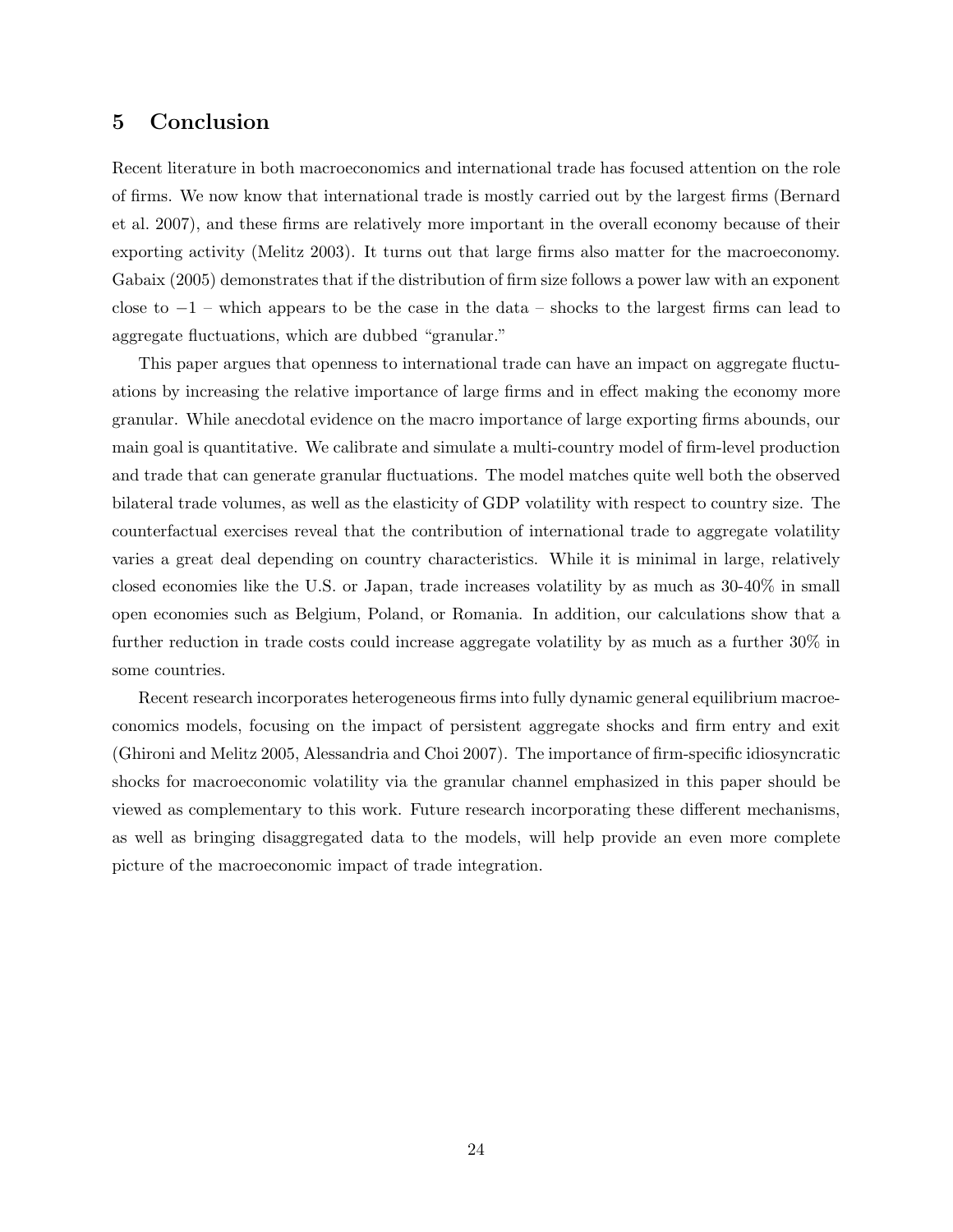## 5 Conclusion

Recent literature in both macroeconomics and international trade has focused attention on the role of firms. We now know that international trade is mostly carried out by the largest firms (Bernard et al. 2007), and these firms are relatively more important in the overall economy because of their exporting activity (Melitz 2003). It turns out that large firms also matter for the macroeconomy. Gabaix (2005) demonstrates that if the distribution of firm size follows a power law with an exponent close to $-1$ – which appears to be the case in the data – shocks to the largest firms can lead to aggregate fluctuations, which are dubbed "granular."

This paper argues that openness to international trade can have an impact on aggregate fluctuations by increasing the relative importance of large firms and in effect making the economy more granular. While anecdotal evidence on the macro importance of large exporting firms abounds, our main goal is quantitative. We calibrate and simulate a multi-country model of firm-level production and trade that can generate granular fluctuations. The model matches quite well both the observed bilateral trade volumes, as well as the elasticity of GDP volatility with respect to country size. The counterfactual exercises reveal that the contribution of international trade to aggregate volatility varies a great deal depending on country characteristics. While it is minimal in large, relatively closed economies like the U.S. or Japan, trade increases volatility by as much as 30-40% in small open economies such as Belgium, Poland, or Romania. In addition, our calculations show that a further reduction in trade costs could increase aggregate volatility by as much as a further 30% in some countries.

Recent research incorporates heterogeneous firms into fully dynamic general equilibrium macroeconomics models, focusing on the impact of persistent aggregate shocks and firm entry and exit (Ghironi and Melitz 2005, Alessandria and Choi 2007). The importance of firm-specific idiosyncratic shocks for macroeconomic volatility via the granular channel emphasized in this paper should be viewed as complementary to this work. Future research incorporating these different mechanisms, as well as bringing disaggregated data to the models, will help provide an even more complete picture of the macroeconomic impact of trade integration.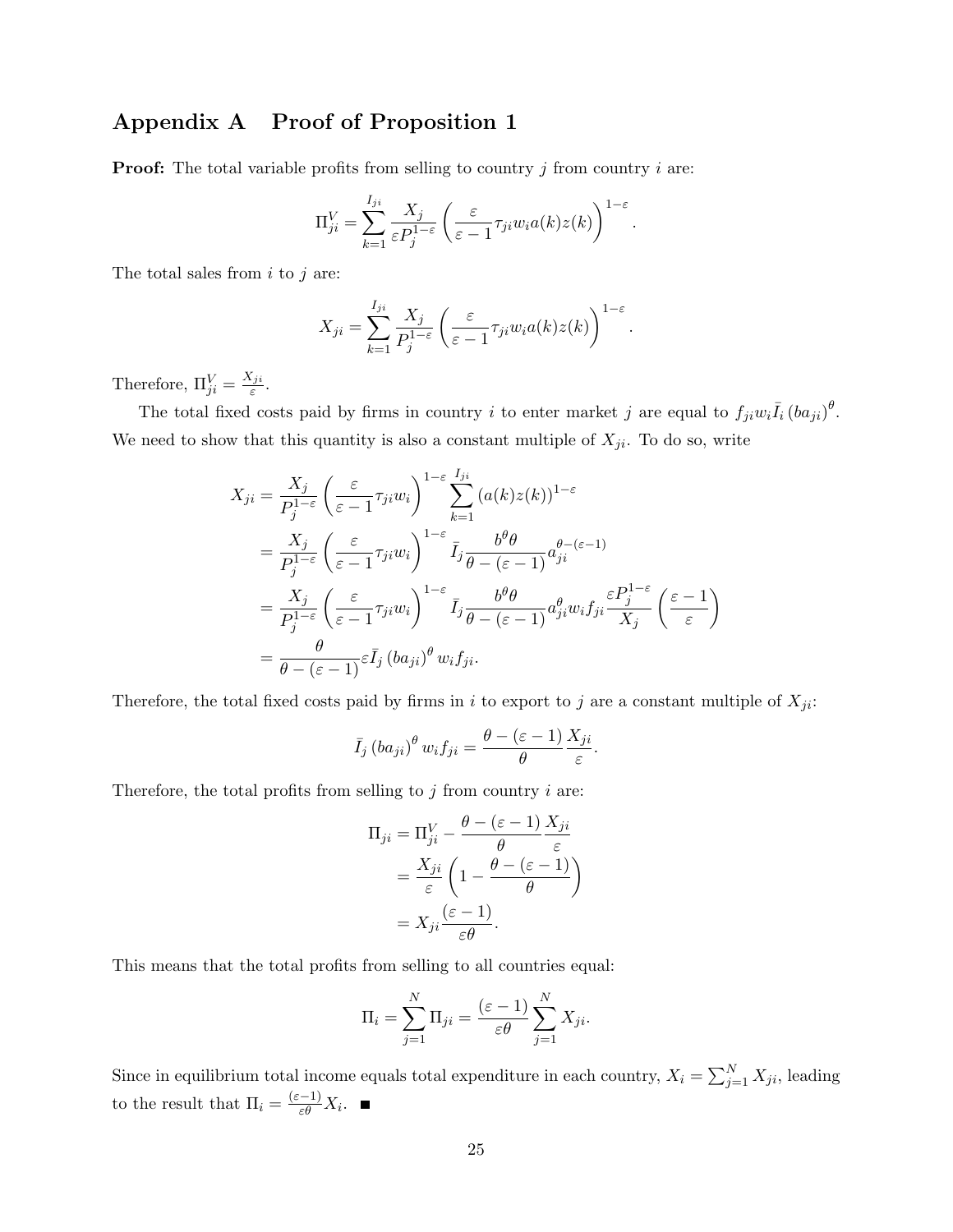## Appendix A  Proof of Proposition 1

**Proof:** The total variable profits from selling to country $j$ from country $i$ are:

$$\Pi_{ji}^V = \sum_{k=1}^{I_{ji}} \frac{X_j}{\varepsilon P_j^{1-\varepsilon}} \left( \frac{\varepsilon}{\varepsilon - 1} \tau_{ji} w_i a(k) z(k) \right)^{1-\varepsilon}.$$

The total sales from $i$ to $j$ are:

$$X_{ji} = \sum_{k=1}^{I_{ji}} \frac{X_j}{P_j^{1-\varepsilon}} \left( \frac{\varepsilon}{\varepsilon - 1} \tau_{ji} w_i a(k) z(k) \right)^{1-\varepsilon}.$$

Therefore, $\Pi_{ji}^V = \frac{X_{ji}}{\varepsilon}$.

The total fixed costs paid by firms in country $i$ to enter market $j$ are equal to $f_{ji} w_i \bar{I}_i (b a_{ji})^\theta$. We need to show that this quantity is also a constant multiple of $X_{ji}$. To do so, write

$$\begin{aligned}
X_{ji} &= \frac{X_j}{P_j^{1-\varepsilon}} \left( \frac{\varepsilon}{\varepsilon - 1} \tau_{ji} w_i \right)^{1-\varepsilon} \sum_{k=1}^{I_{ji}} (a(k) z(k))^{1-\varepsilon} \\
&= \frac{X_j}{P_j^{1-\varepsilon}} \left( \frac{\varepsilon}{\varepsilon - 1} \tau_{ji} w_i \right)^{1-\varepsilon} \bar{I}_j \frac{b^\theta \theta}{\theta - (\varepsilon - 1)} a_{ji}^{\theta - (\varepsilon - 1)} \\
&= \frac{X_j}{P_j^{1-\varepsilon}} \left( \frac{\varepsilon}{\varepsilon - 1} \tau_{ji} w_i \right)^{1-\varepsilon} \bar{I}_j \frac{b^\theta \theta}{\theta - (\varepsilon - 1)} a_{ji}^{\theta} w_i f_{ji} \frac{\varepsilon P_j^{1-\varepsilon}}{X_j} \left( \frac{\varepsilon - 1}{\varepsilon} \right) \\
&= \frac{\theta}{\theta - (\varepsilon - 1)} \varepsilon \bar{I}_j (b a_{ji})^\theta w_i f_{ji}.
\end{aligned}$$

Therefore, the total fixed costs paid by firms in $i$ to export to $j$ are a constant multiple of $X_{ji}$:

$$\bar{I}_j (b a_{ji})^\theta w_i f_{ji} = \frac{\theta - (\varepsilon - 1)}{\theta} \frac{X_{ji}}{\varepsilon}.$$

Therefore, the total profits from selling to $j$ from country $i$ are:

$$\begin{aligned}
\Pi_{ji} &= \Pi_{ji}^V - \frac{\theta - (\varepsilon - 1)}{\theta} \frac{X_{ji}}{\varepsilon} \\
&= \frac{X_{ji}}{\varepsilon} \left( 1 - \frac{\theta - (\varepsilon - 1)}{\theta} \right) \\
&= X_{ji} \frac{(\varepsilon - 1)}{\varepsilon \theta}.
\end{aligned}$$

This means that the total profits from selling to all countries equal:

$$\Pi_i = \sum_{j=1}^{N} \Pi_{ji} = \frac{(\varepsilon - 1)}{\varepsilon \theta} \sum_{j=1}^{N} X_{ji}.$$

Since in equilibrium total income equals total expenditure in each country, $X_i = \sum_{j=1}^{N} X_{ji}$, leading to the result that $\Pi_i = \frac{(\varepsilon - 1)}{\varepsilon \theta} X_i$. ■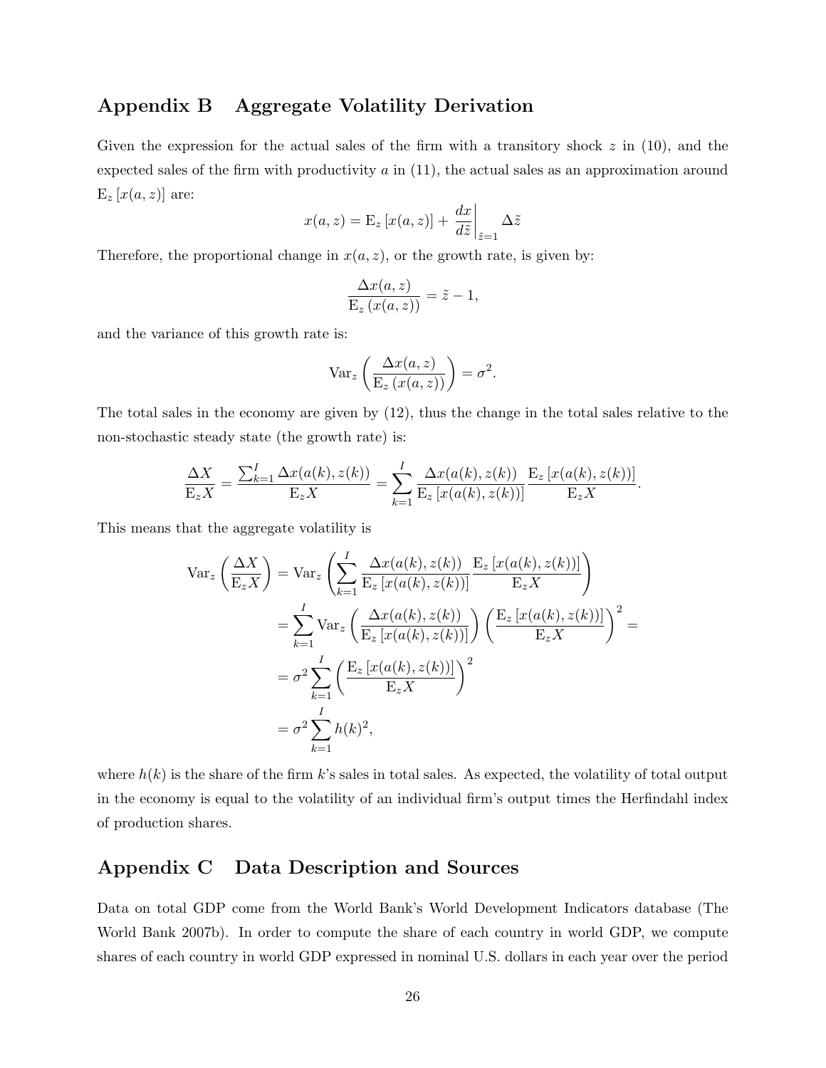## Appendix B Aggregate Volatility Derivation

Given the expression for the actual sales of the firm with a transitory shock $z$ in (10), and the expected sales of the firm with productivity $a$ in (11), the actual sales as an approximation around $\mathrm{E}_z[x(a,z)]$ are:

$$x(a,z) = \mathrm{E}_z[x(a,z)] + \left.\frac{dx}{d\tilde{z}}\right|_{\tilde{z}=1} \Delta\tilde{z}$$

Therefore, the proportional change in $x(a,z)$, or the growth rate, is given by:

$$\frac{\Delta x(a,z)}{\mathrm{E}_z(x(a,z))} = \tilde{z} - 1,$$

and the variance of this growth rate is:

$$\mathrm{Var}_z\left(\frac{\Delta x(a,z)}{\mathrm{E}_z(x(a,z))}\right) = \sigma^2.$$

The total sales in the economy are given by (12), thus the change in the total sales relative to the non-stochastic steady state (the growth rate) is:

$$\frac{\Delta X}{\mathrm{E}_z X} = \frac{\sum_{k=1}^{I} \Delta x(a(k), z(k))}{\mathrm{E}_z X} = \sum_{k=1}^{I} \frac{\Delta x(a(k), z(k))}{\mathrm{E}_z[x(a(k), z(k))]} \frac{\mathrm{E}_z[x(a(k), z(k))]}{\mathrm{E}_z X}.$$

This means that the aggregate volatility is

$$\begin{aligned}
\mathrm{Var}_z\left(\frac{\Delta X}{\mathrm{E}_z X}\right) &= \mathrm{Var}_z\left(\sum_{k=1}^{I} \frac{\Delta x(a(k), z(k))}{\mathrm{E}_z[x(a(k), z(k))]} \frac{\mathrm{E}_z[x(a(k), z(k))]}{\mathrm{E}_z X}\right) \\
&= \sum_{k=1}^{I} \mathrm{Var}_z\left(\frac{\Delta x(a(k), z(k))}{\mathrm{E}_z[x(a(k), z(k))]}\right) \left(\frac{\mathrm{E}_z[x(a(k), z(k))]}{\mathrm{E}_z X}\right)^2 = \\
&= \sigma^2 \sum_{k=1}^{I} \left(\frac{\mathrm{E}_z[x(a(k), z(k))]}{\mathrm{E}_z X}\right)^2 \\
&= \sigma^2 \sum_{k=1}^{I} h(k)^2,
\end{aligned}$$

where $h(k)$ is the share of the firm $k$'s sales in total sales. As expected, the volatility of total output in the economy is equal to the volatility of an individual firm's output times the Herfindahl index of production shares.

## Appendix C Data Description and Sources

Data on total GDP come from the World Bank's World Development Indicators database (The World Bank 2007b). In order to compute the share of each country in world GDP, we compute shares of each country in world GDP expressed in nominal U.S. dollars in each year over the period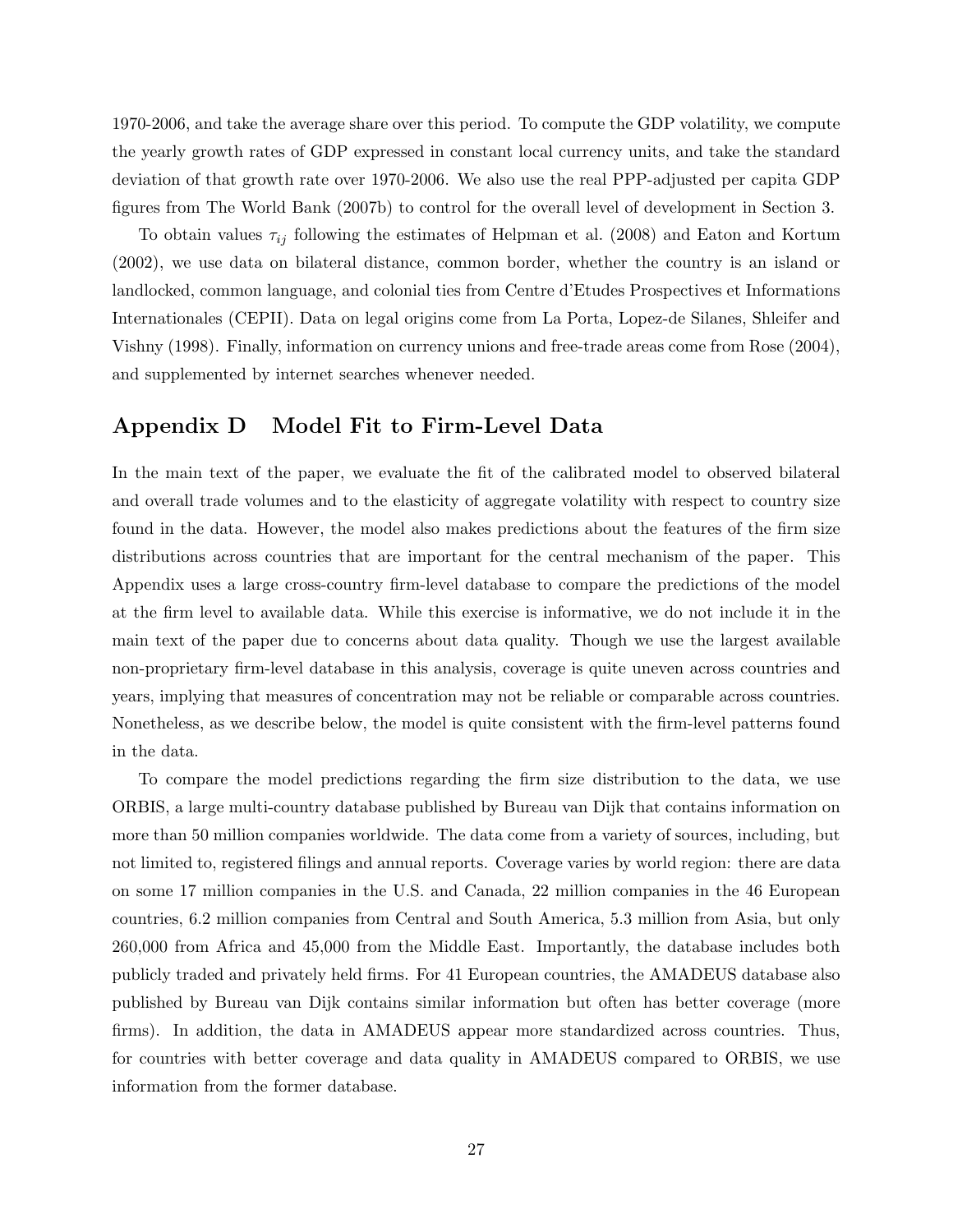1970-2006, and take the average share over this period. To compute the GDP volatility, we compute the yearly growth rates of GDP expressed in constant local currency units, and take the standard deviation of that growth rate over 1970-2006. We also use the real PPP-adjusted per capita GDP figures from The World Bank (2007b) to control for the overall level of development in Section 3.

To obtain values $\tau_{ij}$ following the estimates of Helpman et al. (2008) and Eaton and Kortum (2002), we use data on bilateral distance, common border, whether the country is an island or landlocked, common language, and colonial ties from Centre d'Etudes Prospectives et Informations Internationales (CEPII). Data on legal origins come from La Porta, Lopez-de Silanes, Shleifer and Vishny (1998). Finally, information on currency unions and free-trade areas come from Rose (2004), and supplemented by internet searches whenever needed.

## Appendix D Model Fit to Firm-Level Data

In the main text of the paper, we evaluate the fit of the calibrated model to observed bilateral and overall trade volumes and to the elasticity of aggregate volatility with respect to country size found in the data. However, the model also makes predictions about the features of the firm size distributions across countries that are important for the central mechanism of the paper. This Appendix uses a large cross-country firm-level database to compare the predictions of the model at the firm level to available data. While this exercise is informative, we do not include it in the main text of the paper due to concerns about data quality. Though we use the largest available non-proprietary firm-level database in this analysis, coverage is quite uneven across countries and years, implying that measures of concentration may not be reliable or comparable across countries. Nonetheless, as we describe below, the model is quite consistent with the firm-level patterns found in the data.

To compare the model predictions regarding the firm size distribution to the data, we use ORBIS, a large multi-country database published by Bureau van Dijk that contains information on more than 50 million companies worldwide. The data come from a variety of sources, including, but not limited to, registered filings and annual reports. Coverage varies by world region: there are data on some 17 million companies in the U.S. and Canada, 22 million companies in the 46 European countries, 6.2 million companies from Central and South America, 5.3 million from Asia, but only 260,000 from Africa and 45,000 from the Middle East. Importantly, the database includes both publicly traded and privately held firms. For 41 European countries, the AMADEUS database also published by Bureau van Dijk contains similar information but often has better coverage (more firms). In addition, the data in AMADEUS appear more standardized across countries. Thus, for countries with better coverage and data quality in AMADEUS compared to ORBIS, we use information from the former database.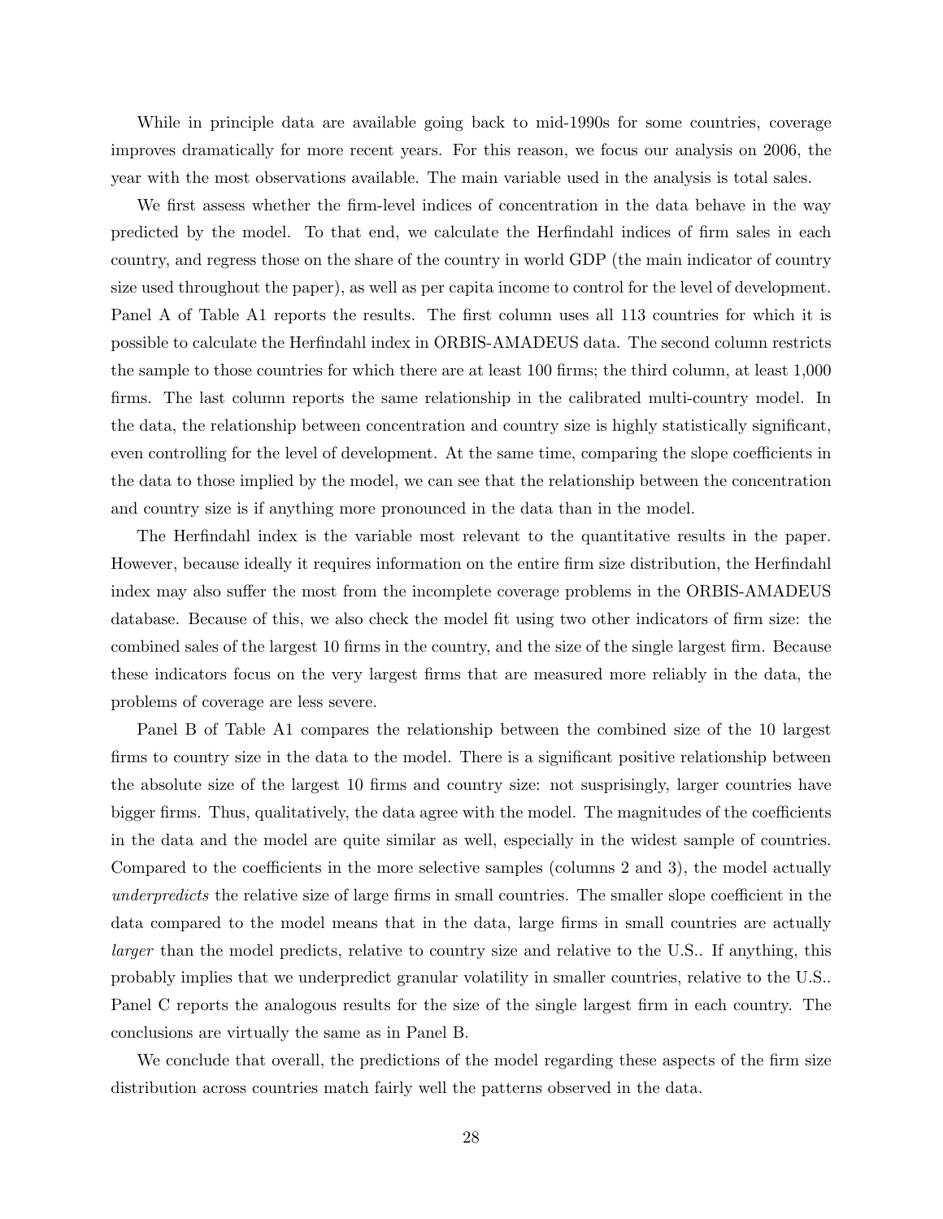While in principle data are available going back to mid-1990s for some countries, coverage improves dramatically for more recent years. For this reason, we focus our analysis on 2006, the year with the most observations available. The main variable used in the analysis is total sales.

We first assess whether the firm-level indices of concentration in the data behave in the way predicted by the model. To that end, we calculate the Herfindahl indices of firm sales in each country, and regress those on the share of the country in world GDP (the main indicator of country size used throughout the paper), as well as per capita income to control for the level of development. Panel A of Table A1 reports the results. The first column uses all 113 countries for which it is possible to calculate the Herfindahl index in ORBIS-AMADEUS data. The second column restricts the sample to those countries for which there are at least 100 firms; the third column, at least 1,000 firms. The last column reports the same relationship in the calibrated multi-country model. In the data, the relationship between concentration and country size is highly statistically significant, even controlling for the level of development. At the same time, comparing the slope coefficients in the data to those implied by the model, we can see that the relationship between the concentration and country size is if anything more pronounced in the data than in the model.

The Herfindahl index is the variable most relevant to the quantitative results in the paper. However, because ideally it requires information on the entire firm size distribution, the Herfindahl index may also suffer the most from the incomplete coverage problems in the ORBIS-AMADEUS database. Because of this, we also check the model fit using two other indicators of firm size: the combined sales of the largest 10 firms in the country, and the size of the single largest firm. Because these indicators focus on the very largest firms that are measured more reliably in the data, the problems of coverage are less severe.

Panel B of Table A1 compares the relationship between the combined size of the 10 largest firms to country size in the data to the model. There is a significant positive relationship between the absolute size of the largest 10 firms and country size: not susprisingly, larger countries have bigger firms. Thus, qualitatively, the data agree with the model. The magnitudes of the coefficients in the data and the model are quite similar as well, especially in the widest sample of countries. Compared to the coefficients in the more selective samples (columns 2 and 3), the model actually *underpredicts* the relative size of large firms in small countries. The smaller slope coefficient in the data compared to the model means that in the data, large firms in small countries are actually *larger* than the model predicts, relative to country size and relative to the U.S.. If anything, this probably implies that we underpredict granular volatility in smaller countries, relative to the U.S.. Panel C reports the analogous results for the size of the single largest firm in each country. The conclusions are virtually the same as in Panel B.

We conclude that overall, the predictions of the model regarding these aspects of the firm size distribution across countries match fairly well the patterns observed in the data.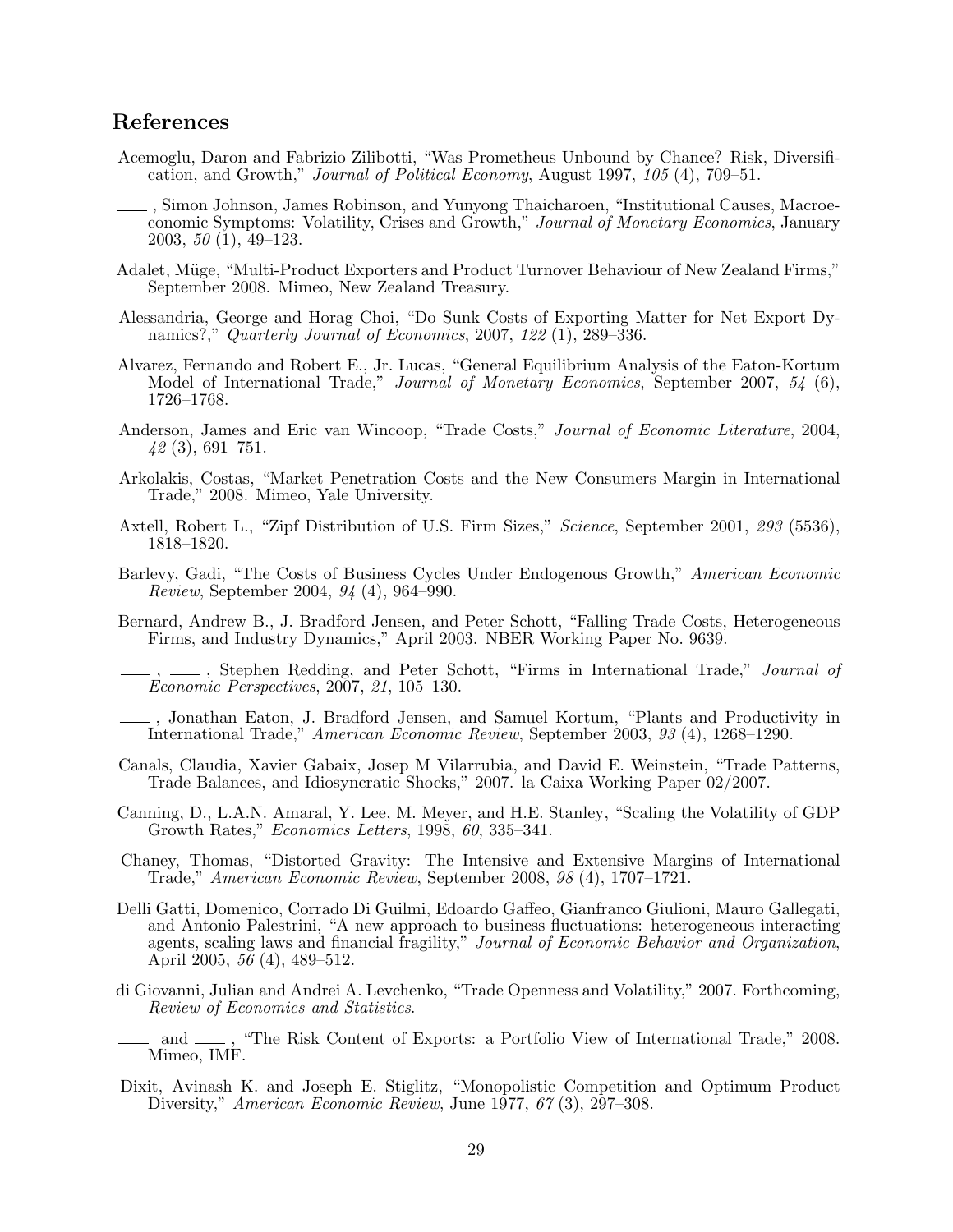## References

Acemoglu, Daron and Fabrizio Zilibotti, "Was Prometheus Unbound by Chance? Risk, Diversification, and Growth," *Journal of Political Economy*, August 1997, *105* (4), 709–51.

——, Simon Johnson, James Robinson, and Yunyong Thaicharoen, "Institutional Causes, Macroeconomic Symptoms: Volatility, Crises and Growth," *Journal of Monetary Economics*, January 2003, *50* (1), 49–123.

Adalet, Müge, "Multi-Product Exporters and Product Turnover Behaviour of New Zealand Firms," September 2008. Mimeo, New Zealand Treasury.

Alessandria, George and Horag Choi, "Do Sunk Costs of Exporting Matter for Net Export Dynamics?," *Quarterly Journal of Economics*, 2007, *122* (1), 289–336.

Alvarez, Fernando and Robert E., Jr. Lucas, "General Equilibrium Analysis of the Eaton-Kortum Model of International Trade," *Journal of Monetary Economics*, September 2007, *54* (6), 1726–1768.

Anderson, James and Eric van Wincoop, "Trade Costs," *Journal of Economic Literature*, 2004, *42* (3), 691–751.

Arkolakis, Costas, "Market Penetration Costs and the New Consumers Margin in International Trade," 2008. Mimeo, Yale University.

Axtell, Robert L., "Zipf Distribution of U.S. Firm Sizes," *Science*, September 2001, *293* (5536), 1818–1820.

Barlevy, Gadi, "The Costs of Business Cycles Under Endogenous Growth," *American Economic Review*, September 2004, *94* (4), 964–990.

Bernard, Andrew B., J. Bradford Jensen, and Peter Schott, "Falling Trade Costs, Heterogeneous Firms, and Industry Dynamics," April 2003. NBER Working Paper No. 9639.

——, ——, Stephen Redding, and Peter Schott, "Firms in International Trade," *Journal of Economic Perspectives*, 2007, *21*, 105–130.

——, Jonathan Eaton, J. Bradford Jensen, and Samuel Kortum, "Plants and Productivity in International Trade," *American Economic Review*, September 2003, *93* (4), 1268–1290.

Canals, Claudia, Xavier Gabaix, Josep M Vilarrubia, and David E. Weinstein, "Trade Patterns, Trade Balances, and Idiosyncratic Shocks," 2007. la Caixa Working Paper 02/2007.

Canning, D., L.A.N. Amaral, Y. Lee, M. Meyer, and H.E. Stanley, "Scaling the Volatility of GDP Growth Rates," *Economics Letters*, 1998, *60*, 335–341.

Chaney, Thomas, "Distorted Gravity: The Intensive and Extensive Margins of International Trade," *American Economic Review*, September 2008, *98* (4), 1707–1721.

Delli Gatti, Domenico, Corrado Di Guilmi, Edoardo Gaffeo, Gianfranco Giulioni, Mauro Gallegati, and Antonio Palestrini, "A new approach to business fluctuations: heterogeneous interacting agents, scaling laws and financial fragility," *Journal of Economic Behavior and Organization*, April 2005, *56* (4), 489–512.

di Giovanni, Julian and Andrei A. Levchenko, "Trade Openness and Volatility," 2007. Forthcoming, *Review of Economics and Statistics*.

—— and ——, "The Risk Content of Exports: a Portfolio View of International Trade," 2008. Mimeo, IMF.

Dixit, Avinash K. and Joseph E. Stiglitz, "Monopolistic Competition and Optimum Product Diversity," *American Economic Review*, June 1977, *67* (3), 297–308.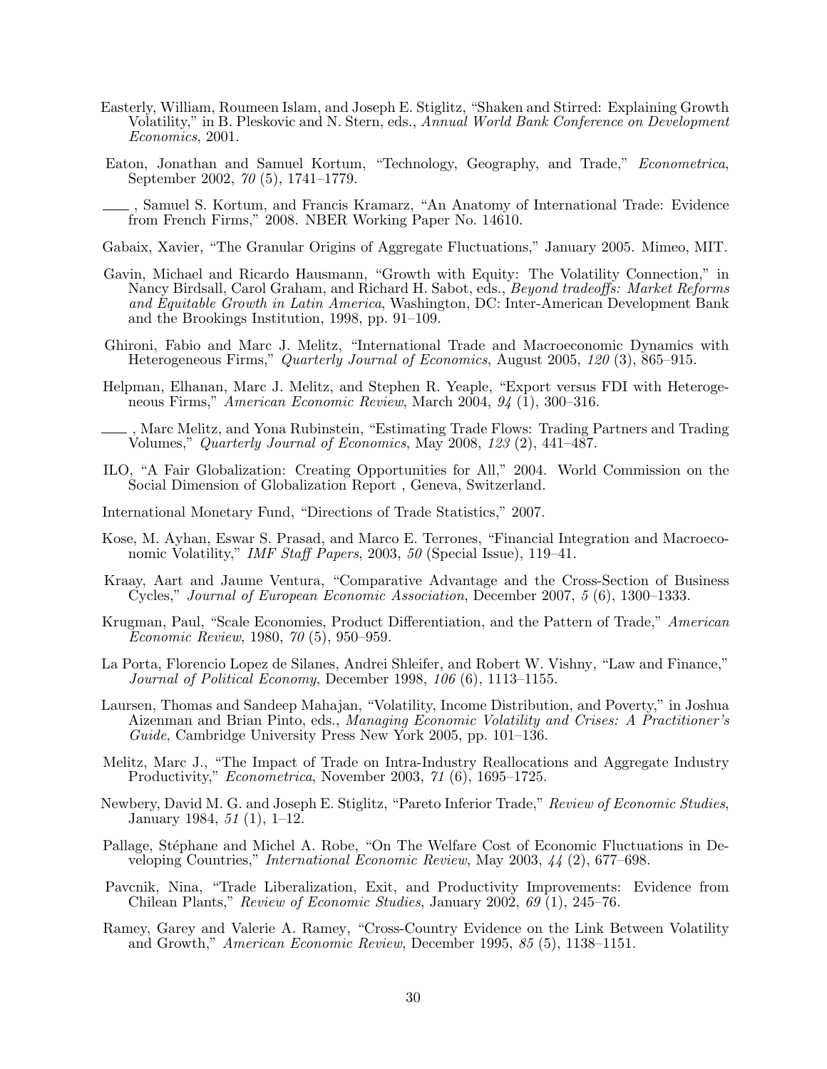Easterly, William, Roumeen Islam, and Joseph E. Stiglitz, "Shaken and Stirred: Explaining Growth Volatility," in B. Pleskovic and N. Stern, eds., *Annual World Bank Conference on Development Economics*, 2001.

Eaton, Jonathan and Samuel Kortum, "Technology, Geography, and Trade," *Econometrica*, September 2002, *70* (5), 1741–1779.

\_\_\_\_, Samuel S. Kortum, and Francis Kramarz, "An Anatomy of International Trade: Evidence from French Firms," 2008. NBER Working Paper No. 14610.

Gabaix, Xavier, "The Granular Origins of Aggregate Fluctuations," January 2005. Mimeo, MIT.

Gavin, Michael and Ricardo Hausmann, "Growth with Equity: The Volatility Connection," in Nancy Birdsall, Carol Graham, and Richard H. Sabot, eds., *Beyond tradeoffs: Market Reforms and Equitable Growth in Latin America*, Washington, DC: Inter-American Development Bank and the Brookings Institution, 1998, pp. 91–109.

Ghironi, Fabio and Marc J. Melitz, "International Trade and Macroeconomic Dynamics with Heterogeneous Firms," *Quarterly Journal of Economics*, August 2005, *120* (3), 865–915.

Helpman, Elhanan, Marc J. Melitz, and Stephen R. Yeaple, "Export versus FDI with Heterogeneous Firms," *American Economic Review*, March 2004, *94* (1), 300–316.

\_\_\_\_, Marc Melitz, and Yona Rubinstein, "Estimating Trade Flows: Trading Partners and Trading Volumes," *Quarterly Journal of Economics*, May 2008, *123* (2), 441–487.

ILO, "A Fair Globalization: Creating Opportunities for All," 2004. World Commission on the Social Dimension of Globalization Report , Geneva, Switzerland.

International Monetary Fund, "Directions of Trade Statistics," 2007.

Kose, M. Ayhan, Eswar S. Prasad, and Marco E. Terrones, "Financial Integration and Macroeconomic Volatility," *IMF Staff Papers*, 2003, *50* (Special Issue), 119–41.

Kraay, Aart and Jaume Ventura, "Comparative Advantage and the Cross-Section of Business Cycles," *Journal of European Economic Association*, December 2007, *5* (6), 1300–1333.

Krugman, Paul, "Scale Economies, Product Differentiation, and the Pattern of Trade," *American Economic Review*, 1980, *70* (5), 950–959.

La Porta, Florencio Lopez de Silanes, Andrei Shleifer, and Robert W. Vishny, "Law and Finance," *Journal of Political Economy*, December 1998, *106* (6), 1113–1155.

Laursen, Thomas and Sandeep Mahajan, "Volatility, Income Distribution, and Poverty," in Joshua Aizenman and Brian Pinto, eds., *Managing Economic Volatility and Crises: A Practitioner's Guide*, Cambridge University Press New York 2005, pp. 101–136.

Melitz, Marc J., "The Impact of Trade on Intra-Industry Reallocations and Aggregate Industry Productivity," *Econometrica*, November 2003, *71* (6), 1695–1725.

Newbery, David M. G. and Joseph E. Stiglitz, "Pareto Inferior Trade," *Review of Economic Studies*, January 1984, *51* (1), 1–12.

Pallage, Stéphane and Michel A. Robe, "On The Welfare Cost of Economic Fluctuations in Developing Countries," *International Economic Review*, May 2003, *44* (2), 677–698.

Pavcnik, Nina, "Trade Liberalization, Exit, and Productivity Improvements: Evidence from Chilean Plants," *Review of Economic Studies*, January 2002, *69* (1), 245–76.

Ramey, Garey and Valerie A. Ramey, "Cross-Country Evidence on the Link Between Volatility and Growth," *American Economic Review*, December 1995, *85* (5), 1138–1151.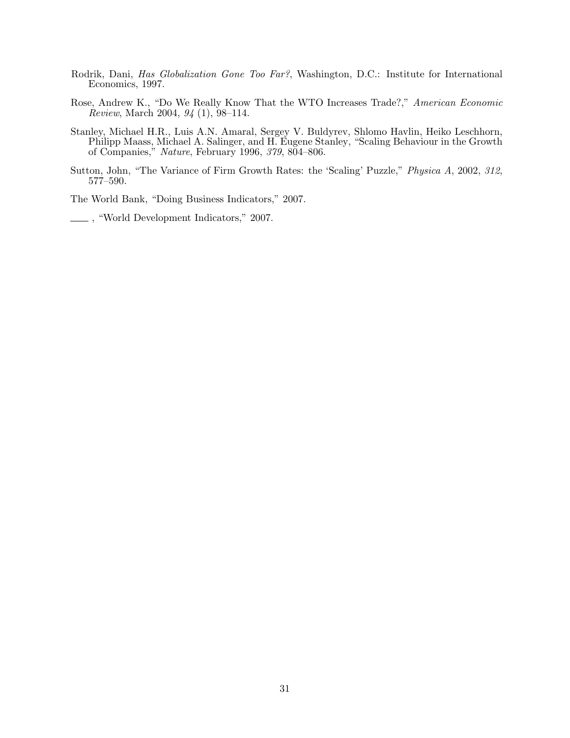Rodrik, Dani, *Has Globalization Gone Too Far?*, Washington, D.C.: Institute for International Economics, 1997.

Rose, Andrew K., "Do We Really Know That the WTO Increases Trade?," *American Economic Review*, March 2004, *94* (1), 98–114.

Stanley, Michael H.R., Luis A.N. Amaral, Sergey V. Buldyrev, Shlomo Havlin, Heiko Leschhorn, Philipp Maass, Michael A. Salinger, and H. Eugene Stanley, "Scaling Behaviour in the Growth of Companies," *Nature*, February 1996, *379*, 804–806.

Sutton, John, "The Variance of Firm Growth Rates: the 'Scaling' Puzzle," *Physica A*, 2002, *312*, 577–590.

The World Bank, "Doing Business Indicators," 2007.

\_\_\_\_ , "World Development Indicators," 2007.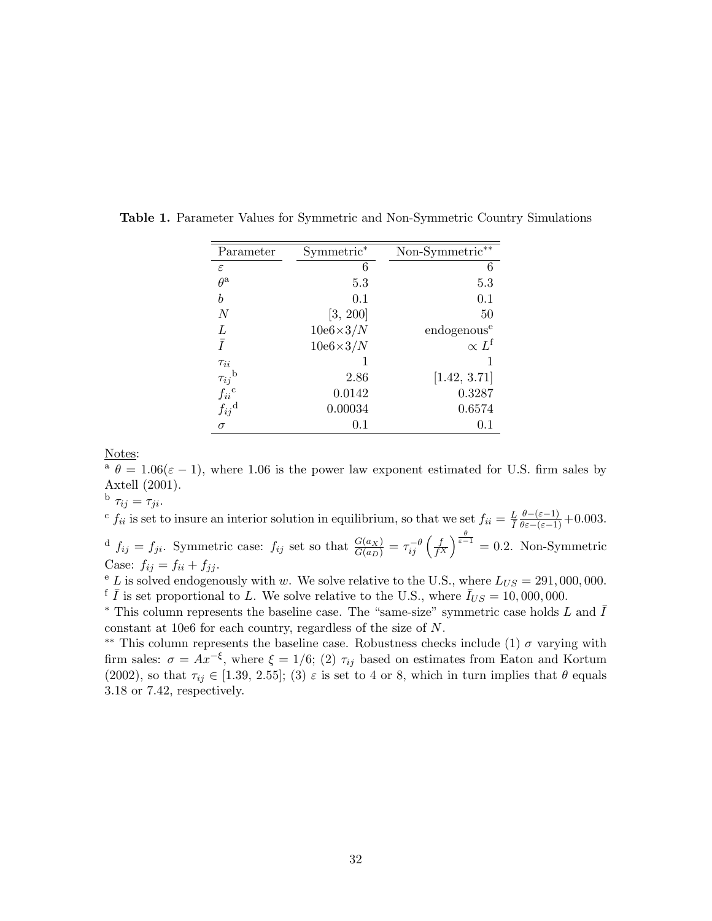**Table 1.** Parameter Values for Symmetric and Non-Symmetric Country Simulations

| Parameter | Symmetric* | Non-Symmetric** |
|---|---|---|
| $\varepsilon$ | 6 | 6 |
| $\theta$[a] | 5.3 | 5.3 |
| $b$ | 0.1 | 0.1 |
| $N$ | [3, 200] | 50 |
| $L$ | 10e6×3/$N$ | endogenous[e] |
| $\bar{I}$ | 10e6×3/$N$ | $\propto L$[f] |
| $\tau_{ii}$ | 1 | 1 |
| $\tau_{ij}$[b] | 2.86 | [1.42, 3.71] |
| $f_{ii}$[c] | 0.0142 | 0.3287 |
| $f_{ij}$[d] | 0.00034 | 0.6574 |
| $\sigma$ | 0.1 | 0.1 |

Notes:

[a] $\theta = 1.06(\varepsilon - 1)$, where 1.06 is the power law exponent estimated for U.S. firm sales by Axtell (2001).

[b] $\tau_{ij} = \tau_{ji}$.

[c] $f_{ii}$ is set to insure an interior solution in equilibrium, so that we set $f_{ii} = \frac{L}{I}\frac{\theta-(\varepsilon-1)}{\theta\varepsilon-(\varepsilon-1)}+0.003$.

[d] $f_{ij} = f_{ji}$. Symmetric case: $f_{ij}$ set so that $\frac{G(a_X)}{G(a_D)} = \tau_{ij}^{-\theta}\left(\frac{f}{f^X}\right)^{\frac{\theta}{\varepsilon-1}} = 0.2$. Non-Symmetric Case: $f_{ij} = f_{ii} + f_{jj}$.

[e] $L$ is solved endogenously with $w$. We solve relative to the U.S., where $L_{US} = 291,000,000$.

[f] $\bar{I}$ is set proportional to $L$. We solve relative to the U.S., where $\bar{I}_{US} = 10,000,000$.

* This column represents the baseline case. The "same-size" symmetric case holds $L$ and $\bar{I}$ constant at 10e6 for each country, regardless of the size of $N$.

** This column represents the baseline case. Robustness checks include (1) $\sigma$ varying with firm sales: $\sigma = Ax^{-\xi}$, where $\xi = 1/6$; (2) $\tau_{ij}$ based on estimates from Eaton and Kortum (2002), so that $\tau_{ij} \in [1.39, 2.55]$; (3) $\varepsilon$ is set to 4 or 8, which in turn implies that $\theta$ equals 3.18 or 7.42, respectively.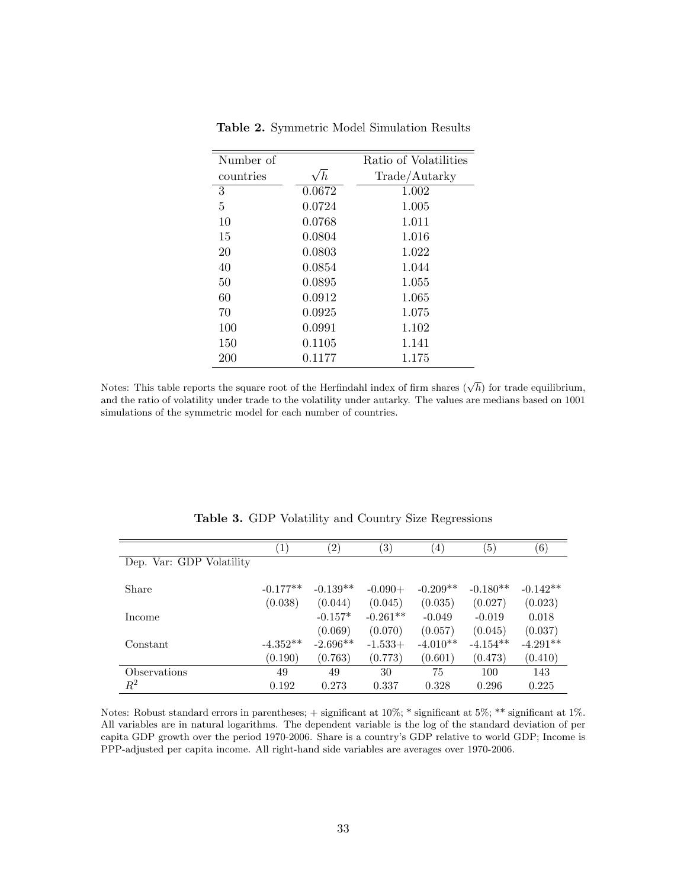**Table 2.** Symmetric Model Simulation Results

| Number of countries | $\sqrt{h}$ | Ratio of Volatilities Trade/Autarky |
|---|---|---|
| 3 | 0.0672 | 1.002 |
| 5 | 0.0724 | 1.005 |
| 10 | 0.0768 | 1.011 |
| 15 | 0.0804 | 1.016 |
| 20 | 0.0803 | 1.022 |
| 40 | 0.0854 | 1.044 |
| 50 | 0.0895 | 1.055 |
| 60 | 0.0912 | 1.065 |
| 70 | 0.0925 | 1.075 |
| 100 | 0.0991 | 1.102 |
| 150 | 0.1105 | 1.141 |
| 200 | 0.1177 | 1.175 |

Notes: This table reports the square root of the Herfindahl index of firm shares ($\sqrt{h}$) for trade equilibrium, and the ratio of volatility under trade to the volatility under autarky. The values are medians based on 1001 simulations of the symmetric model for each number of countries.

**Table 3.** GDP Volatility and Country Size Regressions

| | (1) | (2) | (3) | (4) | (5) | (6) |
|---|---|---|---|---|---|---|
| Dep. Var: GDP Volatility | | | | | | |
| Share | -0.177** | -0.139** | -0.090+ | -0.209** | -0.180** | -0.142** |
| | (0.038) | (0.044) | (0.045) | (0.035) | (0.027) | (0.023) |
| Income | | -0.157* | -0.261** | -0.049 | -0.019 | 0.018 |
| | | (0.069) | (0.070) | (0.057) | (0.045) | (0.037) |
| Constant | -4.352** | -2.696** | -1.533+ | -4.010** | -4.154** | -4.291** |
| | (0.190) | (0.763) | (0.773) | (0.601) | (0.473) | (0.410) |
| Observations | 49 | 49 | 30 | 75 | 100 | 143 |
| $R^2$ | 0.192 | 0.273 | 0.337 | 0.328 | 0.296 | 0.225 |

Notes: Robust standard errors in parentheses; + significant at 10%; * significant at 5%; ** significant at 1%. All variables are in natural logarithms. The dependent variable is the log of the standard deviation of per capita GDP growth over the period 1970-2006. Share is a country's GDP relative to world GDP; Income is PPP-adjusted per capita income. All right-hand side variables are averages over 1970-2006.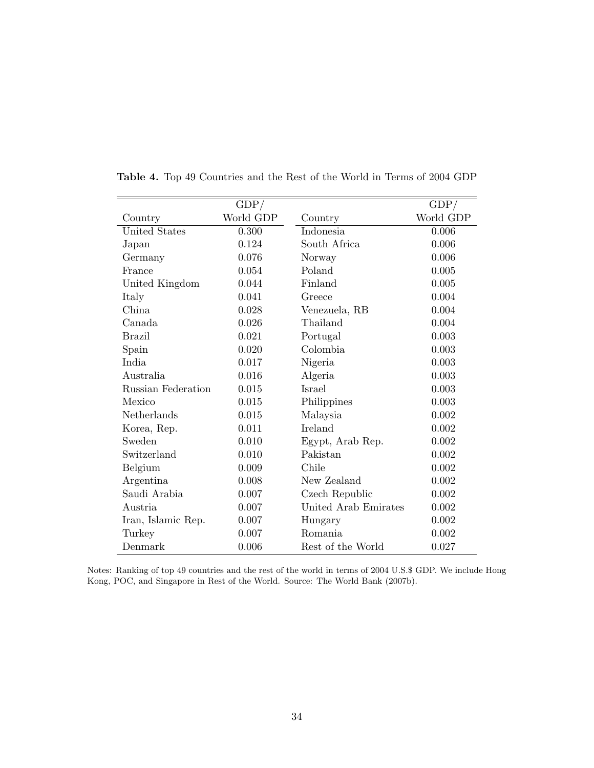**Table 4.** Top 49 Countries and the Rest of the World in Terms of 2004 GDP

| Country | GDP/ World GDP | Country | GDP/ World GDP |
|---|---|---|---|
| United States | 0.300 | Indonesia | 0.006 |
| Japan | 0.124 | South Africa | 0.006 |
| Germany | 0.076 | Norway | 0.006 |
| France | 0.054 | Poland | 0.005 |
| United Kingdom | 0.044 | Finland | 0.005 |
| Italy | 0.041 | Greece | 0.004 |
| China | 0.028 | Venezuela, RB | 0.004 |
| Canada | 0.026 | Thailand | 0.004 |
| Brazil | 0.021 | Portugal | 0.003 |
| Spain | 0.020 | Colombia | 0.003 |
| India | 0.017 | Nigeria | 0.003 |
| Australia | 0.016 | Algeria | 0.003 |
| Russian Federation | 0.015 | Israel | 0.003 |
| Mexico | 0.015 | Philippines | 0.003 |
| Netherlands | 0.015 | Malaysia | 0.002 |
| Korea, Rep. | 0.011 | Ireland | 0.002 |
| Sweden | 0.010 | Egypt, Arab Rep. | 0.002 |
| Switzerland | 0.010 | Pakistan | 0.002 |
| Belgium | 0.009 | Chile | 0.002 |
| Argentina | 0.008 | New Zealand | 0.002 |
| Saudi Arabia | 0.007 | Czech Republic | 0.002 |
| Austria | 0.007 | United Arab Emirates | 0.002 |
| Iran, Islamic Rep. | 0.007 | Hungary | 0.002 |
| Turkey | 0.007 | Romania | 0.002 |
| Denmark | 0.006 | Rest of the World | 0.027 |

Notes: Ranking of top 49 countries and the rest of the world in terms of 2004 U.S.$ GDP. We include Hong Kong, POC, and Singapore in Rest of the World. Source: The World Bank (2007b).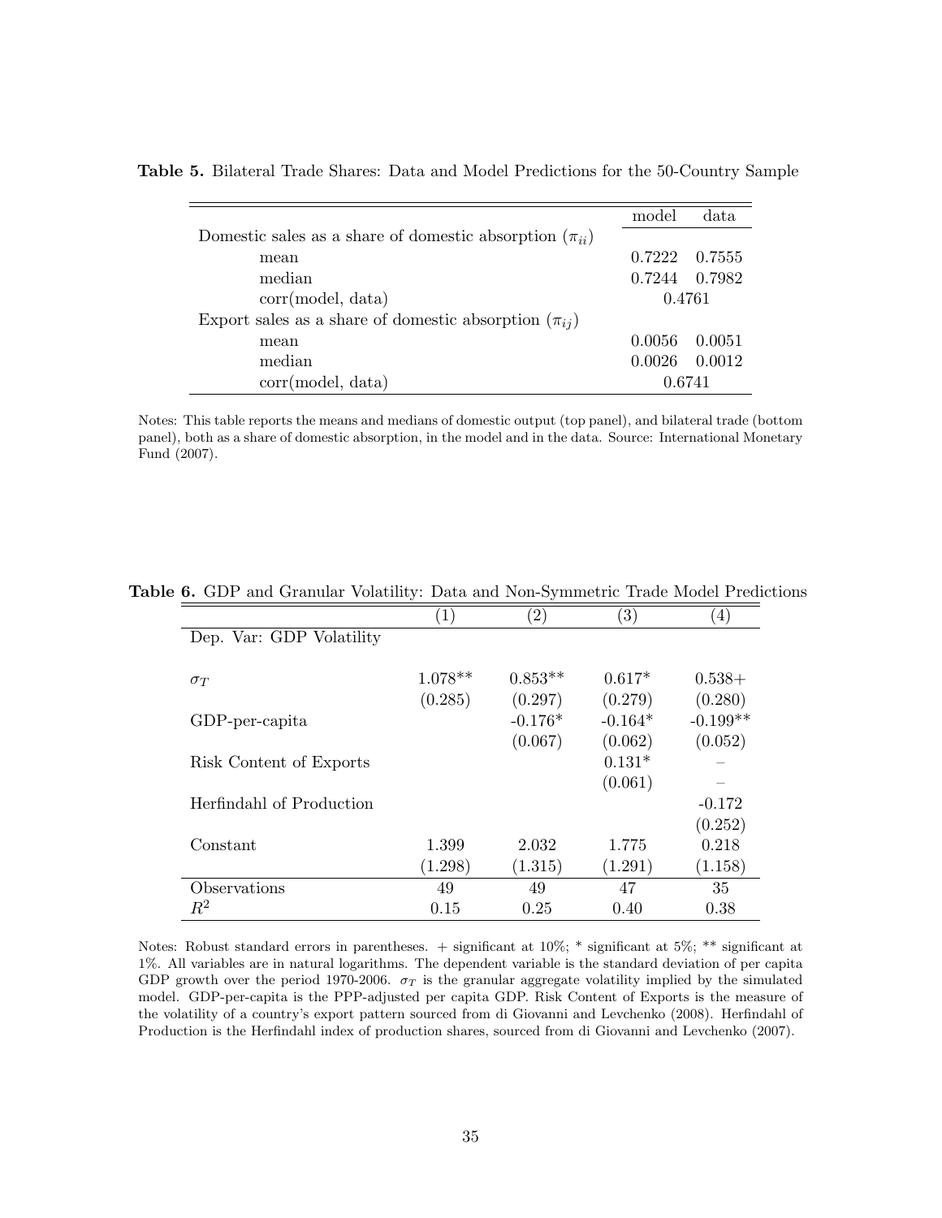**Table 5.** Bilateral Trade Shares: Data and Model Predictions for the 50-Country Sample

| | model | data |
|---|---|---|
| Domestic sales as a share of domestic absorption ($\pi_{ii}$) | | |
| mean | 0.7222 | 0.7555 |
| median | 0.7244 | 0.7982 |
| corr(model, data) | 0.4761 | |
| Export sales as a share of domestic absorption ($\pi_{ij}$) | | |
| mean | 0.0056 | 0.0051 |
| median | 0.0026 | 0.0012 |
| corr(model, data) | 0.6741 | |

Notes: This table reports the means and medians of domestic output (top panel), and bilateral trade (bottom panel), both as a share of domestic absorption, in the model and in the data. Source: International Monetary Fund (2007).

**Table 6.** GDP and Granular Volatility: Data and Non-Symmetric Trade Model Predictions

| | (1) | (2) | (3) | (4) |
|---|---|---|---|---|
| Dep. Var: GDP Volatility | | | | |
| $\sigma_T$ | 1.078** | 0.853** | 0.617* | 0.538+ |
| | (0.285) | (0.297) | (0.279) | (0.280) |
| GDP-per-capita | | -0.176* | -0.164* | -0.199** |
| | | (0.067) | (0.062) | (0.052) |
| Risk Content of Exports | | | 0.131* | – |
| | | | (0.061) | – |
| Herfindahl of Production | | | | -0.172 |
| | | | | (0.252) |
| Constant | 1.399 | 2.032 | 1.775 | 0.218 |
| | (1.298) | (1.315) | (1.291) | (1.158) |
| Observations | 49 | 49 | 47 | 35 |
| $R^2$ | 0.15 | 0.25 | 0.40 | 0.38 |

Notes: Robust standard errors in parentheses. + significant at 10%; * significant at 5%; ** significant at 1%. All variables are in natural logarithms. The dependent variable is the standard deviation of per capita GDP growth over the period 1970-2006. $\sigma_T$ is the granular aggregate volatility implied by the simulated model. GDP-per-capita is the PPP-adjusted per capita GDP. Risk Content of Exports is the measure of the volatility of a country's export pattern sourced from di Giovanni and Levchenko (2008). Herfindahl of Production is the Herfindahl index of production shares, sourced from di Giovanni and Levchenko (2007).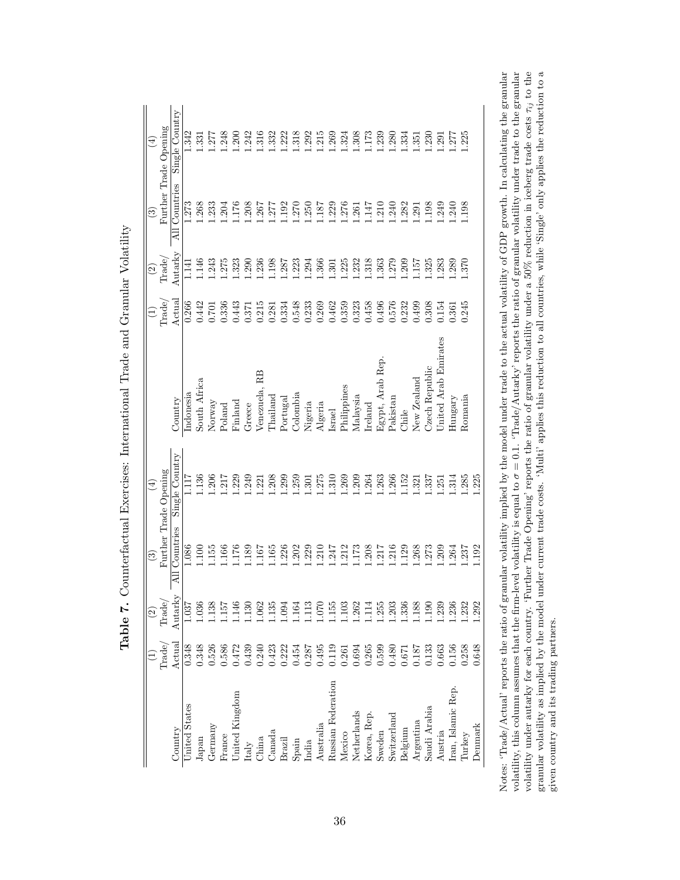**Table 7.** Counterfactual Exercises: International Trade and Granular Volatility

| | (1) | (2) | (3) | (4) | | (1) | (2) | (3) | (4) |
|---|---|---|---|---|---|---|---|---|---|
| | Trade/ | Trade/ | Further Trade Opening | | | Trade/ | Trade/ | Further Trade Opening | |
| Country | Actual | Autarky | All Countries | Single Country | Country | Actual | Autarky | All Countries | Single Country |
| United States | 0.348 | 1.037 | 1.086 | 1.117 | Indonesia | 0.266 | 1.141 | 1.273 | 1.342 |
| Japan | 0.348 | 1.036 | 1.100 | 1.136 | South Africa | 0.442 | 1.146 | 1.268 | 1.331 |
| Germany | 0.526 | 1.138 | 1.155 | 1.206 | Norway | 0.701 | 1.243 | 1.233 | 1.277 |
| France | 0.586 | 1.157 | 1.166 | 1.217 | Poland | 0.336 | 1.275 | 1.204 | 1.248 |
| United Kingdom | 0.472 | 1.146 | 1.176 | 1.229 | Finland | 0.443 | 1.323 | 1.176 | 1.200 |
| Italy | 0.439 | 1.130 | 1.189 | 1.249 | Greece | 0.371 | 1.290 | 1.208 | 1.242 |
| China | 0.240 | 1.062 | 1.167 | 1.221 | Venezuela, RB | 0.215 | 1.236 | 1.267 | 1.316 |
| Canada | 0.423 | 1.135 | 1.165 | 1.208 | Thailand | 0.281 | 1.198 | 1.277 | 1.332 |
| Brazil | 0.222 | 1.094 | 1.226 | 1.299 | Portugal | 0.334 | 1.287 | 1.192 | 1.222 |
| Spain | 0.454 | 1.164 | 1.202 | 1.259 | Colombia | 0.548 | 1.223 | 1.270 | 1.318 |
| India | 0.287 | 1.113 | 1.229 | 1.301 | Nigeria | 0.233 | 1.294 | 1.250 | 1.292 |
| Australia | 0.495 | 1.070 | 1.210 | 1.275 | Algeria | 0.269 | 1.366 | 1.187 | 1.215 |
| Russian Federation | 0.119 | 1.155 | 1.247 | 1.310 | Israel | 0.462 | 1.301 | 1.229 | 1.269 |
| Mexico | 0.261 | 1.103 | 1.212 | 1.269 | Philippines | 0.359 | 1.225 | 1.276 | 1.324 |
| Netherlands | 0.694 | 1.262 | 1.173 | 1.209 | Malaysia | 0.323 | 1.232 | 1.261 | 1.308 |
| Korea, Rep. | 0.265 | 1.114 | 1.208 | 1.264 | Ireland | 0.458 | 1.318 | 1.147 | 1.173 |
| Sweden | 0.599 | 1.255 | 1.217 | 1.263 | Egypt, Arab Rep. | 0.496 | 1.363 | 1.210 | 1.239 |
| Switzerland | 0.480 | 1.203 | 1.216 | 1.266 | Pakistan | 0.576 | 1.279 | 1.240 | 1.280 |
| Belgium | 0.671 | 1.336 | 1.129 | 1.152 | Chile | 0.232 | 1.209 | 1.282 | 1.334 |
| Argentina | 0.187 | 1.188 | 1.268 | 1.321 | New Zealand | 0.499 | 1.157 | 1.291 | 1.351 |
| Saudi Arabia | 0.133 | 1.190 | 1.273 | 1.337 | Czech Republic | 0.308 | 1.325 | 1.198 | 1.230 |
| Austria | 0.663 | 1.239 | 1.209 | 1.251 | United Arab Emirates | 0.154 | 1.283 | 1.249 | 1.291 |
| Iran, Islamic Rep. | 0.156 | 1.236 | 1.264 | 1.314 | Hungary | 0.361 | 1.289 | 1.240 | 1.277 |
| Turkey | 0.258 | 1.232 | 1.237 | 1.285 | Romania | 0.245 | 1.370 | 1.198 | 1.225 |
| Denmark | 0.648 | 1.292 | 1.192 | 1.225 | | | | | |

Notes: 'Trade/Actual' reports the ratio of granular volatility implied by the model under trade to the actual volatility of GDP growth. In calculating the granular volatility, this column assumes that the firm-level volatility is equal to $\sigma = 0.1$. 'Trade/Autarky' reports the ratio of granular volatility under trade to the granular volatility under autarky for each country. 'Further Trade Opening' reports the ratio of granular volatility under a 50% reduction in iceberg trade costs $\tau_{ij}$ to the granular volatility as implied by the model under current trade costs. 'Multi' applies this reduction to all countries, while 'Single' only applies the reduction to a given country and its trading partners.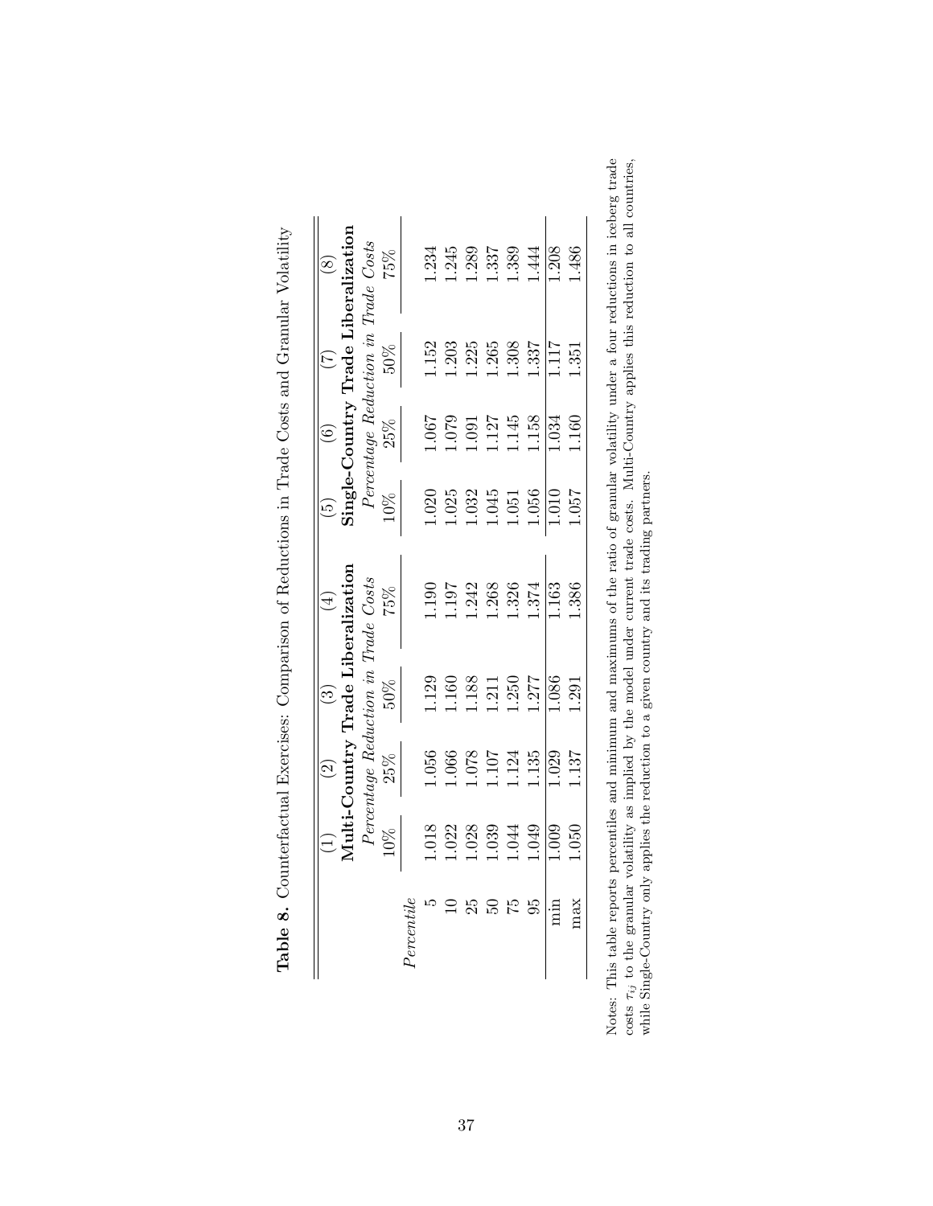**Table 8.** Counterfactual Exercises: Comparison of Reductions in Trade Costs and Granular Volatility

| | (1) | (2) | (3) | (4) | (5) | (6) | (7) | (8) |
|---|---|---|---|---|---|---|---|---|
| | **Multi-Country Trade Liberalization** | | | | **Single-Country Trade Liberalization** | | | |
| | *Percentage Reduction in Trade Costs* | | | | *Percentage Reduction in Trade Costs* | | | |
| | 10% | 25% | 50% | 75% | 10% | 25% | 50% | 75% |
| *Percentile* | | | | | | | | |
| 5 | 1.018 | 1.056 | 1.129 | 1.190 | 1.020 | 1.067 | 1.152 | 1.234 |
| 10 | 1.022 | 1.066 | 1.160 | 1.197 | 1.025 | 1.079 | 1.203 | 1.245 |
| 25 | 1.028 | 1.078 | 1.188 | 1.242 | 1.032 | 1.091 | 1.225 | 1.289 |
| 50 | 1.039 | 1.107 | 1.211 | 1.268 | 1.045 | 1.127 | 1.265 | 1.337 |
| 75 | 1.044 | 1.124 | 1.250 | 1.326 | 1.051 | 1.145 | 1.308 | 1.389 |
| 95 | 1.049 | 1.135 | 1.277 | 1.374 | 1.056 | 1.158 | 1.337 | 1.444 |
| min | 1.009 | 1.029 | 1.086 | 1.163 | 1.010 | 1.034 | 1.117 | 1.208 |
| max | 1.050 | 1.137 | 1.291 | 1.386 | 1.057 | 1.160 | 1.351 | 1.486 |

Notes: This table reports percentiles and minimum and maximums of the ratio of granular volatility under a four reductions in iceberg trade costs $\tau_{ij}$ to the granular volatility as implied by the model under current trade costs. Multi-Country applies this reduction to all countries, while Single-Country only applies the reduction to a given country and its trading partners.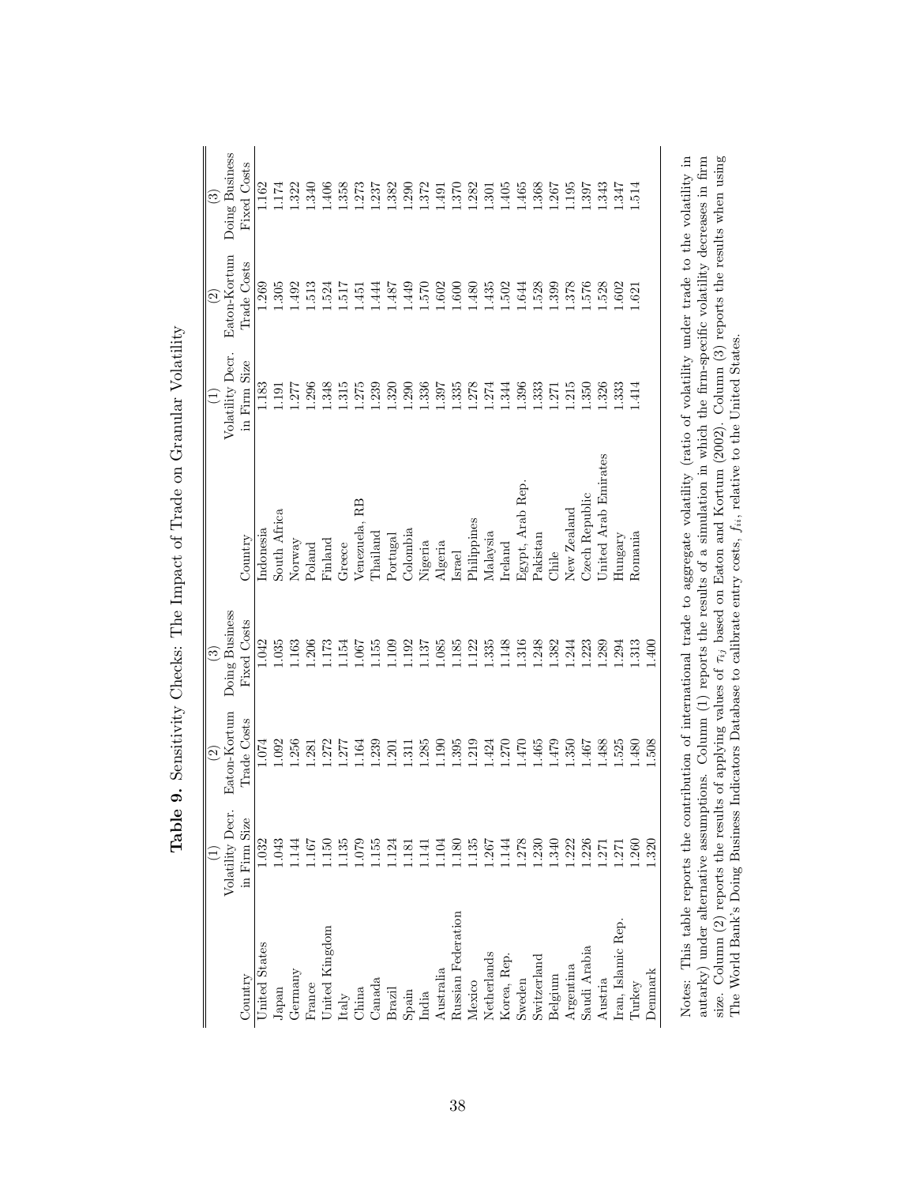**Table 9.** Sensitivity Checks: The Impact of Trade on Granular Volatility

| Country | (1) Volatility Decr. in Firm Size | (2) Eaton-Kortum Trade Costs | (3) Doing Business Fixed Costs | Country | (1) Volatility Decr. in Firm Size | (2) Eaton-Kortum Trade Costs | (3) Doing Business Fixed Costs |
|---|---|---|---|---|---|---|---|
| United States | 1.032 | 1.074 | 1.042 | Indonesia | 1.183 | 1.269 | 1.162 |
| Japan | 1.043 | 1.092 | 1.035 | South Africa | 1.191 | 1.305 | 1.174 |
| Germany | 1.144 | 1.256 | 1.163 | Norway | 1.277 | 1.492 | 1.322 |
| France | 1.167 | 1.281 | 1.206 | Poland | 1.296 | 1.513 | 1.340 |
| United Kingdom | 1.150 | 1.272 | 1.173 | Finland | 1.348 | 1.524 | 1.406 |
| Italy | 1.135 | 1.277 | 1.154 | Greece | 1.315 | 1.517 | 1.358 |
| China | 1.079 | 1.164 | 1.067 | Venezuela, RB | 1.275 | 1.451 | 1.273 |
| Canada | 1.155 | 1.239 | 1.155 | Thailand | 1.239 | 1.444 | 1.237 |
| Brazil | 1.124 | 1.201 | 1.109 | Portugal | 1.320 | 1.487 | 1.382 |
| Spain | 1.181 | 1.311 | 1.192 | Colombia | 1.290 | 1.449 | 1.290 |
| India | 1.141 | 1.285 | 1.137 | Nigeria | 1.336 | 1.570 | 1.372 |
| Australia | 1.104 | 1.190 | 1.085 | Algeria | 1.397 | 1.602 | 1.491 |
| Russian Federation | 1.180 | 1.395 | 1.185 | Israel | 1.335 | 1.600 | 1.370 |
| Mexico | 1.135 | 1.219 | 1.122 | Philippines | 1.278 | 1.480 | 1.282 |
| Netherlands | 1.267 | 1.424 | 1.335 | Malaysia | 1.274 | 1.435 | 1.301 |
| Korea, Rep. | 1.144 | 1.270 | 1.148 | Ireland | 1.344 | 1.502 | 1.405 |
| Sweden | 1.278 | 1.470 | 1.316 | Egypt, Arab Rep. | 1.396 | 1.644 | 1.465 |
| Switzerland | 1.230 | 1.465 | 1.248 | Pakistan | 1.333 | 1.528 | 1.368 |
| Belgium | 1.340 | 1.479 | 1.382 | Chile | 1.271 | 1.399 | 1.267 |
| Argentina | 1.222 | 1.350 | 1.244 | New Zealand | 1.215 | 1.378 | 1.195 |
| Saudi Arabia | 1.226 | 1.467 | 1.223 | Czech Republic | 1.350 | 1.576 | 1.397 |
| Austria | 1.271 | 1.488 | 1.289 | United Arab Emirates | 1.326 | 1.528 | 1.343 |
| Iran, Islamic Rep. | 1.271 | 1.525 | 1.294 | Hungary | 1.333 | 1.602 | 1.347 |
| Turkey | 1.260 | 1.480 | 1.313 | Romania | 1.414 | 1.621 | 1.514 |
| Denmark | 1.320 | 1.508 | 1.400 | | | | |

Notes: This table reports the contribution of international trade to aggregate volatility (ratio of volatility under trade to the volatility in autarky) under alternative assumptions. Column (1) reports the results of a simulation in which the firm-specific volatility decreases in firm size. Column (2) reports the results of applying values of $\tau_{ij}$ based on Eaton and Kortum (2002). Column (3) reports the results when using The World Bank's Doing Business Indicators Database to calibrate entry costs, $f_{ii}$, relative to the United States.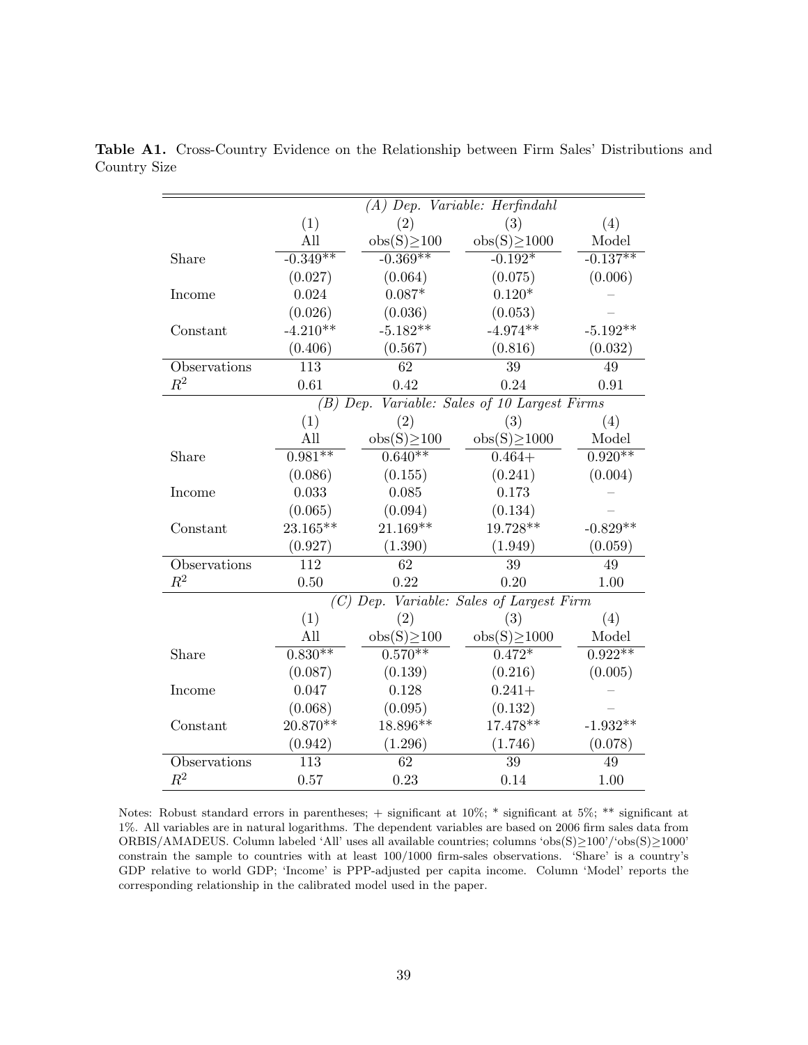**Table A1.** Cross-Country Evidence on the Relationship between Firm Sales' Distributions and Country Size

| | *(A) Dep. Variable: Herfindahl* | | | |
|---|---|---|---|---|
| | (1) | (2) | (3) | (4) |
| | All | obs(S)≥100 | obs(S)≥1000 | Model |
| Share | -0.349** | -0.369** | -0.192* | -0.137** |
| | (0.027) | (0.064) | (0.075) | (0.006) |
| Income | 0.024 | 0.087* | 0.120* | – |
| | (0.026) | (0.036) | (0.053) | – |
| Constant | -4.210** | -5.182** | -4.974** | -5.192** |
| | (0.406) | (0.567) | (0.816) | (0.032) |
| Observations | 113 | 62 | 39 | 49 |
| $R^2$ | 0.61 | 0.42 | 0.24 | 0.91 |
| | *(B) Dep. Variable: Sales of 10 Largest Firms* | | | |
| | (1) | (2) | (3) | (4) |
| | All | obs(S)≥100 | obs(S)≥1000 | Model |
| Share | 0.981** | 0.640** | 0.464+ | 0.920** |
| | (0.086) | (0.155) | (0.241) | (0.004) |
| Income | 0.033 | 0.085 | 0.173 | – |
| | (0.065) | (0.094) | (0.134) | – |
| Constant | 23.165** | 21.169** | 19.728** | -0.829** |
| | (0.927) | (1.390) | (1.949) | (0.059) |
| Observations | 112 | 62 | 39 | 49 |
| $R^2$ | 0.50 | 0.22 | 0.20 | 1.00 |
| | *(C) Dep. Variable: Sales of Largest Firm* | | | |
| | (1) | (2) | (3) | (4) |
| | All | obs(S)≥100 | obs(S)≥1000 | Model |
| Share | 0.830** | 0.570** | 0.472* | 0.922** |
| | (0.087) | (0.139) | (0.216) | (0.005) |
| Income | 0.047 | 0.128 | 0.241+ | – |
| | (0.068) | (0.095) | (0.132) | – |
| Constant | 20.870** | 18.896** | 17.478** | -1.932** |
| | (0.942) | (1.296) | (1.746) | (0.078) |
| Observations | 113 | 62 | 39 | 49 |
| $R^2$ | 0.57 | 0.23 | 0.14 | 1.00 |

Notes: Robust standard errors in parentheses; + significant at 10%; * significant at 5%; ** significant at 1%. All variables are in natural logarithms. The dependent variables are based on 2006 firm sales data from ORBIS/AMADEUS. Column labeled 'All' uses all available countries; columns 'obs(S)≥100'/'obs(S)≥1000' constrain the sample to countries with at least 100/1000 firm-sales observations. 'Share' is a country's GDP relative to world GDP; 'Income' is PPP-adjusted per capita income. Column 'Model' reports the corresponding relationship in the calibrated model used in the paper.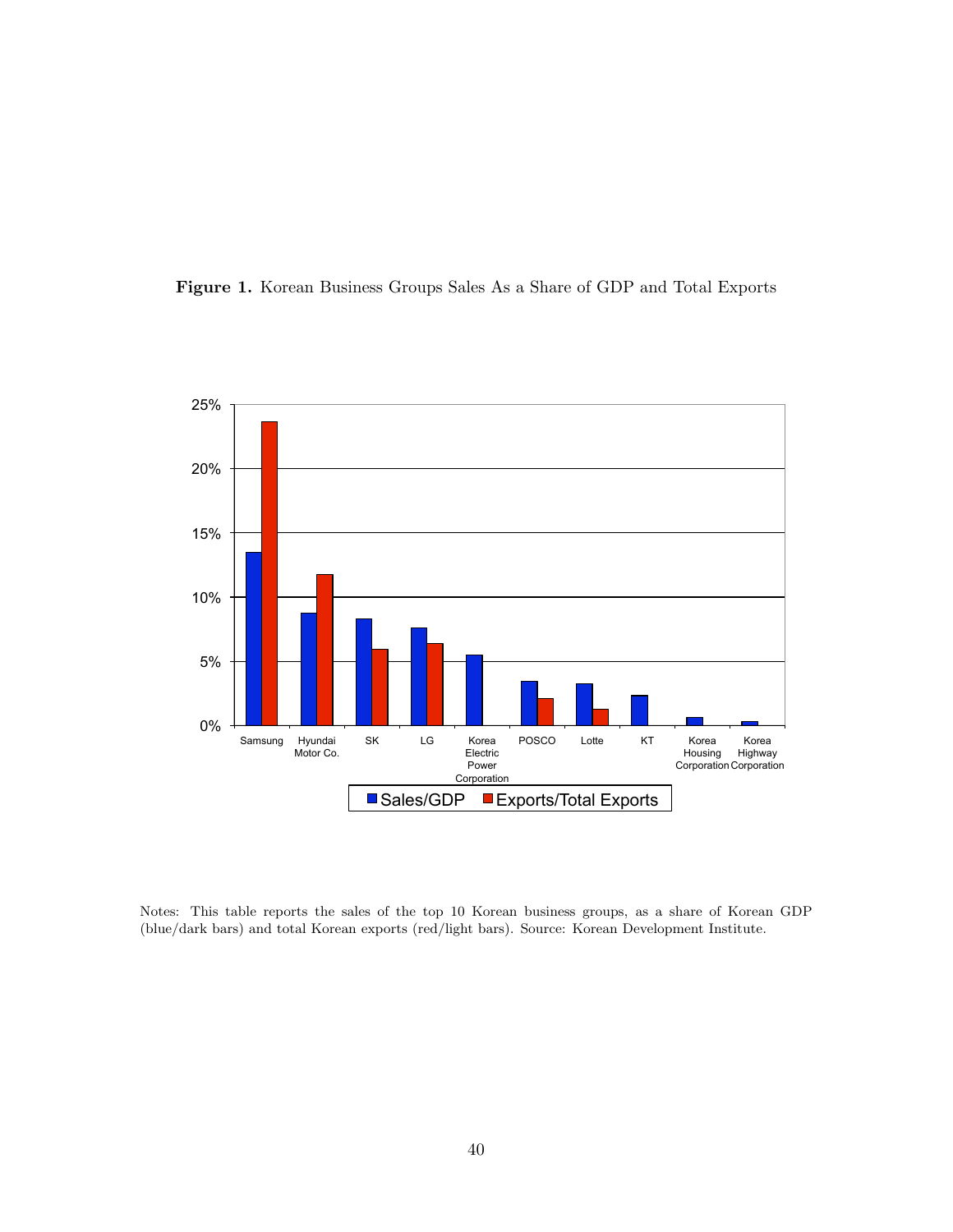**Figure 1.** Korean Business Groups Sales As a Share of GDP and Total Exports

Notes: This table reports the sales of the top 10 Korean business groups, as a share of Korean GDP (blue/dark bars) and total Korean exports (red/light bars). Source: Korean Development Institute.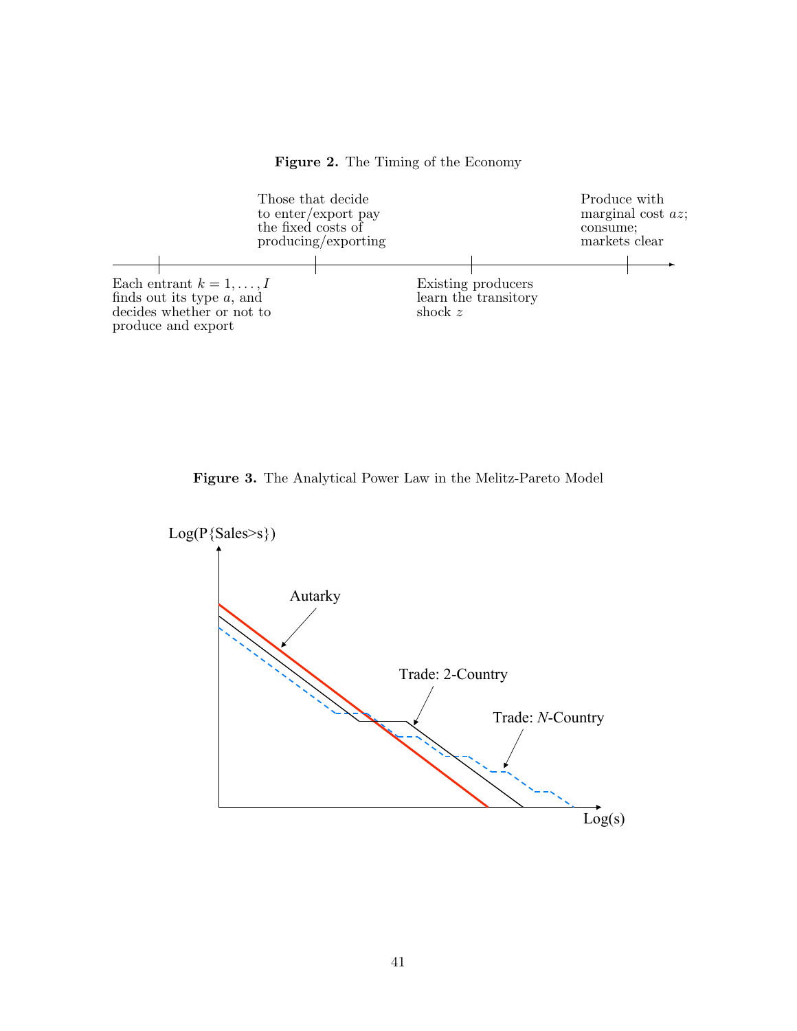**Figure 2.** The Timing of the Economy

Each entrant $k = 1, \ldots, I$ finds out its type $a$, and decides whether or not to produce and export

Those that decide to enter/export pay the fixed costs of producing/exporting

Existing producers learn the transitory shock $z$

Produce with marginal cost $az$; consume; markets clear

**Figure 3.** The Analytical Power Law in the Melitz-Pareto Model

Log(P{Sales>s})

Autarky

Trade: 2-Country

Trade: $N$-Country

Log(s)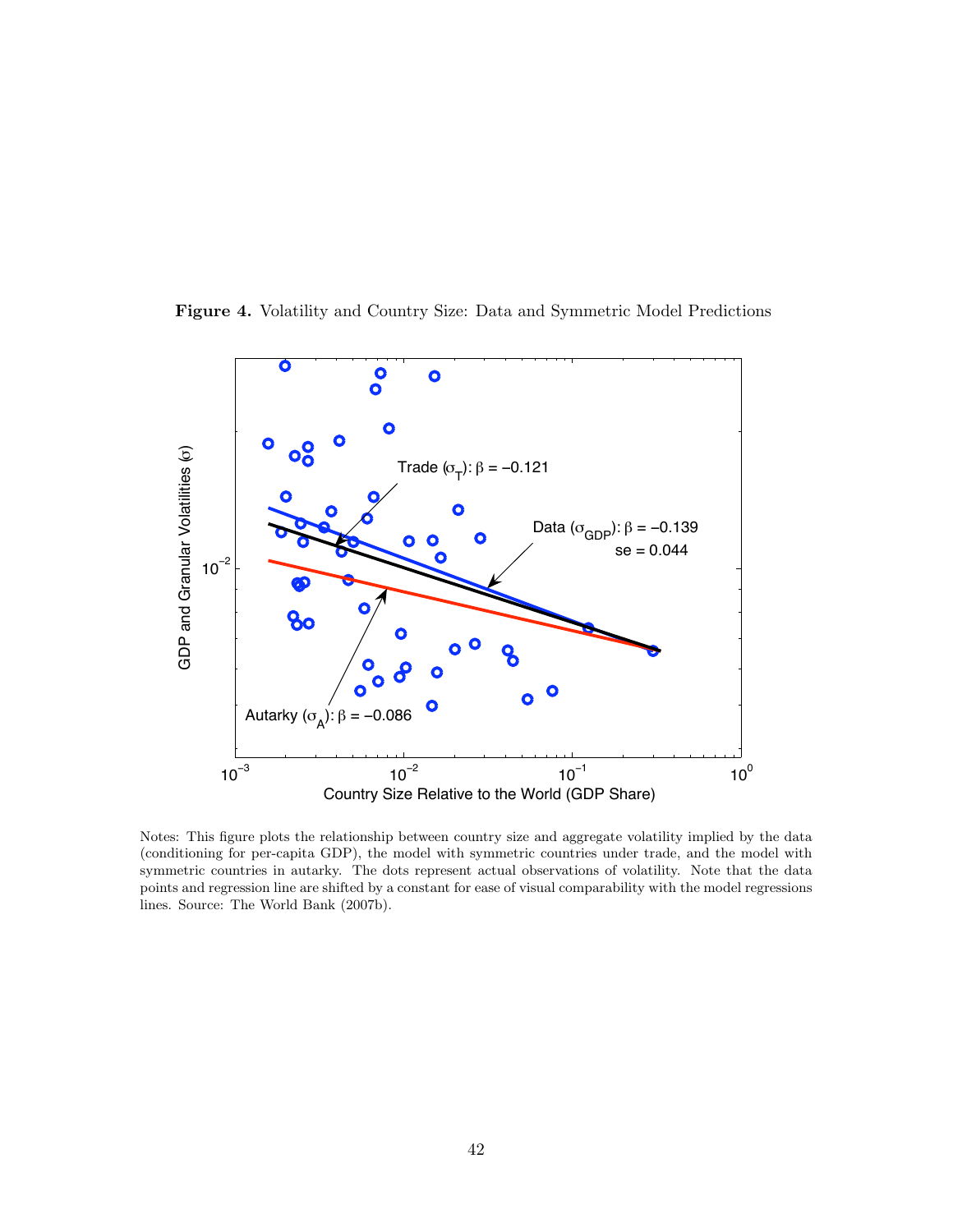**Figure 4.** Volatility and Country Size: Data and Symmetric Model Predictions

Notes: This figure plots the relationship between country size and aggregate volatility implied by the data (conditioning for per-capita GDP), the model with symmetric countries under trade, and the model with symmetric countries in autarky. The dots represent actual observations of volatility. Note that the data points and regression line are shifted by a constant for ease of visual comparability with the model regressions lines. Source: The World Bank (2007b).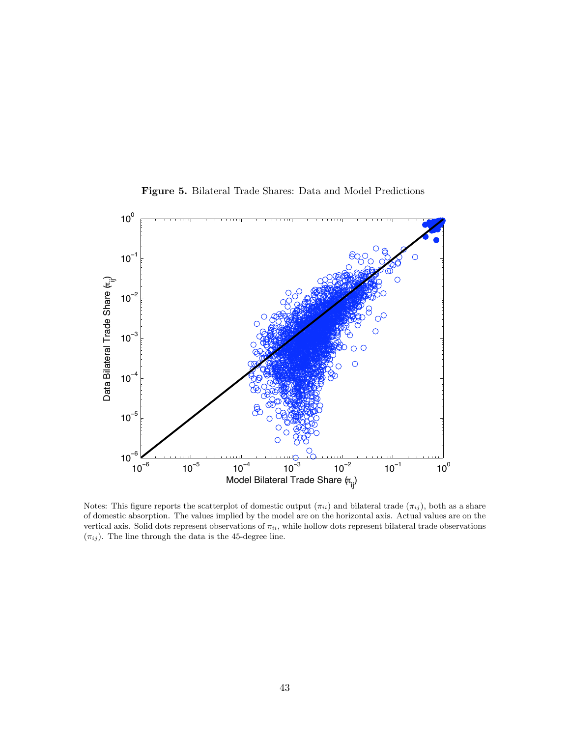**Figure 5.** Bilateral Trade Shares: Data and Model Predictions

Notes: This figure reports the scatterplot of domestic output ($\pi_{ii}$) and bilateral trade ($\pi_{ij}$), both as a share of domestic absorption. The values implied by the model are on the horizontal axis. Actual values are on the vertical axis. Solid dots represent observations of $\pi_{ii}$, while hollow dots represent bilateral trade observations ($\pi_{ij}$). The line through the data is the 45-degree line.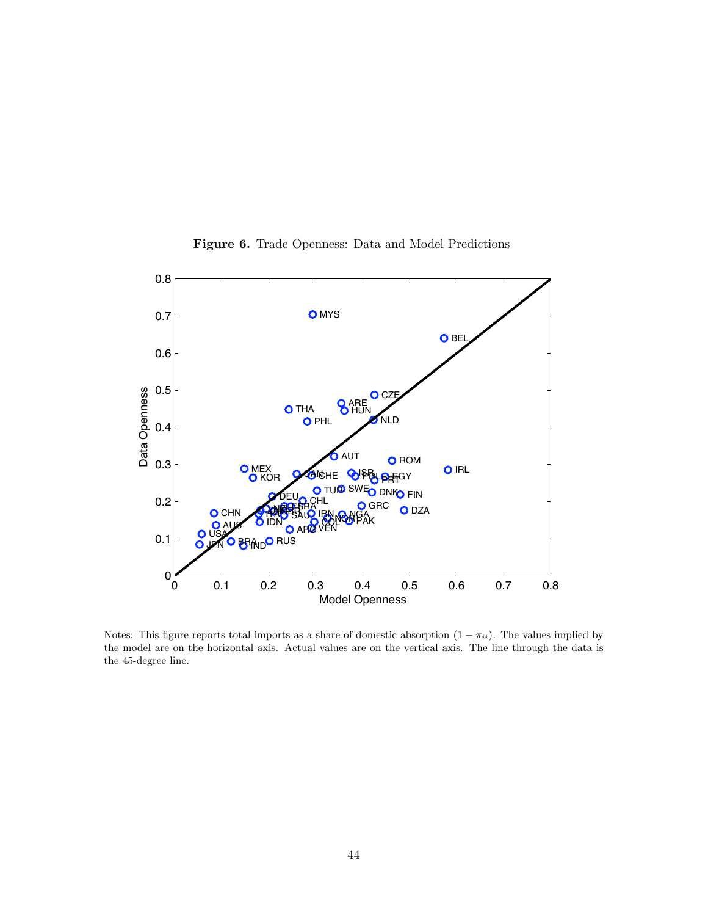**Figure 6.** Trade Openness: Data and Model Predictions

Notes: This figure reports total imports as a share of domestic absorption $(1 - \pi_{ii})$. The values implied by the model are on the horizontal axis. Actual values are on the vertical axis. The line through the data is the 45-degree line.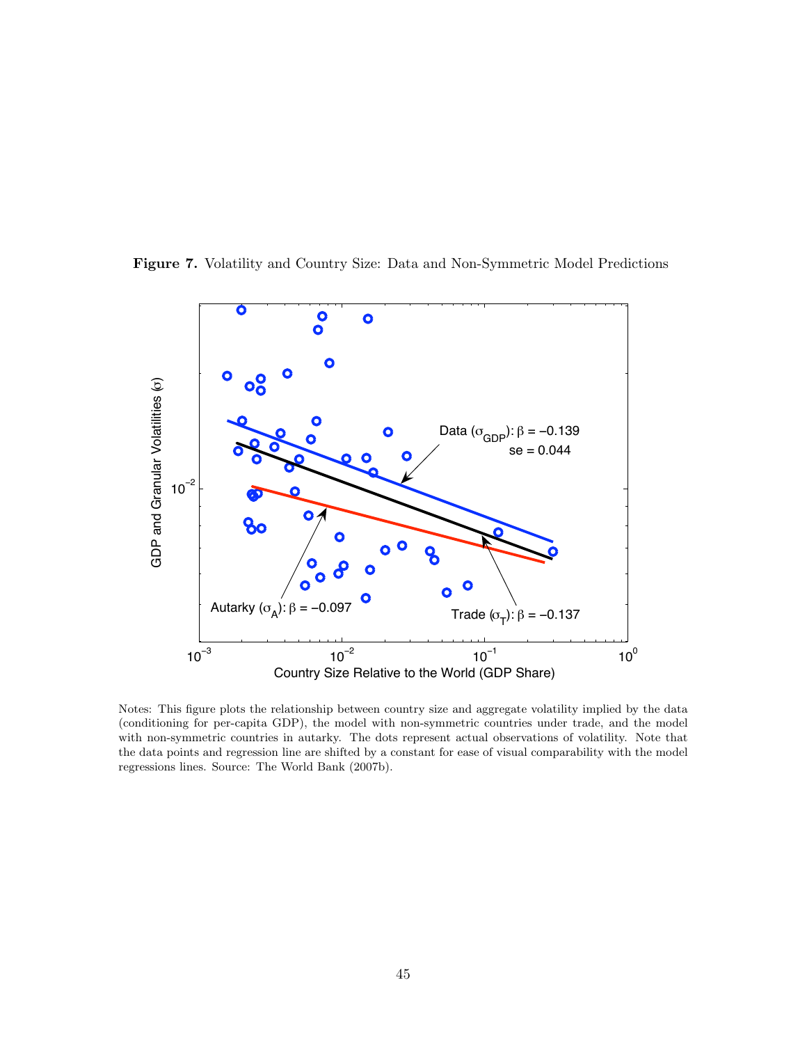**Figure 7.** Volatility and Country Size: Data and Non-Symmetric Model Predictions

GDP and Granular Volatilities ($\sigma$)

$10^{-2}$

Data ($\sigma_{GDP}$): $\beta = -0.139$
se = 0.044

Autarky ($\sigma_A$): $\beta = -0.097$

Trade ($\sigma_T$): $\beta = -0.137$

$10^{-3}$ $10^{-2}$ $10^{-1}$ $10^{0}$

Country Size Relative to the World (GDP Share)

Notes: This figure plots the relationship between country size and aggregate volatility implied by the data (conditioning for per-capita GDP), the model with non-symmetric countries under trade, and the model with non-symmetric countries in autarky. The dots represent actual observations of volatility. Note that the data points and regression line are shifted by a constant for ease of visual comparability with the model regressions lines. Source: The World Bank (2007b).